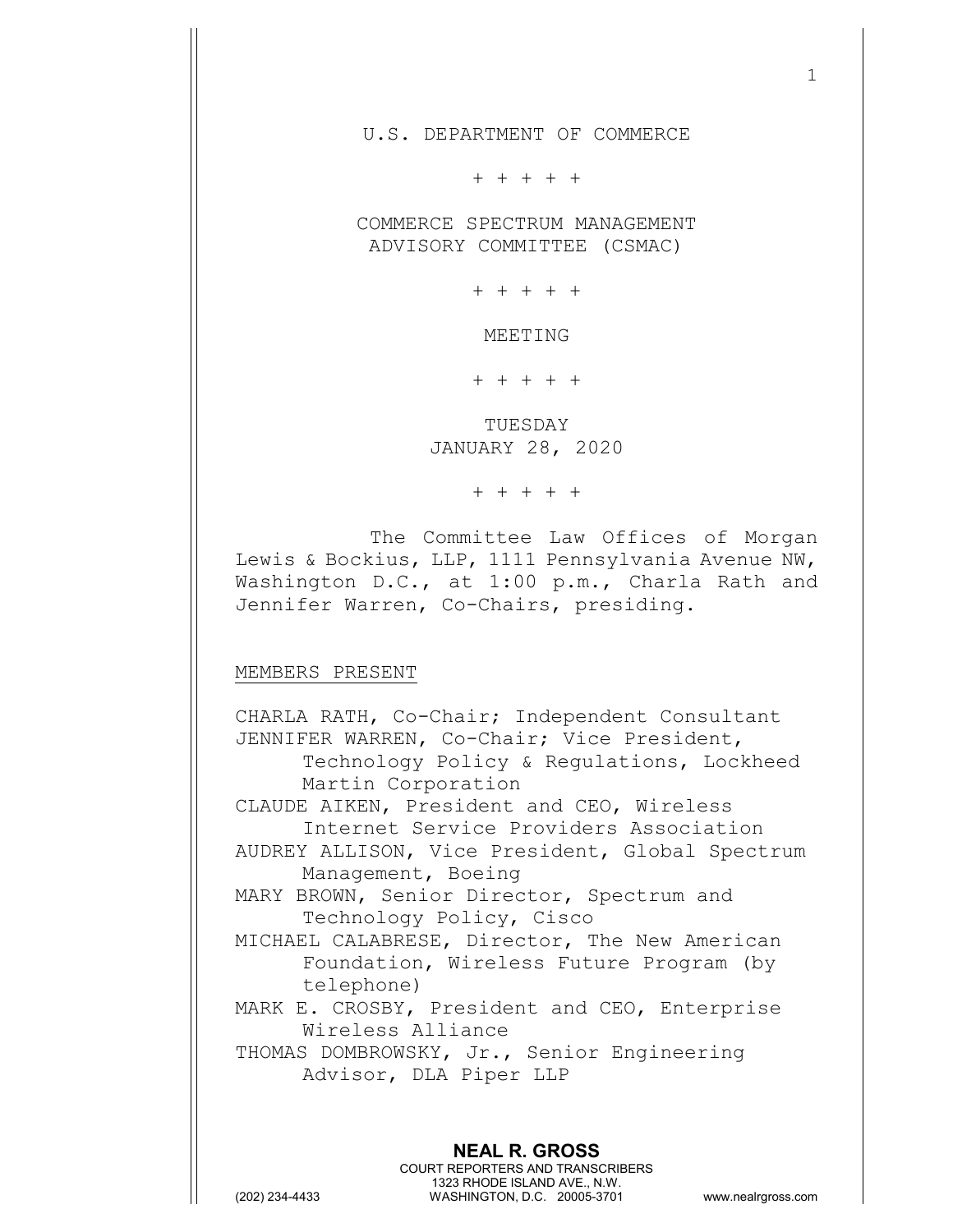U.S. DEPARTMENT OF COMMERCE

+ + + + +

COMMERCE SPECTRUM MANAGEMENT
ADVISORY COMMITTEE (CSMAC)

+ + + + +

MEETING

+ + + + +

TUESDAY
JANUARY 28, 2020

+ + + + +

The Committee Law Offices of Morgan Lewis & Bockius, LLP, 1111 Pennsylvania Avenue NW, Washington D.C., at 1:00 p.m., Charla Rath and Jennifer Warren, Co-Chairs, presiding.

MEMBERS PRESENT

CHARLA RATH, Co-Chair; Independent Consultant
JENNIFER WARREN, Co-Chair; Vice President, Technology Policy & Regulations, Lockheed Martin Corporation
CLAUDE AIKEN, President and CEO, Wireless Internet Service Providers Association
AUDREY ALLISON, Vice President, Global Spectrum Management, Boeing
MARY BROWN, Senior Director, Spectrum and Technology Policy, Cisco
MICHAEL CALABRESE, Director, The New American Foundation, Wireless Future Program (by telephone)
MARK E. CROSBY, President and CEO, Enterprise Wireless Alliance
THOMAS DOMBROWSKY, Jr., Senior Engineering Advisor, DLA Piper LLP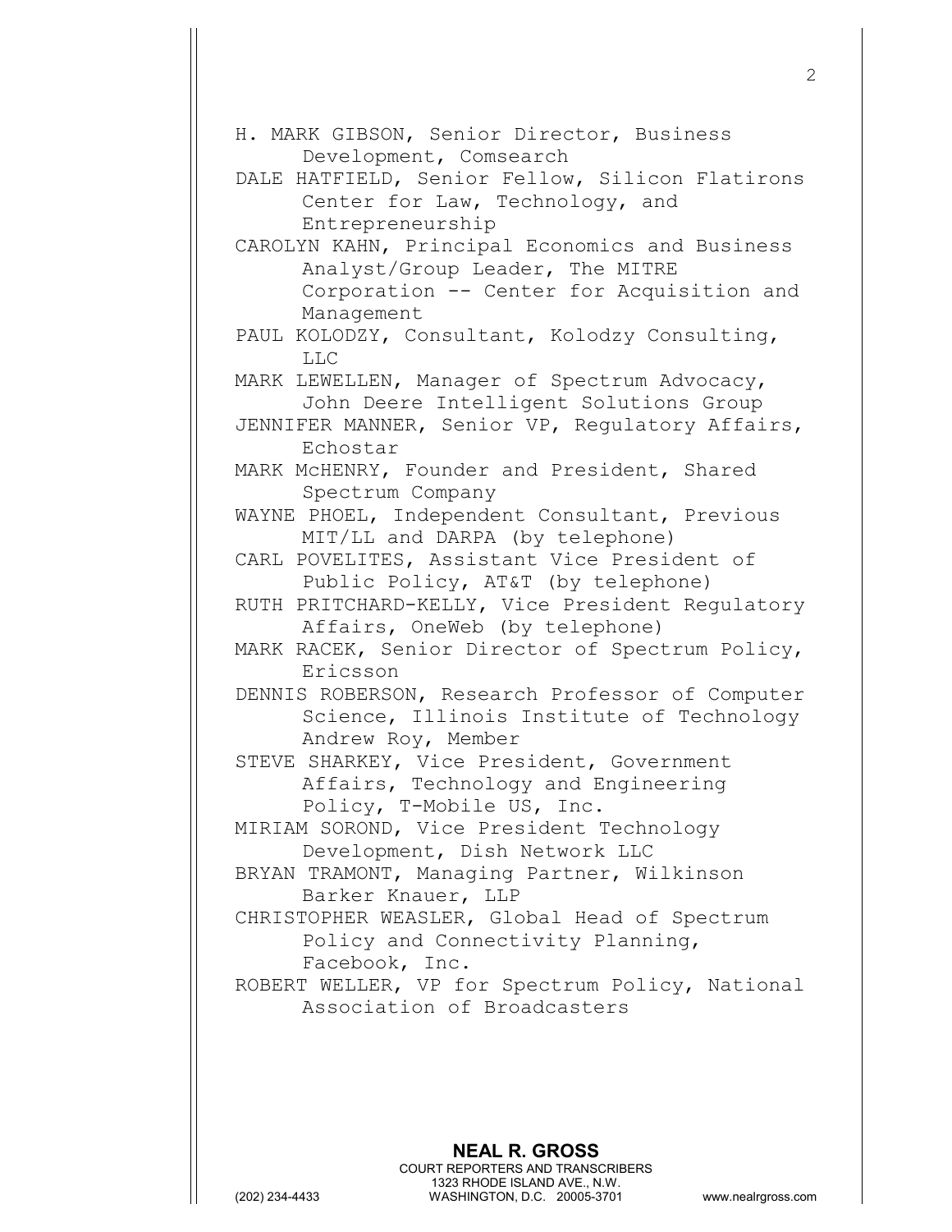H. MARK GIBSON, Senior Director, Business Development, Comsearch

DALE HATFIELD, Senior Fellow, Silicon Flatirons Center for Law, Technology, and Entrepreneurship

CAROLYN KAHN, Principal Economics and Business Analyst/Group Leader, The MITRE Corporation -- Center for Acquisition and Management

PAUL KOLODZY, Consultant, Kolodzy Consulting, LLC

MARK LEWELLEN, Manager of Spectrum Advocacy, John Deere Intelligent Solutions Group

JENNIFER MANNER, Senior VP, Regulatory Affairs, Echostar

MARK McHENRY, Founder and President, Shared Spectrum Company

WAYNE PHOEL, Independent Consultant, Previous MIT/LL and DARPA (by telephone)

CARL POVELITES, Assistant Vice President of Public Policy, AT&T (by telephone)

RUTH PRITCHARD-KELLY, Vice President Regulatory Affairs, OneWeb (by telephone)

MARK RACEK, Senior Director of Spectrum Policy, Ericsson

DENNIS ROBERSON, Research Professor of Computer Science, Illinois Institute of Technology Andrew Roy, Member

STEVE SHARKEY, Vice President, Government Affairs, Technology and Engineering Policy, T-Mobile US, Inc.

MIRIAM SOROND, Vice President Technology Development, Dish Network LLC

BRYAN TRAMONT, Managing Partner, Wilkinson Barker Knauer, LLP

CHRISTOPHER WEASLER, Global Head of Spectrum Policy and Connectivity Planning, Facebook, Inc.

ROBERT WELLER, VP for Spectrum Policy, National Association of Broadcasters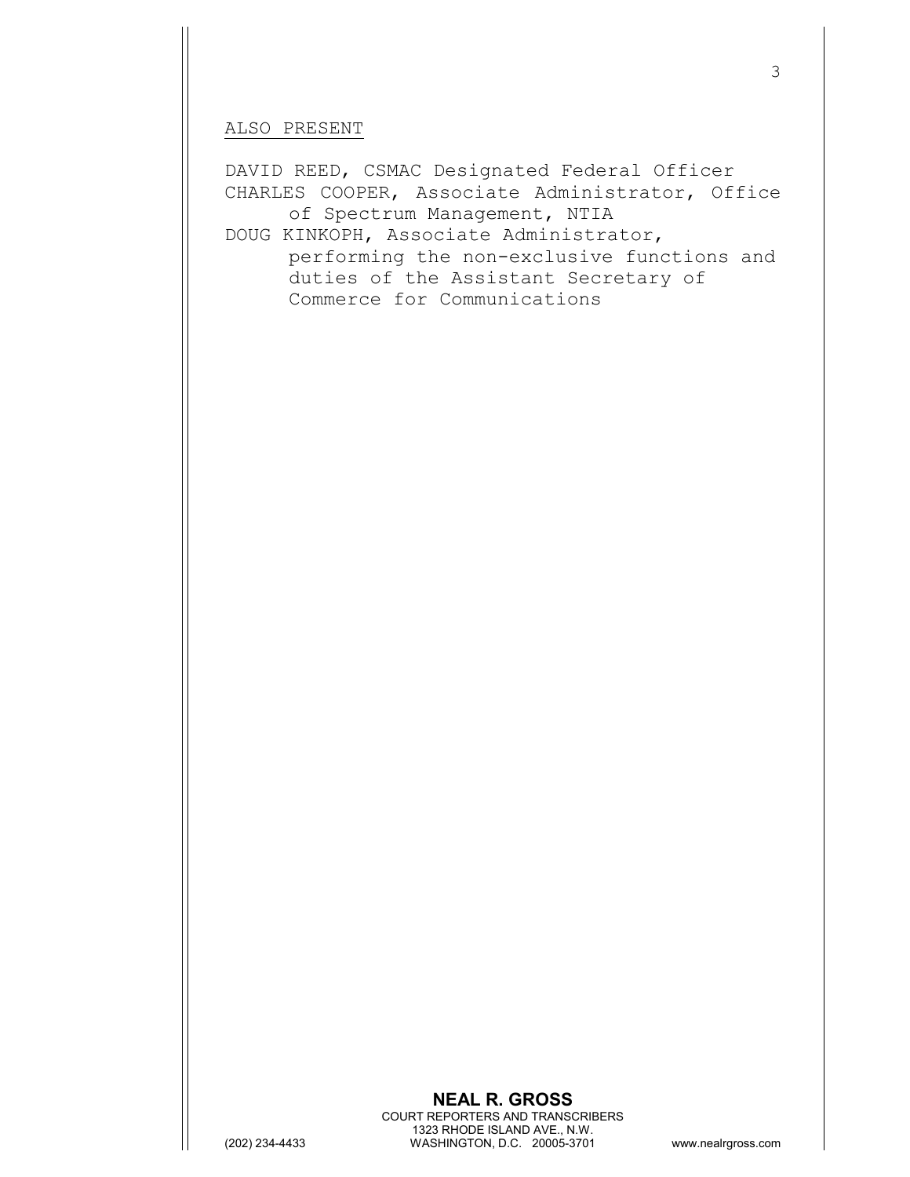ALSO PRESENT

DAVID REED, CSMAC Designated Federal Officer
CHARLES COOPER, Associate Administrator, Office of Spectrum Management, NTIA
DOUG KINKOPH, Associate Administrator, performing the non-exclusive functions and duties of the Assistant Secretary of Commerce for Communications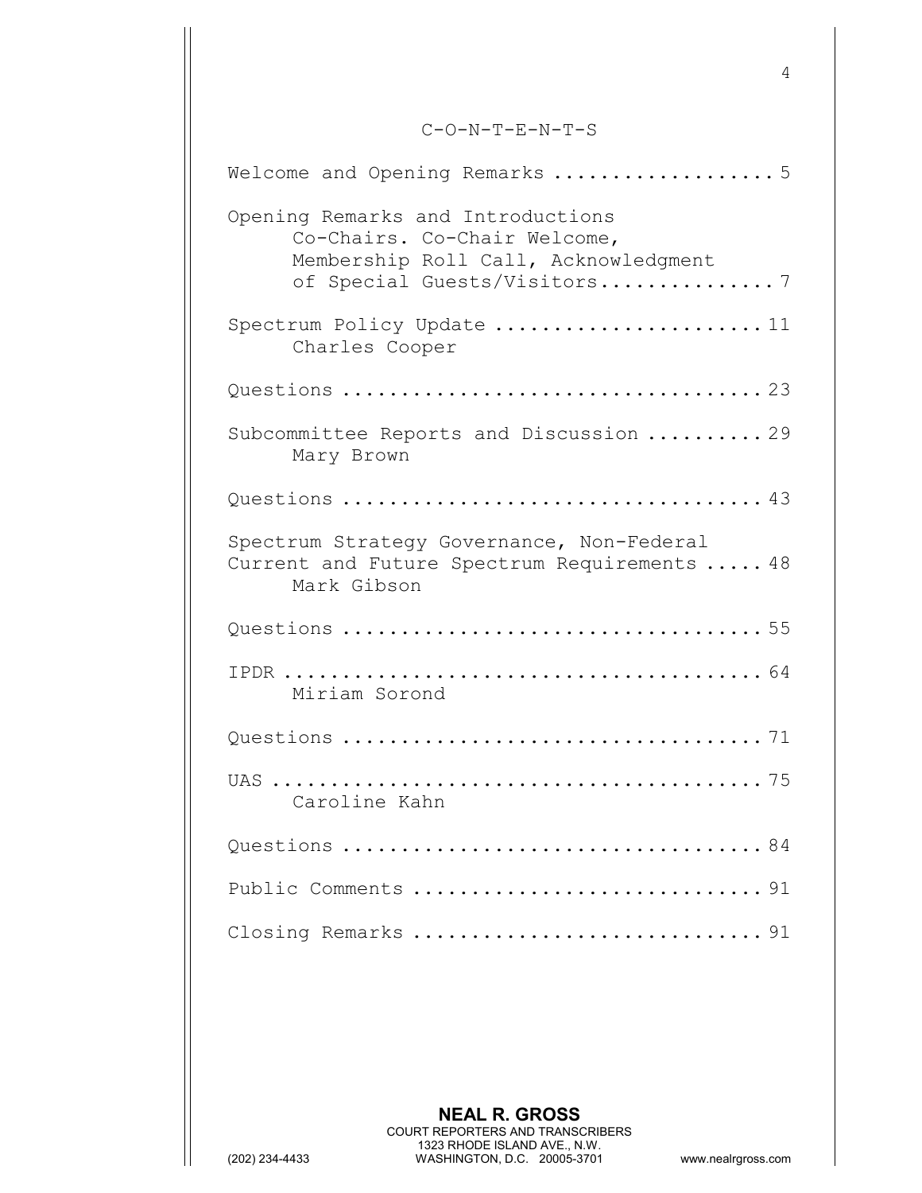# C-O-N-T-E-N-T-S

Welcome and Opening Remarks .................. 5

Opening Remarks and Introductions
Co-Chairs. Co-Chair Welcome,
Membership Roll Call, Acknowledgment
of Special Guests/Visitors............... 7

Spectrum Policy Update ...................... 11
Charles Cooper

Questions ................................... 23

Subcommittee Reports and Discussion .......... 29
Mary Brown

Questions ................................... 43

Spectrum Strategy Governance, Non-Federal
Current and Future Spectrum Requirements ..... 48
Mark Gibson

Questions ................................... 55

IPDR ........................................ 64
Miriam Sorond

Questions ................................... 71

UAS ......................................... 75
Caroline Kahn

Questions ................................... 84

Public Comments ............................. 91

Closing Remarks ............................. 91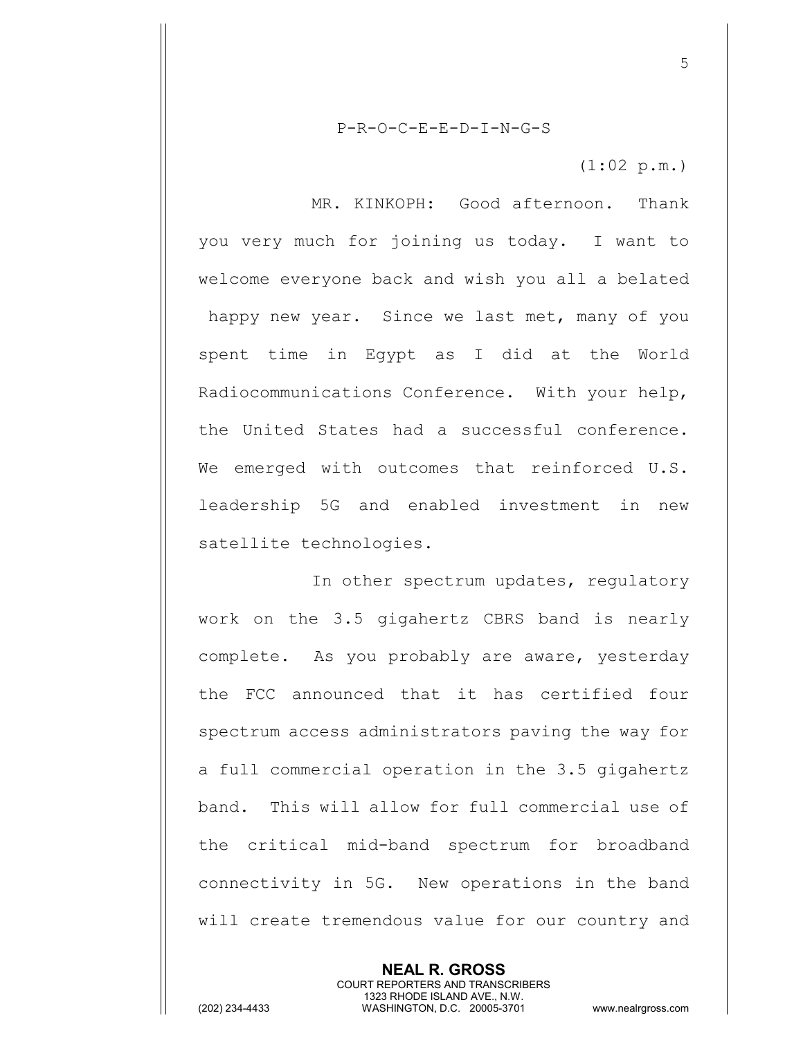P-R-O-C-E-E-D-I-N-G-S

(1:02 p.m.)

MR. KINKOPH: Good afternoon. Thank you very much for joining us today. I want to welcome everyone back and wish you all a belated happy new year. Since we last met, many of you spent time in Egypt as I did at the World Radiocommunications Conference. With your help, the United States had a successful conference. We emerged with outcomes that reinforced U.S. leadership 5G and enabled investment in new satellite technologies.

In other spectrum updates, regulatory work on the 3.5 gigahertz CBRS band is nearly complete. As you probably are aware, yesterday the FCC announced that it has certified four spectrum access administrators paving the way for a full commercial operation in the 3.5 gigahertz band. This will allow for full commercial use of the critical mid-band spectrum for broadband connectivity in 5G. New operations in the band will create tremendous value for our country and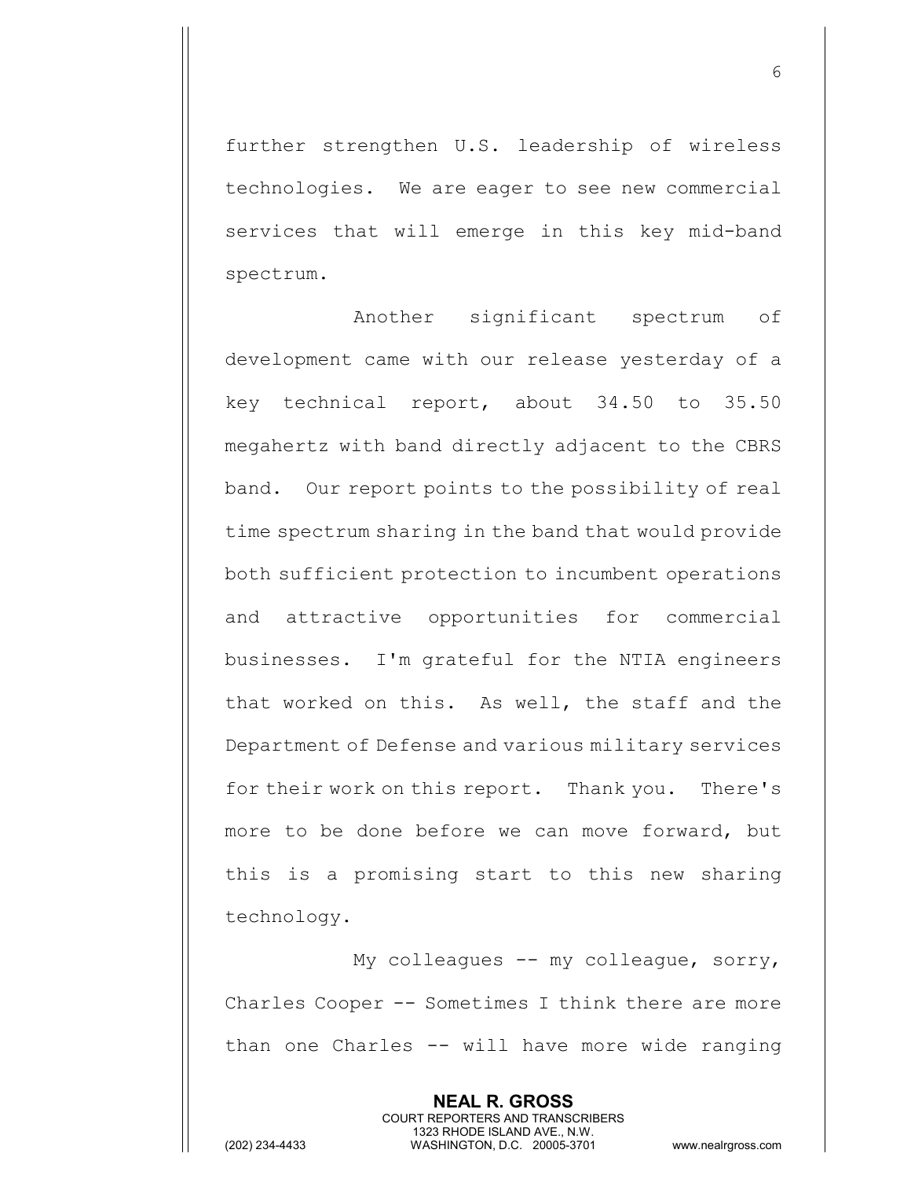further strengthen U.S. leadership of wireless technologies. We are eager to see new commercial services that will emerge in this key mid-band spectrum.

Another significant spectrum of development came with our release yesterday of a key technical report, about 34.50 to 35.50 megahertz with band directly adjacent to the CBRS band. Our report points to the possibility of real time spectrum sharing in the band that would provide both sufficient protection to incumbent operations and attractive opportunities for commercial businesses. I'm grateful for the NTIA engineers that worked on this. As well, the staff and the Department of Defense and various military services for their work on this report. Thank you. There's more to be done before we can move forward, but this is a promising start to this new sharing technology.

My colleagues -- my colleague, sorry, Charles Cooper -- Sometimes I think there are more than one Charles -- will have more wide ranging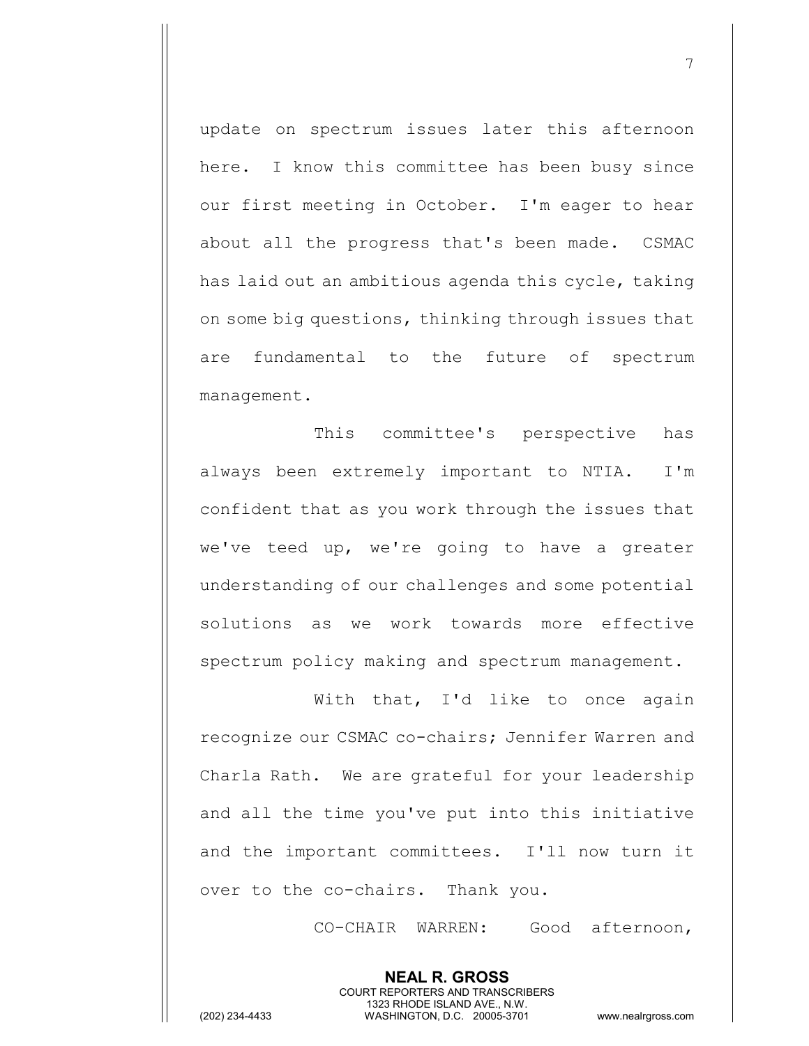update on spectrum issues later this afternoon here. I know this committee has been busy since our first meeting in October. I'm eager to hear about all the progress that's been made. CSMAC has laid out an ambitious agenda this cycle, taking on some big questions, thinking through issues that are fundamental to the future of spectrum management.

This committee's perspective has always been extremely important to NTIA. I'm confident that as you work through the issues that we've teed up, we're going to have a greater understanding of our challenges and some potential solutions as we work towards more effective spectrum policy making and spectrum management.

With that, I'd like to once again recognize our CSMAC co-chairs; Jennifer Warren and Charla Rath. We are grateful for your leadership and all the time you've put into this initiative and the important committees. I'll now turn it over to the co-chairs. Thank you.

CO-CHAIR WARREN: Good afternoon,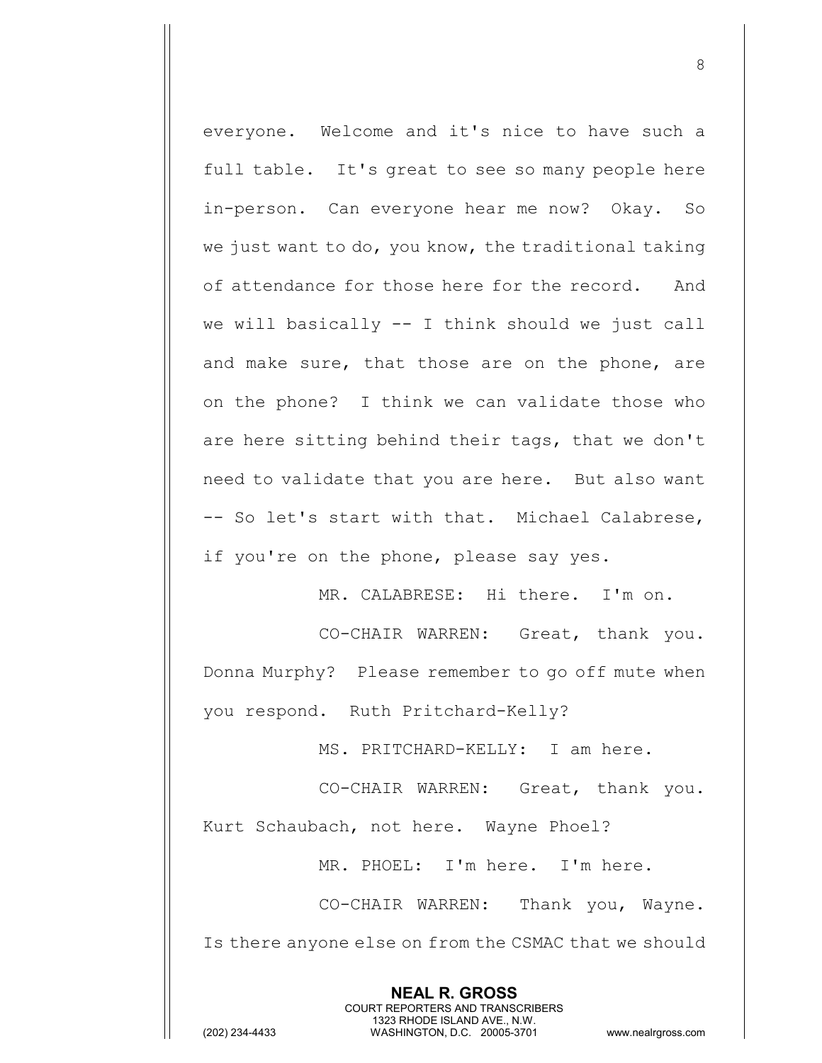everyone. Welcome and it's nice to have such a full table. It's great to see so many people here in-person. Can everyone hear me now? Okay. So we just want to do, you know, the traditional taking of attendance for those here for the record. And we will basically -- I think should we just call and make sure, that those are on the phone, are on the phone? I think we can validate those who are here sitting behind their tags, that we don't need to validate that you are here. But also want -- So let's start with that. Michael Calabrese, if you're on the phone, please say yes.

MR. CALABRESE: Hi there. I'm on.

CO-CHAIR WARREN: Great, thank you. Donna Murphy? Please remember to go off mute when you respond. Ruth Pritchard-Kelly?

MS. PRITCHARD-KELLY: I am here.

CO-CHAIR WARREN: Great, thank you. Kurt Schaubach, not here. Wayne Phoel?

MR. PHOEL: I'm here. I'm here.

CO-CHAIR WARREN: Thank you, Wayne. Is there anyone else on from the CSMAC that we should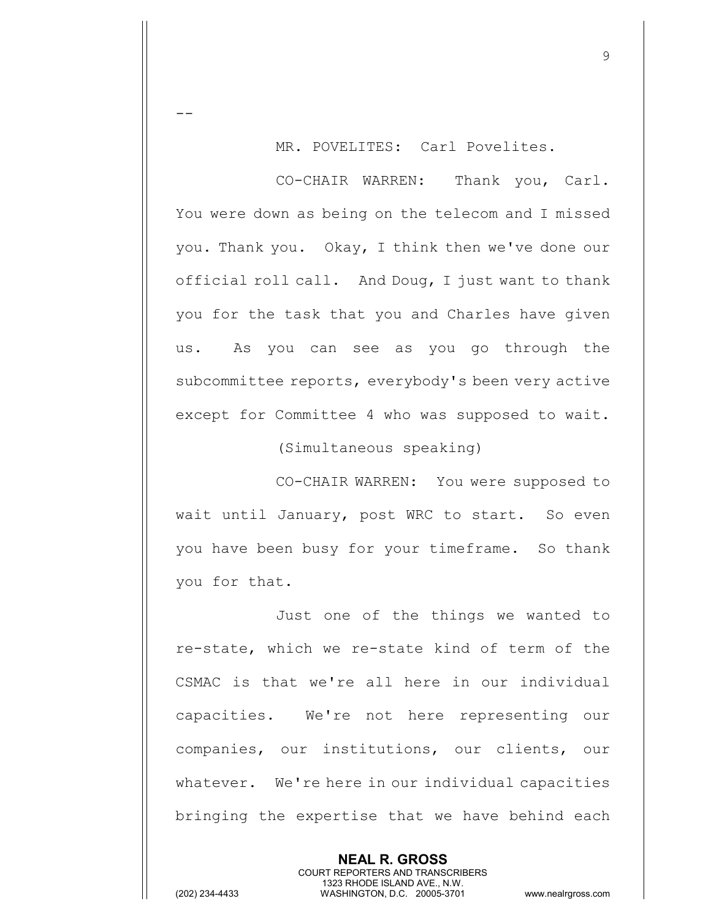--

MR. POVELITES: Carl Povelites.

CO-CHAIR WARREN: Thank you, Carl. You were down as being on the telecom and I missed you. Thank you. Okay, I think then we've done our official roll call. And Doug, I just want to thank you for the task that you and Charles have given us. As you can see as you go through the subcommittee reports, everybody's been very active except for Committee 4 who was supposed to wait.

(Simultaneous speaking)

CO-CHAIR WARREN: You were supposed to wait until January, post WRC to start. So even you have been busy for your timeframe. So thank you for that.

Just one of the things we wanted to re-state, which we re-state kind of term of the CSMAC is that we're all here in our individual capacities. We're not here representing our companies, our institutions, our clients, our whatever. We're here in our individual capacities bringing the expertise that we have behind each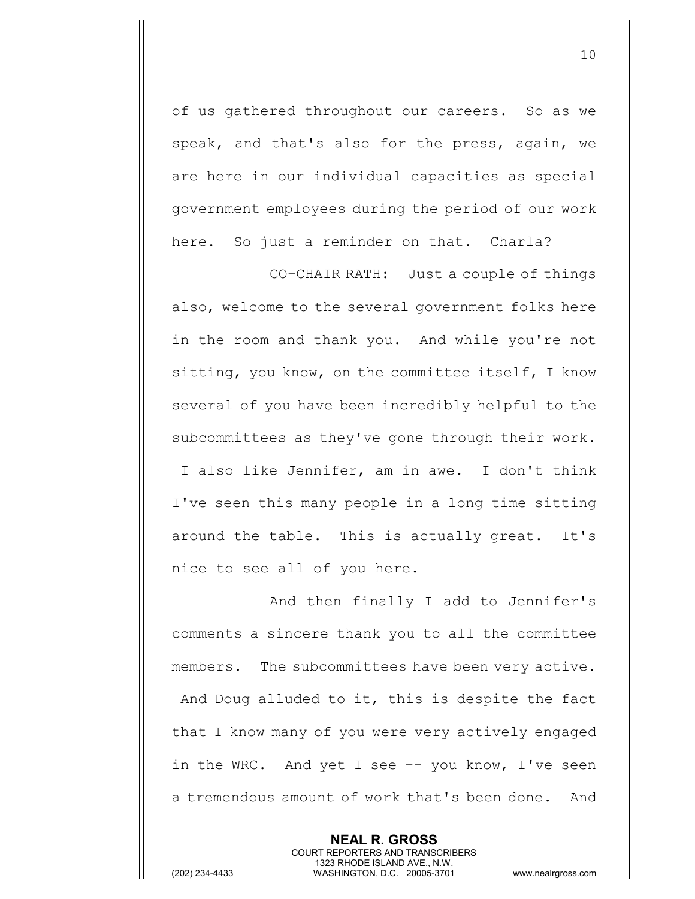of us gathered throughout our careers. So as we speak, and that's also for the press, again, we are here in our individual capacities as special government employees during the period of our work here. So just a reminder on that. Charla?

CO-CHAIR RATH: Just a couple of things also, welcome to the several government folks here in the room and thank you. And while you're not sitting, you know, on the committee itself, I know several of you have been incredibly helpful to the subcommittees as they've gone through their work. I also like Jennifer, am in awe. I don't think I've seen this many people in a long time sitting around the table. This is actually great. It's nice to see all of you here.

And then finally I add to Jennifer's comments a sincere thank you to all the committee members. The subcommittees have been very active. And Doug alluded to it, this is despite the fact that I know many of you were very actively engaged in the WRC. And yet I see -- you know, I've seen a tremendous amount of work that's been done. And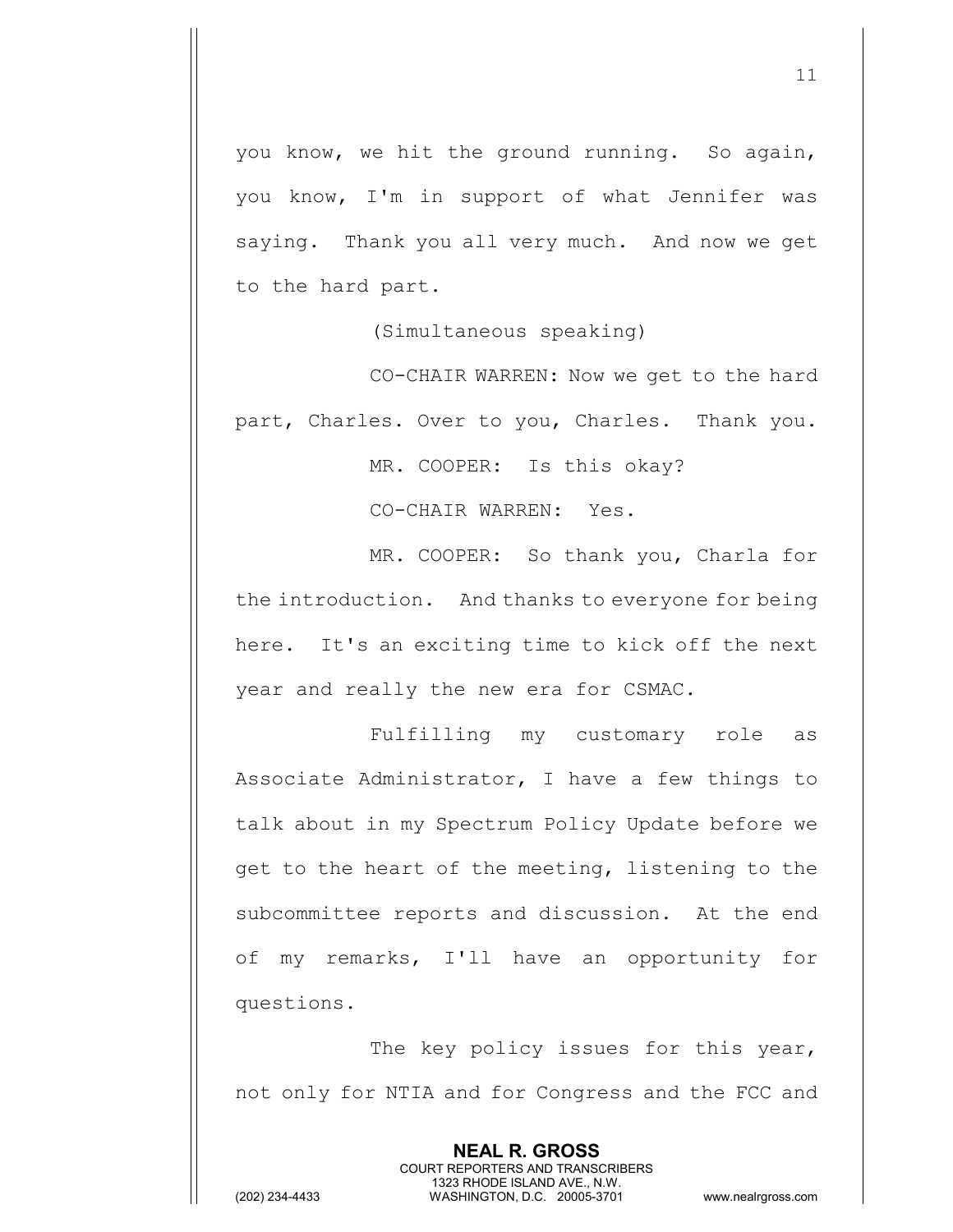you know, we hit the ground running. So again, you know, I'm in support of what Jennifer was saying. Thank you all very much. And now we get to the hard part.

(Simultaneous speaking)

CO-CHAIR WARREN: Now we get to the hard part, Charles. Over to you, Charles. Thank you.

MR. COOPER: Is this okay?

CO-CHAIR WARREN: Yes.

MR. COOPER: So thank you, Charla for the introduction. And thanks to everyone for being here. It's an exciting time to kick off the next year and really the new era for CSMAC.

Fulfilling my customary role as Associate Administrator, I have a few things to talk about in my Spectrum Policy Update before we get to the heart of the meeting, listening to the subcommittee reports and discussion. At the end of my remarks, I'll have an opportunity for questions.

The key policy issues for this year, not only for NTIA and for Congress and the FCC and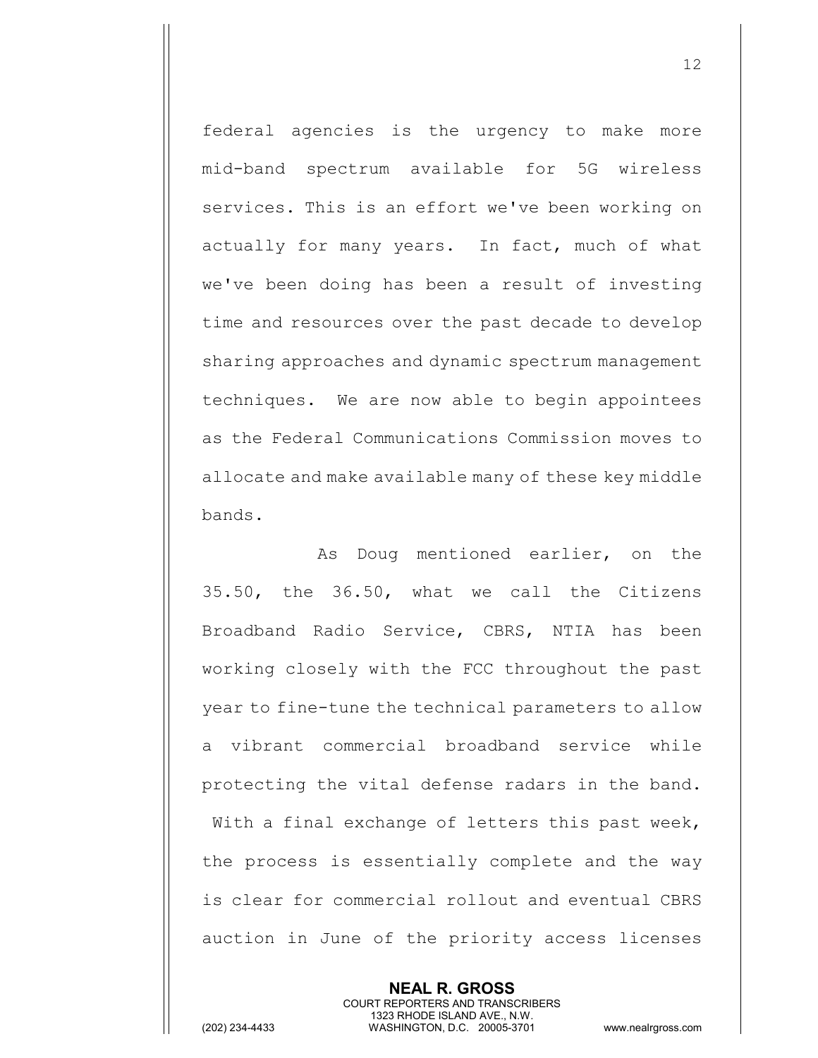federal agencies is the urgency to make more mid-band spectrum available for 5G wireless services. This is an effort we've been working on actually for many years. In fact, much of what we've been doing has been a result of investing time and resources over the past decade to develop sharing approaches and dynamic spectrum management techniques. We are now able to begin appointees as the Federal Communications Commission moves to allocate and make available many of these key middle bands.

As Doug mentioned earlier, on the 35.50, the 36.50, what we call the Citizens Broadband Radio Service, CBRS, NTIA has been working closely with the FCC throughout the past year to fine-tune the technical parameters to allow a vibrant commercial broadband service while protecting the vital defense radars in the band. With a final exchange of letters this past week, the process is essentially complete and the way is clear for commercial rollout and eventual CBRS auction in June of the priority access licenses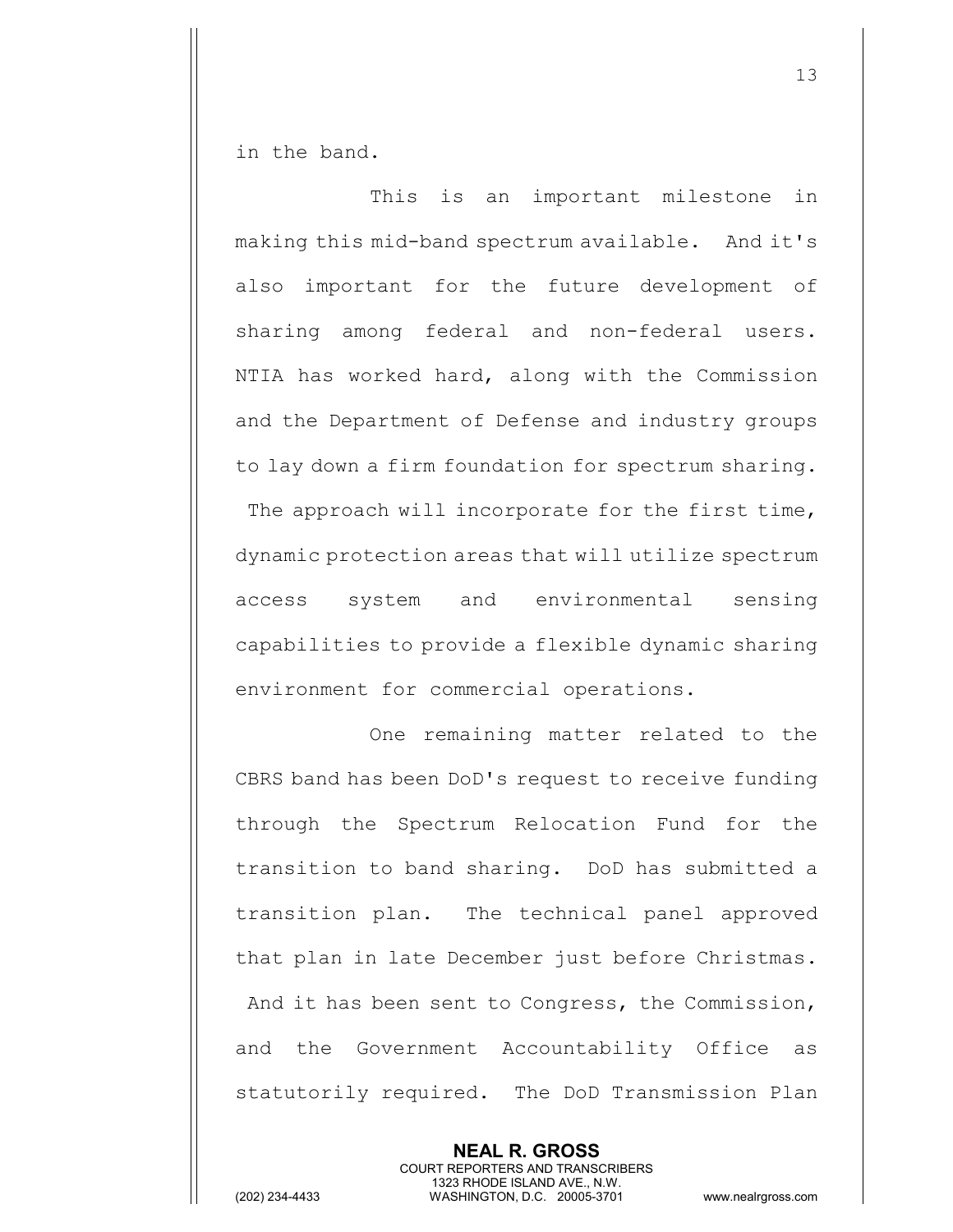in the band.

This is an important milestone in making this mid-band spectrum available. And it's also important for the future development of sharing among federal and non-federal users. NTIA has worked hard, along with the Commission and the Department of Defense and industry groups to lay down a firm foundation for spectrum sharing. The approach will incorporate for the first time, dynamic protection areas that will utilize spectrum access system and environmental sensing capabilities to provide a flexible dynamic sharing environment for commercial operations.

One remaining matter related to the CBRS band has been DoD's request to receive funding through the Spectrum Relocation Fund for the transition to band sharing. DoD has submitted a transition plan. The technical panel approved that plan in late December just before Christmas. And it has been sent to Congress, the Commission, and the Government Accountability Office as statutorily required. The DoD Transmission Plan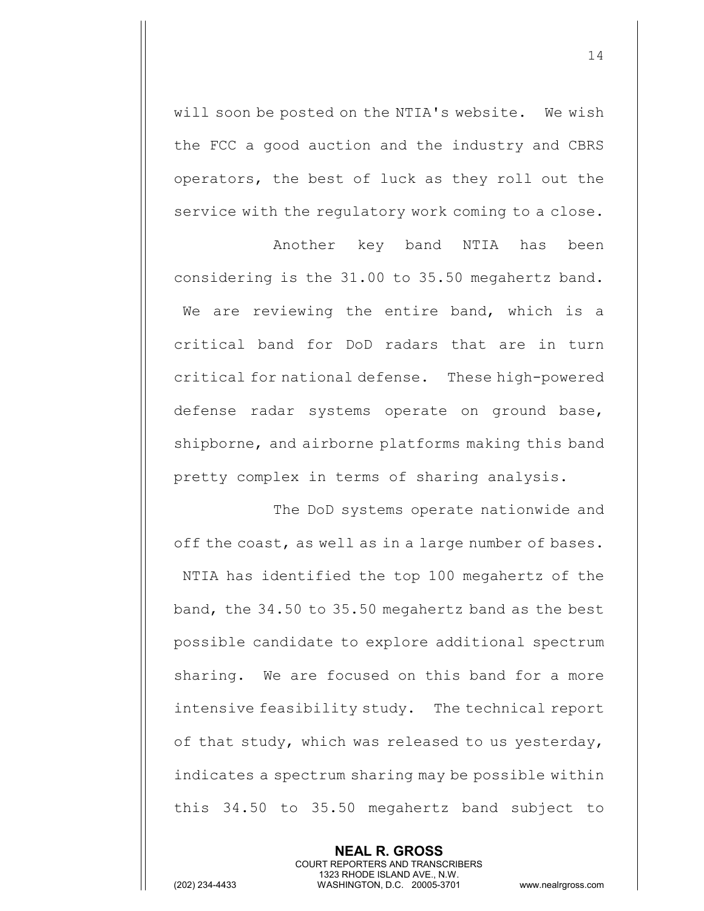will soon be posted on the NTIA's website. We wish the FCC a good auction and the industry and CBRS operators, the best of luck as they roll out the service with the regulatory work coming to a close.

Another key band NTIA has been considering is the 31.00 to 35.50 megahertz band. We are reviewing the entire band, which is a critical band for DoD radars that are in turn critical for national defense. These high-powered defense radar systems operate on ground base, shipborne, and airborne platforms making this band pretty complex in terms of sharing analysis.

The DoD systems operate nationwide and off the coast, as well as in a large number of bases. NTIA has identified the top 100 megahertz of the band, the 34.50 to 35.50 megahertz band as the best possible candidate to explore additional spectrum sharing. We are focused on this band for a more intensive feasibility study. The technical report of that study, which was released to us yesterday, indicates a spectrum sharing may be possible within this 34.50 to 35.50 megahertz band subject to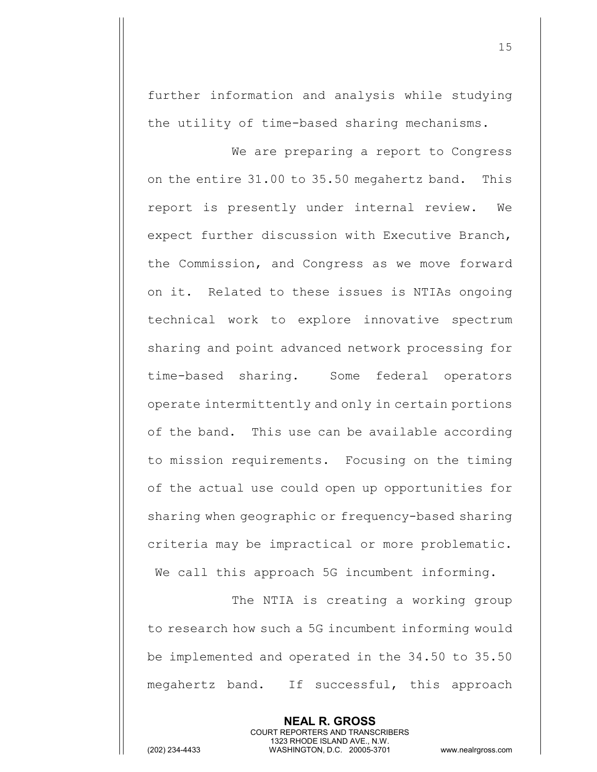further information and analysis while studying the utility of time-based sharing mechanisms.

We are preparing a report to Congress on the entire 31.00 to 35.50 megahertz band. This report is presently under internal review. We expect further discussion with Executive Branch, the Commission, and Congress as we move forward on it. Related to these issues is NTIAs ongoing technical work to explore innovative spectrum sharing and point advanced network processing for time-based sharing. Some federal operators operate intermittently and only in certain portions of the band. This use can be available according to mission requirements. Focusing on the timing of the actual use could open up opportunities for sharing when geographic or frequency-based sharing criteria may be impractical or more problematic. We call this approach 5G incumbent informing.

The NTIA is creating a working group to research how such a 5G incumbent informing would be implemented and operated in the 34.50 to 35.50 megahertz band. If successful, this approach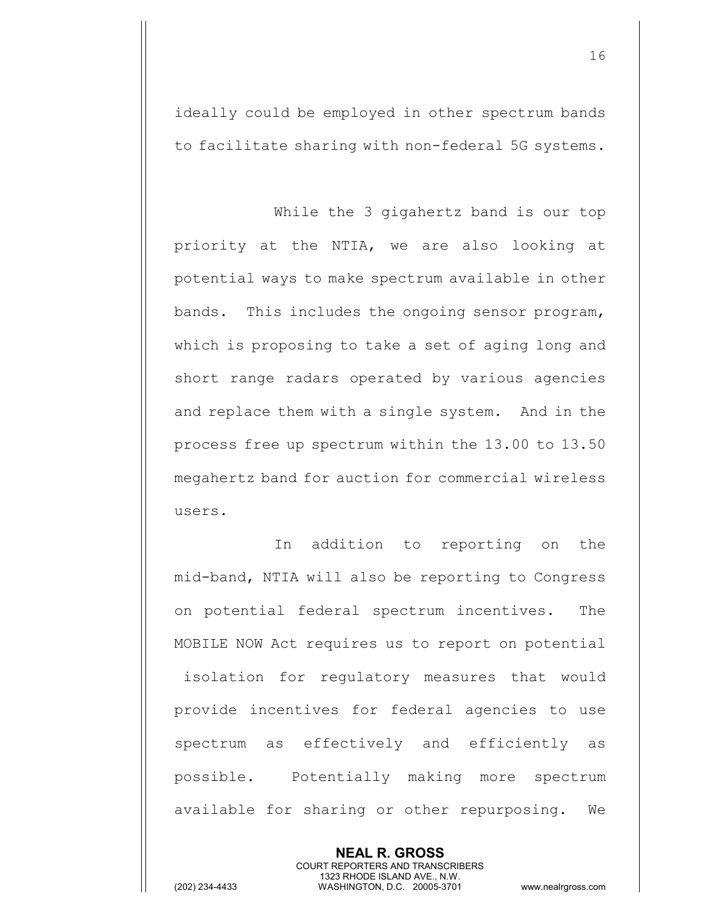ideally could be employed in other spectrum bands to facilitate sharing with non-federal 5G systems.

While the 3 gigahertz band is our top priority at the NTIA, we are also looking at potential ways to make spectrum available in other bands. This includes the ongoing sensor program, which is proposing to take a set of aging long and short range radars operated by various agencies and replace them with a single system. And in the process free up spectrum within the 13.00 to 13.50 megahertz band for auction for commercial wireless users.

In addition to reporting on the mid-band, NTIA will also be reporting to Congress on potential federal spectrum incentives. The MOBILE NOW Act requires us to report on potential isolation for regulatory measures that would provide incentives for federal agencies to use spectrum as effectively and efficiently as possible. Potentially making more spectrum available for sharing or other repurposing. We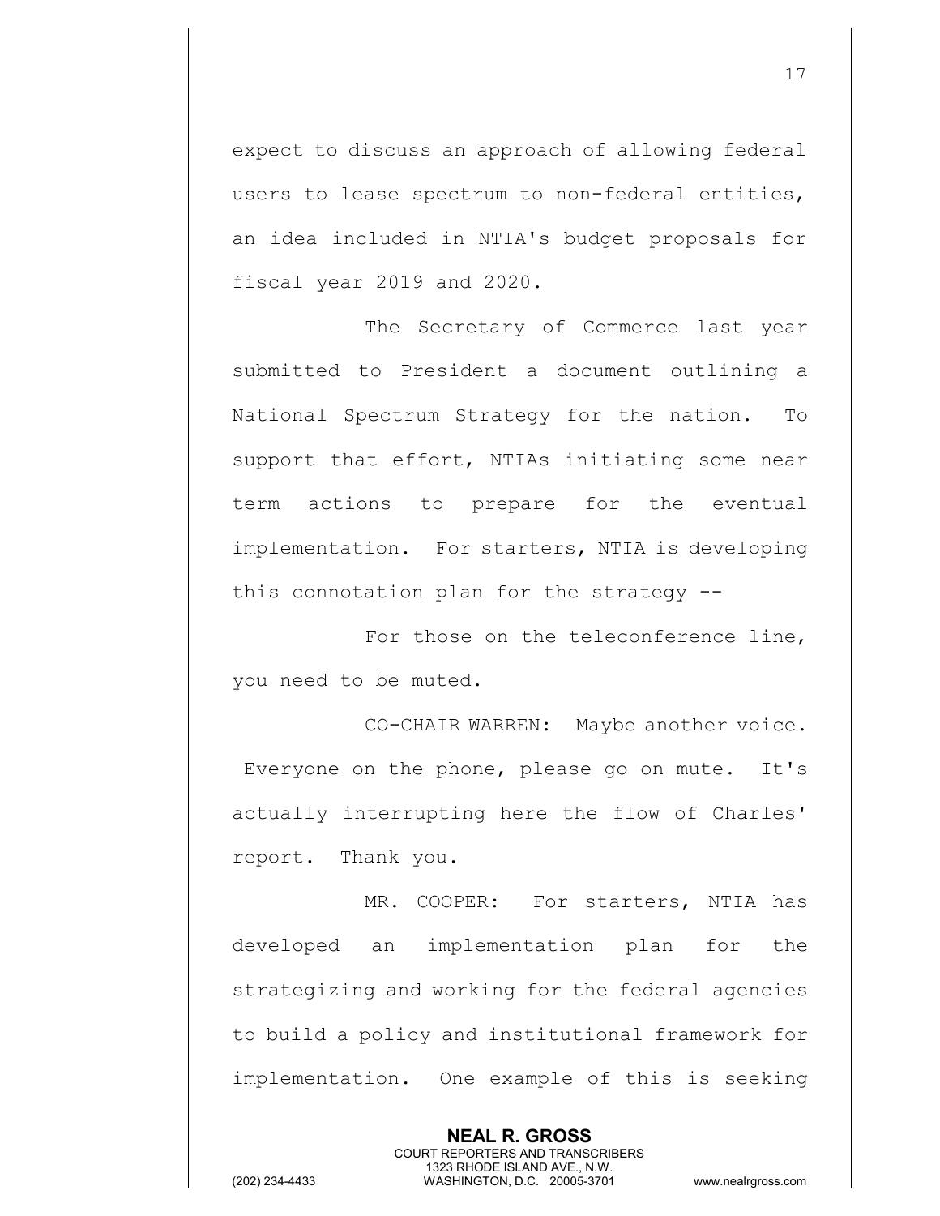expect to discuss an approach of allowing federal users to lease spectrum to non-federal entities, an idea included in NTIA's budget proposals for fiscal year 2019 and 2020.

The Secretary of Commerce last year submitted to President a document outlining a National Spectrum Strategy for the nation. To support that effort, NTIAs initiating some near term actions to prepare for the eventual implementation. For starters, NTIA is developing this connotation plan for the strategy --

For those on the teleconference line, you need to be muted.

CO-CHAIR WARREN: Maybe another voice. Everyone on the phone, please go on mute. It's actually interrupting here the flow of Charles' report. Thank you.

MR. COOPER: For starters, NTIA has developed an implementation plan for the strategizing and working for the federal agencies to build a policy and institutional framework for implementation. One example of this is seeking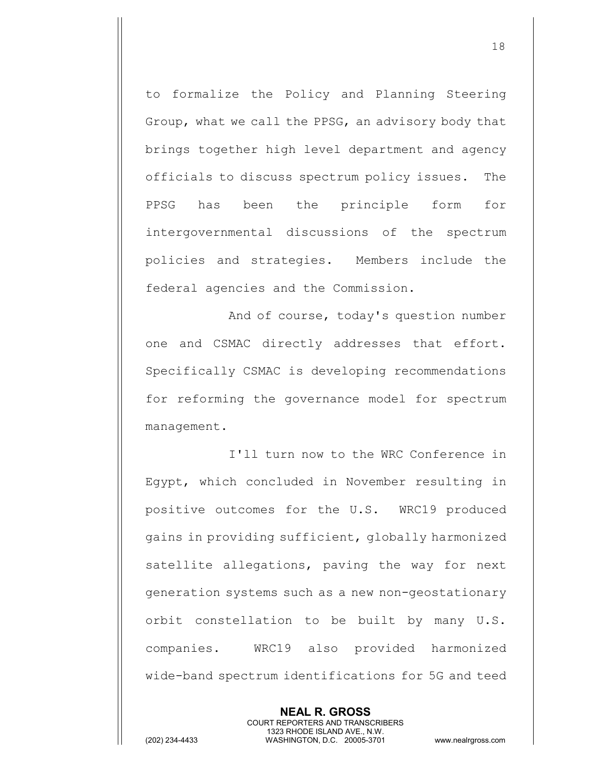to formalize the Policy and Planning Steering Group, what we call the PPSG, an advisory body that brings together high level department and agency officials to discuss spectrum policy issues. The PPSG has been the principle form for intergovernmental discussions of the spectrum policies and strategies. Members include the federal agencies and the Commission.

And of course, today's question number one and CSMAC directly addresses that effort. Specifically CSMAC is developing recommendations for reforming the governance model for spectrum management.

I'll turn now to the WRC Conference in Egypt, which concluded in November resulting in positive outcomes for the U.S. WRC19 produced gains in providing sufficient, globally harmonized satellite allegations, paving the way for next generation systems such as a new non-geostationary orbit constellation to be built by many U.S. companies. WRC19 also provided harmonized wide-band spectrum identifications for 5G and teed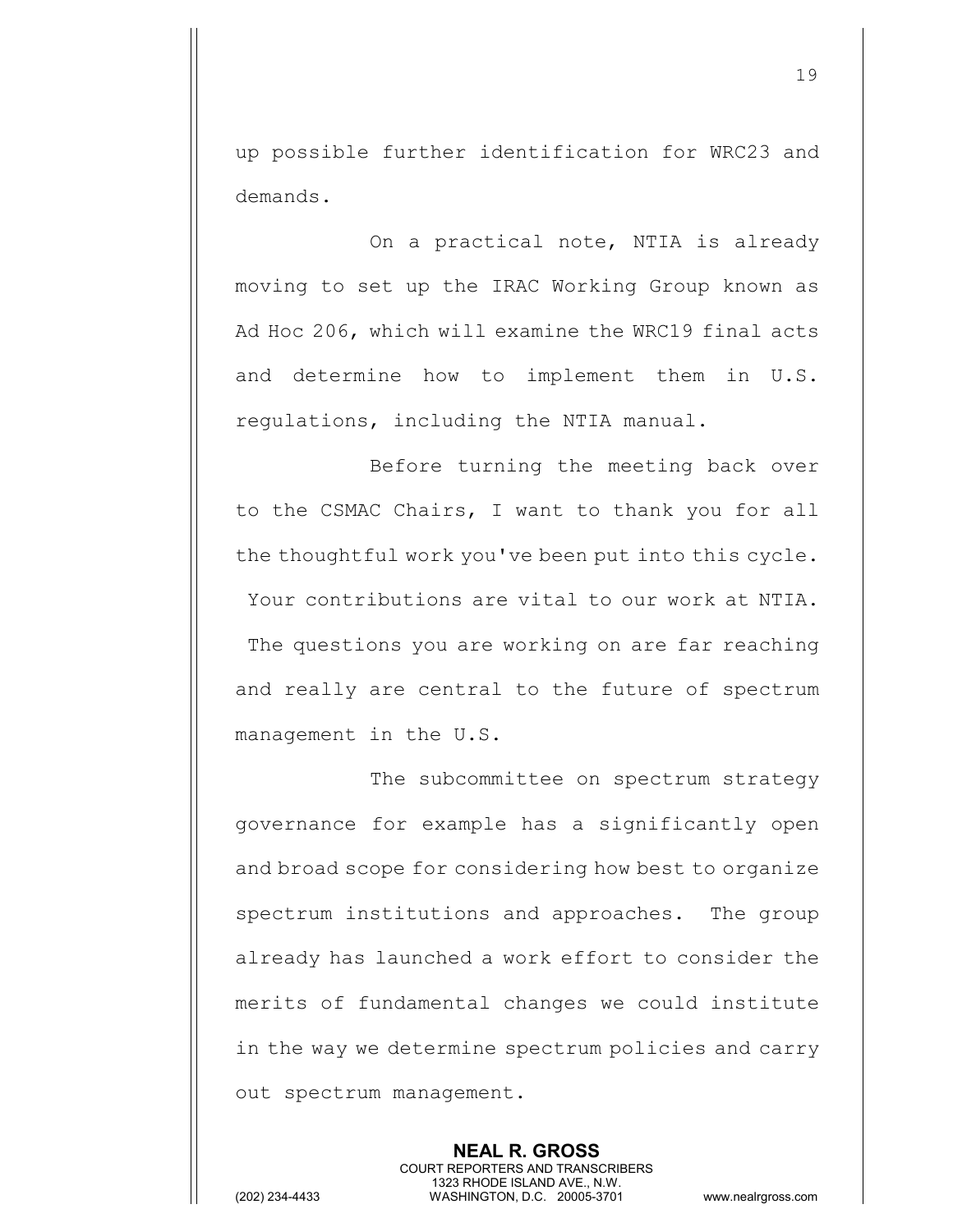up possible further identification for WRC23 and demands.

On a practical note, NTIA is already moving to set up the IRAC Working Group known as Ad Hoc 206, which will examine the WRC19 final acts and determine how to implement them in U.S. regulations, including the NTIA manual.

Before turning the meeting back over to the CSMAC Chairs, I want to thank you for all the thoughtful work you've been put into this cycle. Your contributions are vital to our work at NTIA. The questions you are working on are far reaching and really are central to the future of spectrum management in the U.S.

The subcommittee on spectrum strategy governance for example has a significantly open and broad scope for considering how best to organize spectrum institutions and approaches. The group already has launched a work effort to consider the merits of fundamental changes we could institute in the way we determine spectrum policies and carry out spectrum management.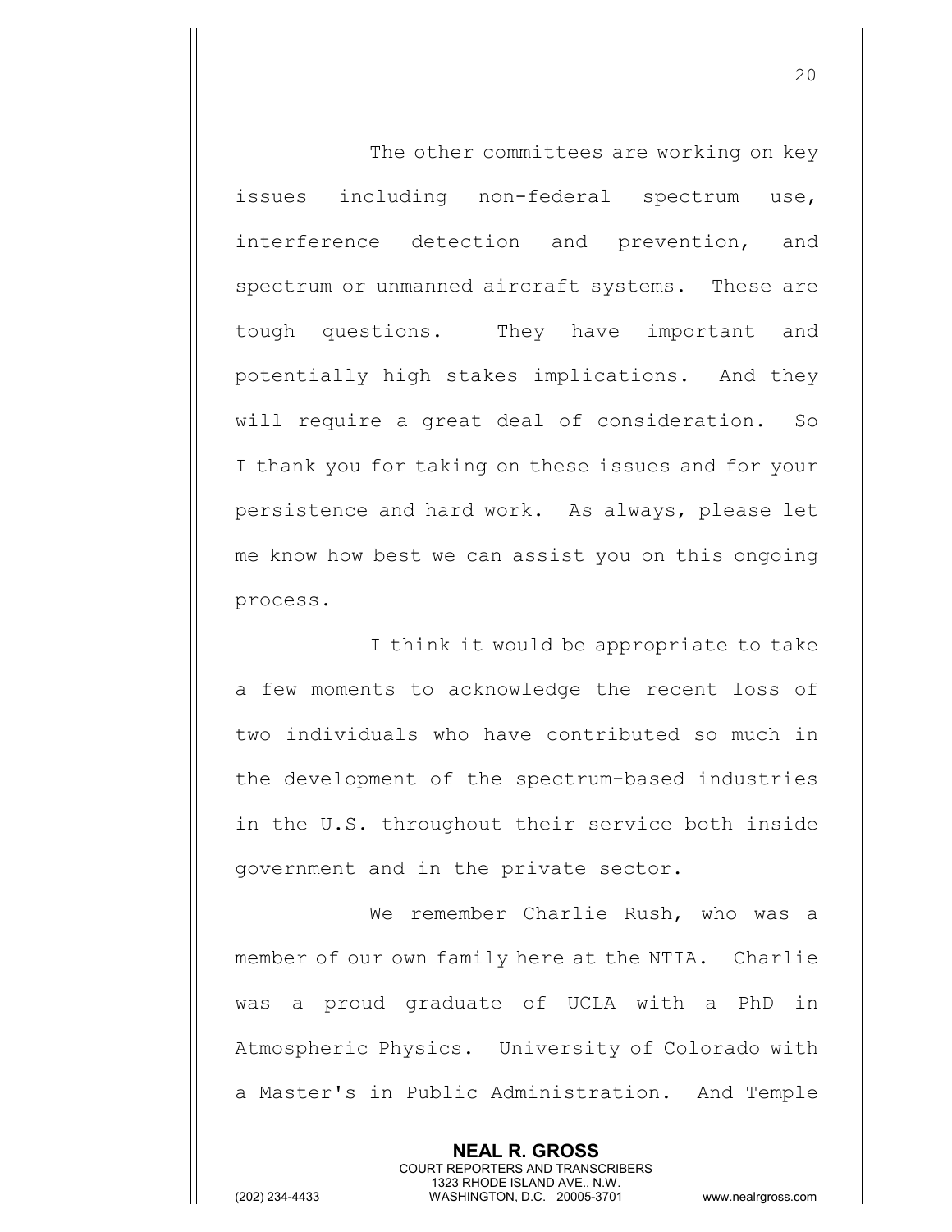The other committees are working on key issues including non-federal spectrum use, interference detection and prevention, and spectrum or unmanned aircraft systems. These are tough questions. They have important and potentially high stakes implications. And they will require a great deal of consideration. So I thank you for taking on these issues and for your persistence and hard work. As always, please let me know how best we can assist you on this ongoing process.

I think it would be appropriate to take a few moments to acknowledge the recent loss of two individuals who have contributed so much in the development of the spectrum-based industries in the U.S. throughout their service both inside government and in the private sector.

We remember Charlie Rush, who was a member of our own family here at the NTIA. Charlie was a proud graduate of UCLA with a PhD in Atmospheric Physics. University of Colorado with a Master's in Public Administration. And Temple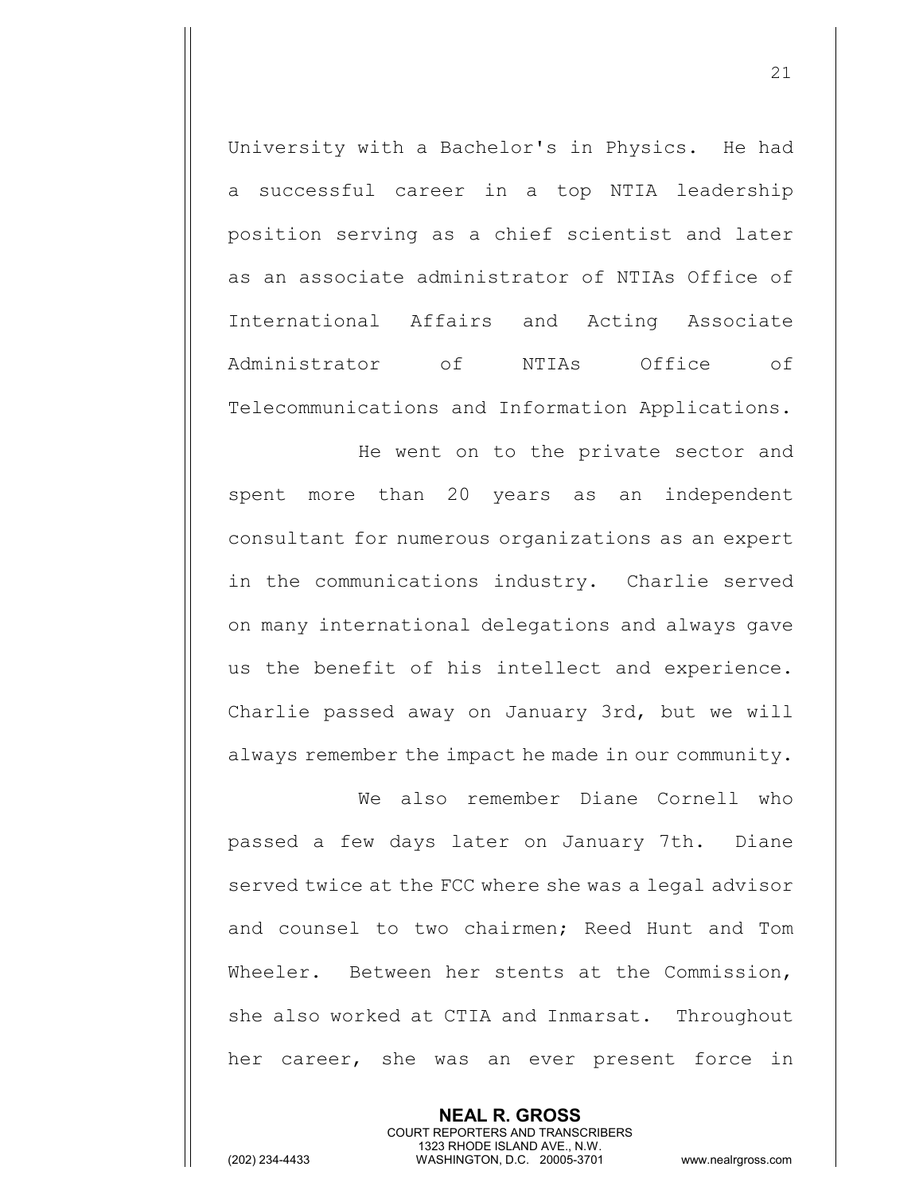University with a Bachelor's in Physics. He had a successful career in a top NTIA leadership position serving as a chief scientist and later as an associate administrator of NTIAs Office of International Affairs and Acting Associate Administrator of NTIAs Office of Telecommunications and Information Applications.

He went on to the private sector and spent more than 20 years as an independent consultant for numerous organizations as an expert in the communications industry. Charlie served on many international delegations and always gave us the benefit of his intellect and experience. Charlie passed away on January 3rd, but we will always remember the impact he made in our community.

We also remember Diane Cornell who passed a few days later on January 7th. Diane served twice at the FCC where she was a legal advisor and counsel to two chairmen; Reed Hunt and Tom Wheeler. Between her stents at the Commission, she also worked at CTIA and Inmarsat. Throughout her career, she was an ever present force in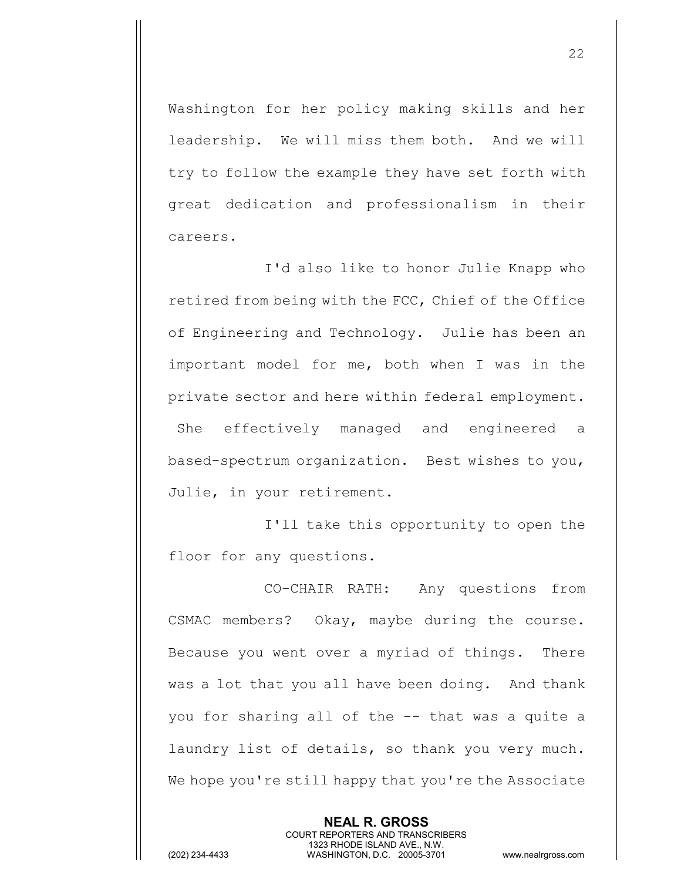Washington for her policy making skills and her leadership. We will miss them both. And we will try to follow the example they have set forth with great dedication and professionalism in their careers.

I'd also like to honor Julie Knapp who retired from being with the FCC, Chief of the Office of Engineering and Technology. Julie has been an important model for me, both when I was in the private sector and here within federal employment. She effectively managed and engineered a based-spectrum organization. Best wishes to you, Julie, in your retirement.

I'll take this opportunity to open the floor for any questions.

CO-CHAIR RATH: Any questions from CSMAC members? Okay, maybe during the course. Because you went over a myriad of things. There was a lot that you all have been doing. And thank you for sharing all of the -- that was a quite a laundry list of details, so thank you very much. We hope you're still happy that you're the Associate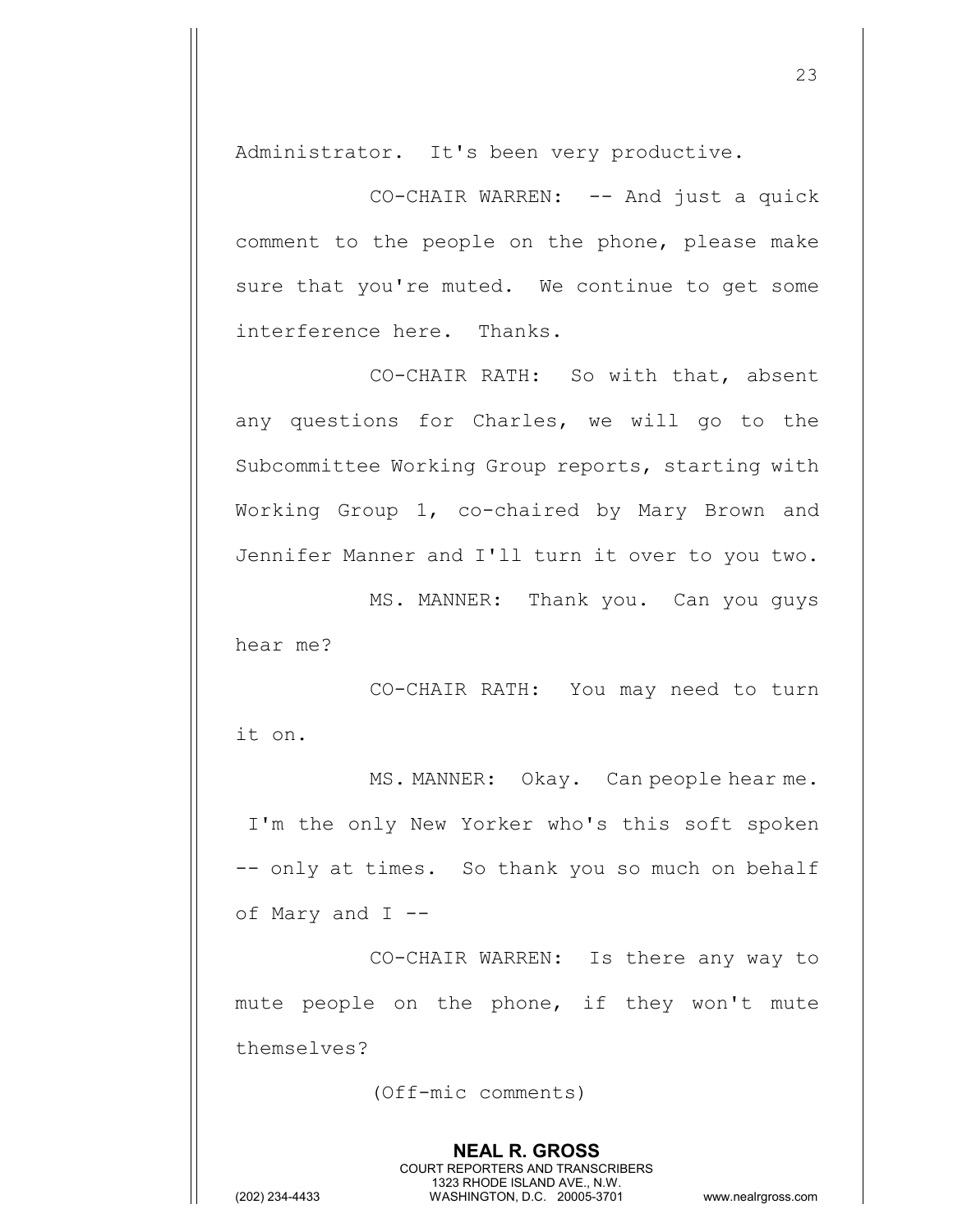Administrator. It's been very productive.

CO-CHAIR WARREN: -- And just a quick comment to the people on the phone, please make sure that you're muted. We continue to get some interference here. Thanks.

CO-CHAIR RATH: So with that, absent any questions for Charles, we will go to the Subcommittee Working Group reports, starting with Working Group 1, co-chaired by Mary Brown and Jennifer Manner and I'll turn it over to you two.

MS. MANNER: Thank you. Can you guys hear me?

CO-CHAIR RATH: You may need to turn it on.

MS. MANNER: Okay. Can people hear me. I'm the only New Yorker who's this soft spoken -- only at times. So thank you so much on behalf of Mary and I --

CO-CHAIR WARREN: Is there any way to mute people on the phone, if they won't mute themselves?

(Off-mic comments)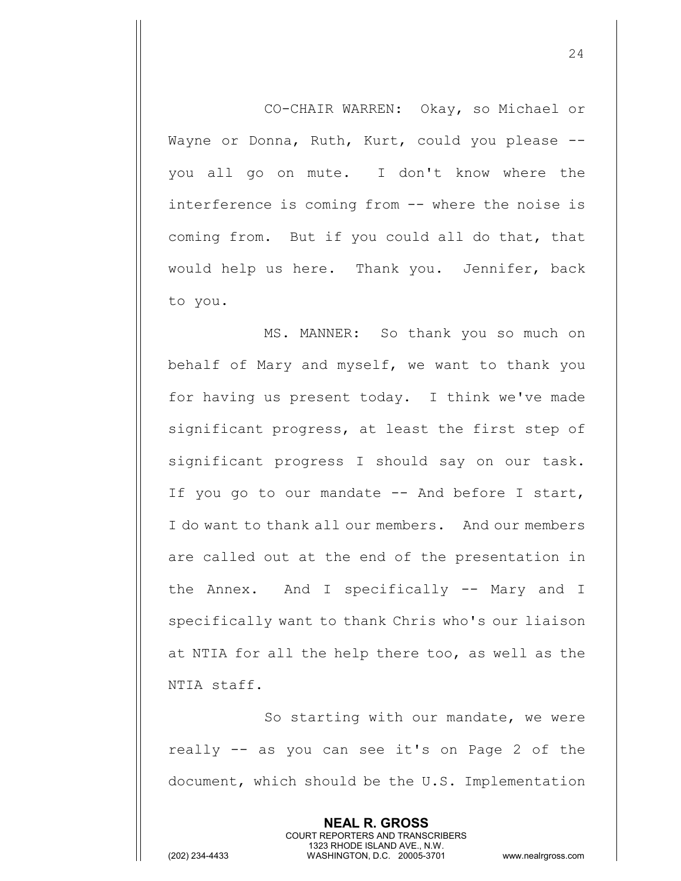CO-CHAIR WARREN: Okay, so Michael or Wayne or Donna, Ruth, Kurt, could you please -- you all go on mute. I don't know where the interference is coming from -- where the noise is coming from. But if you could all do that, that would help us here. Thank you. Jennifer, back to you.

MS. MANNER: So thank you so much on behalf of Mary and myself, we want to thank you for having us present today. I think we've made significant progress, at least the first step of significant progress I should say on our task. If you go to our mandate -- And before I start, I do want to thank all our members. And our members are called out at the end of the presentation in the Annex. And I specifically -- Mary and I specifically want to thank Chris who's our liaison at NTIA for all the help there too, as well as the NTIA staff.

So starting with our mandate, we were really -- as you can see it's on Page 2 of the document, which should be the U.S. Implementation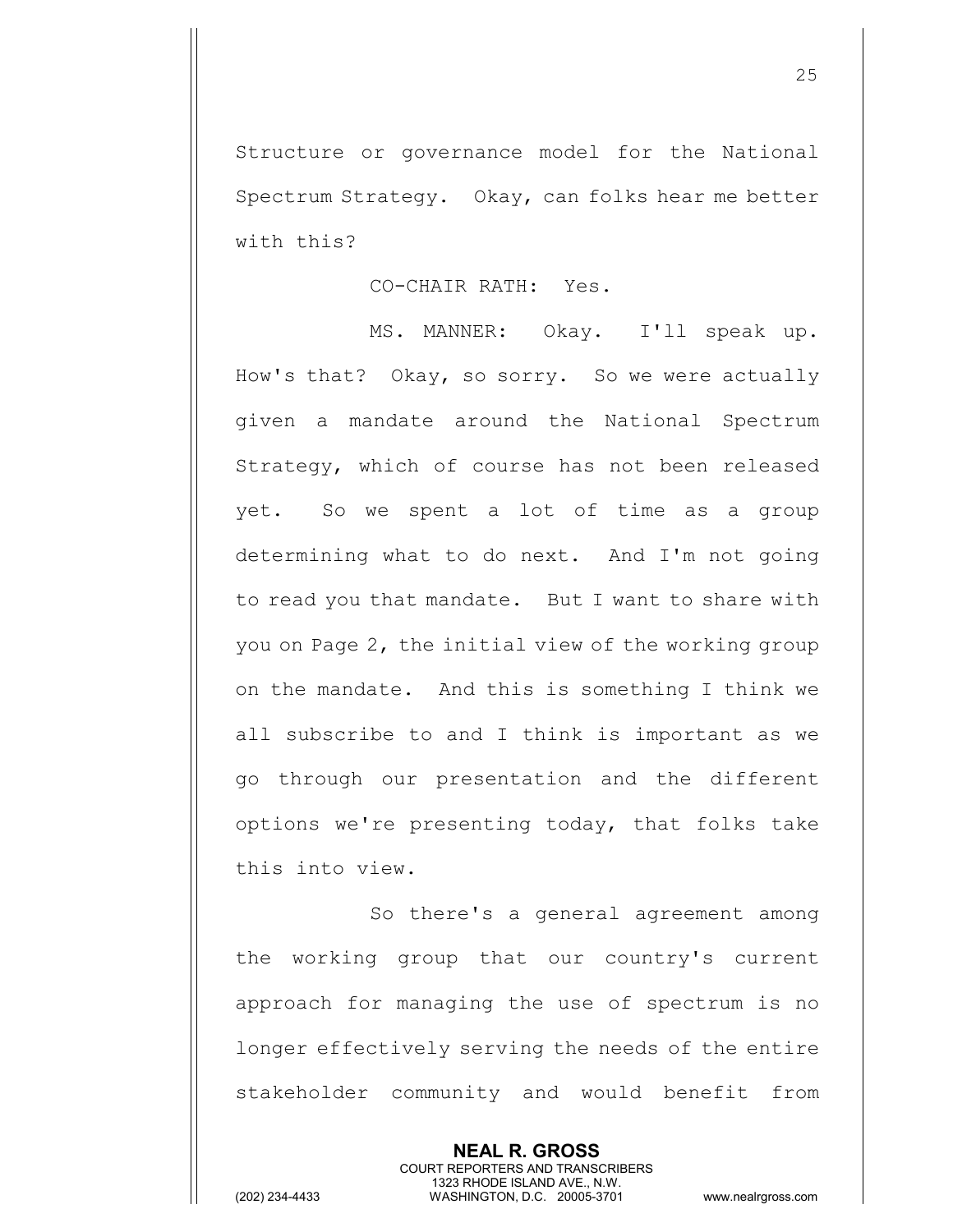Structure or governance model for the National Spectrum Strategy. Okay, can folks hear me better with this?

CO-CHAIR RATH: Yes.

MS. MANNER: Okay. I'll speak up. How's that? Okay, so sorry. So we were actually given a mandate around the National Spectrum Strategy, which of course has not been released yet. So we spent a lot of time as a group determining what to do next. And I'm not going to read you that mandate. But I want to share with you on Page 2, the initial view of the working group on the mandate. And this is something I think we all subscribe to and I think is important as we go through our presentation and the different options we're presenting today, that folks take this into view.

So there's a general agreement among the working group that our country's current approach for managing the use of spectrum is no longer effectively serving the needs of the entire stakeholder community and would benefit from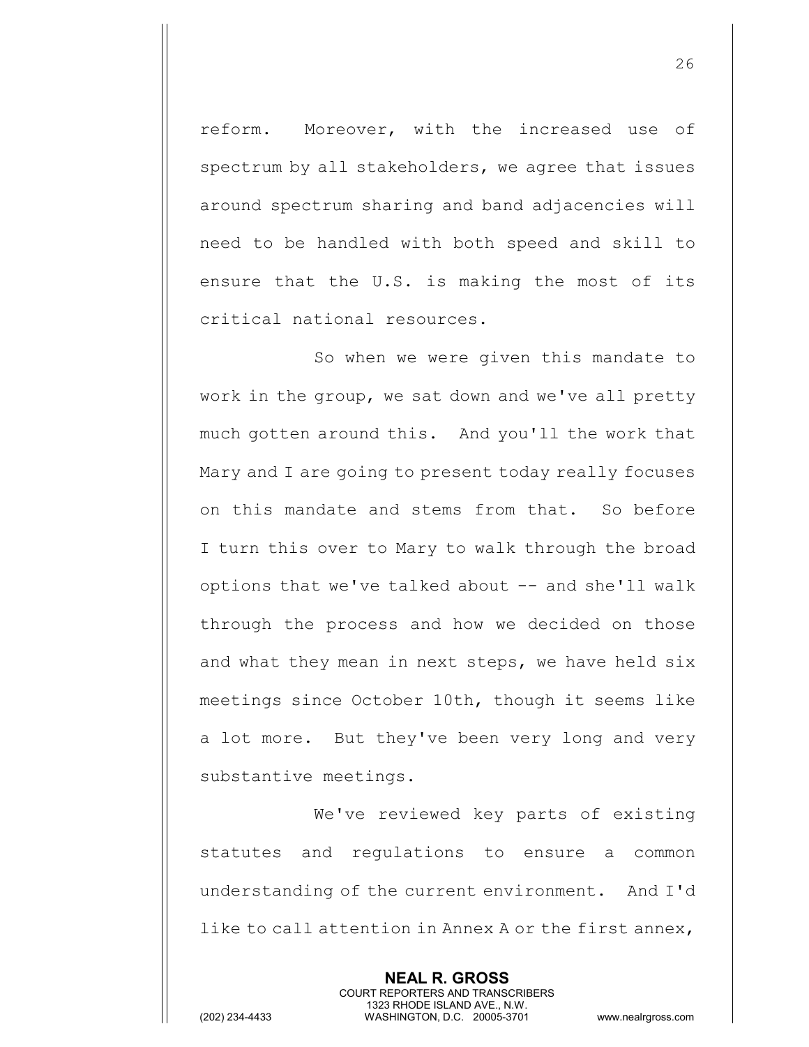reform. Moreover, with the increased use of spectrum by all stakeholders, we agree that issues around spectrum sharing and band adjacencies will need to be handled with both speed and skill to ensure that the U.S. is making the most of its critical national resources.

So when we were given this mandate to work in the group, we sat down and we've all pretty much gotten around this. And you'll the work that Mary and I are going to present today really focuses on this mandate and stems from that. So before I turn this over to Mary to walk through the broad options that we've talked about -- and she'll walk through the process and how we decided on those and what they mean in next steps, we have held six meetings since October 10th, though it seems like a lot more. But they've been very long and very substantive meetings.

We've reviewed key parts of existing statutes and regulations to ensure a common understanding of the current environment. And I'd like to call attention in Annex A or the first annex,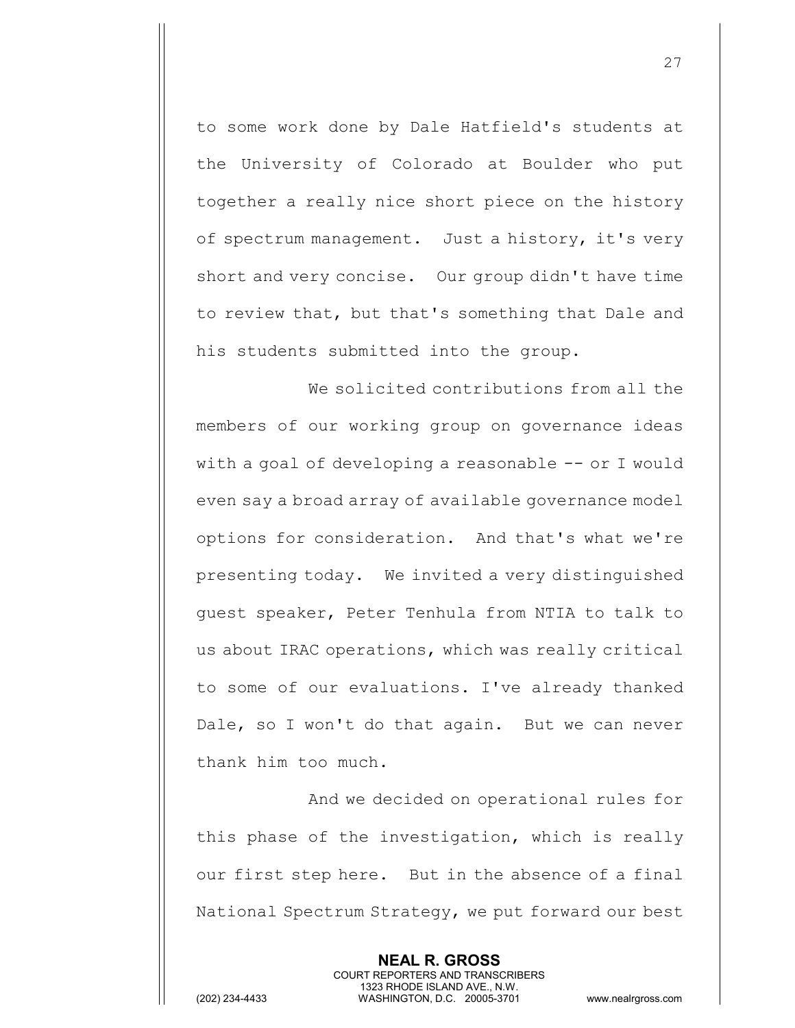to some work done by Dale Hatfield's students at the University of Colorado at Boulder who put together a really nice short piece on the history of spectrum management. Just a history, it's very short and very concise. Our group didn't have time to review that, but that's something that Dale and his students submitted into the group.

We solicited contributions from all the members of our working group on governance ideas with a goal of developing a reasonable -- or I would even say a broad array of available governance model options for consideration. And that's what we're presenting today. We invited a very distinguished guest speaker, Peter Tenhula from NTIA to talk to us about IRAC operations, which was really critical to some of our evaluations. I've already thanked Dale, so I won't do that again. But we can never thank him too much.

And we decided on operational rules for this phase of the investigation, which is really our first step here. But in the absence of a final National Spectrum Strategy, we put forward our best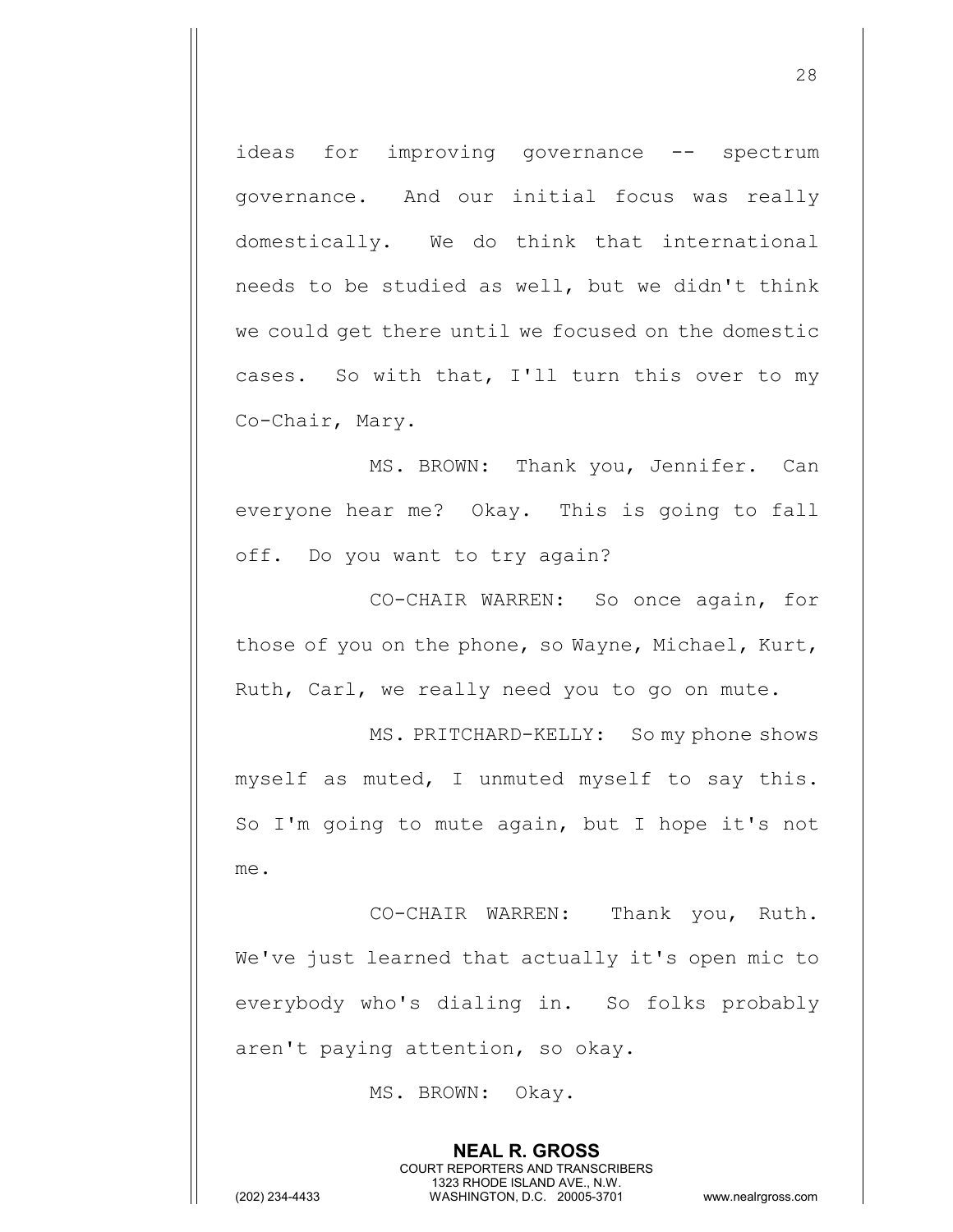ideas for improving governance -- spectrum governance. And our initial focus was really domestically. We do think that international needs to be studied as well, but we didn't think we could get there until we focused on the domestic cases. So with that, I'll turn this over to my Co-Chair, Mary.

MS. BROWN: Thank you, Jennifer. Can everyone hear me? Okay. This is going to fall off. Do you want to try again?

CO-CHAIR WARREN: So once again, for those of you on the phone, so Wayne, Michael, Kurt, Ruth, Carl, we really need you to go on mute.

MS. PRITCHARD-KELLY: So my phone shows myself as muted, I unmuted myself to say this. So I'm going to mute again, but I hope it's not me.

CO-CHAIR WARREN: Thank you, Ruth. We've just learned that actually it's open mic to everybody who's dialing in. So folks probably aren't paying attention, so okay.

MS. BROWN: Okay.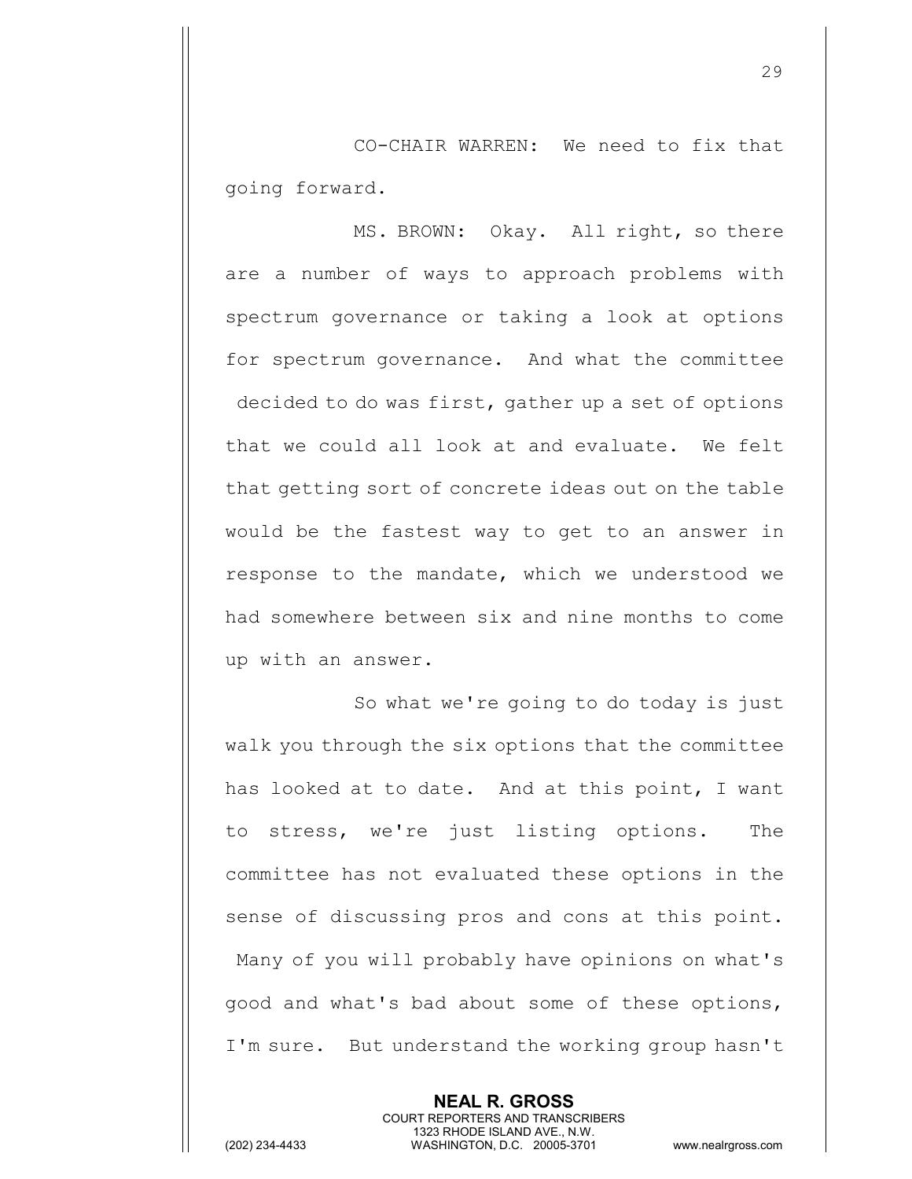CO-CHAIR WARREN: We need to fix that going forward.

MS. BROWN: Okay. All right, so there are a number of ways to approach problems with spectrum governance or taking a look at options for spectrum governance. And what the committee decided to do was first, gather up a set of options that we could all look at and evaluate. We felt that getting sort of concrete ideas out on the table would be the fastest way to get to an answer in response to the mandate, which we understood we had somewhere between six and nine months to come up with an answer.

So what we're going to do today is just walk you through the six options that the committee has looked at to date. And at this point, I want to stress, we're just listing options. The committee has not evaluated these options in the sense of discussing pros and cons at this point. Many of you will probably have opinions on what's good and what's bad about some of these options, I'm sure. But understand the working group hasn't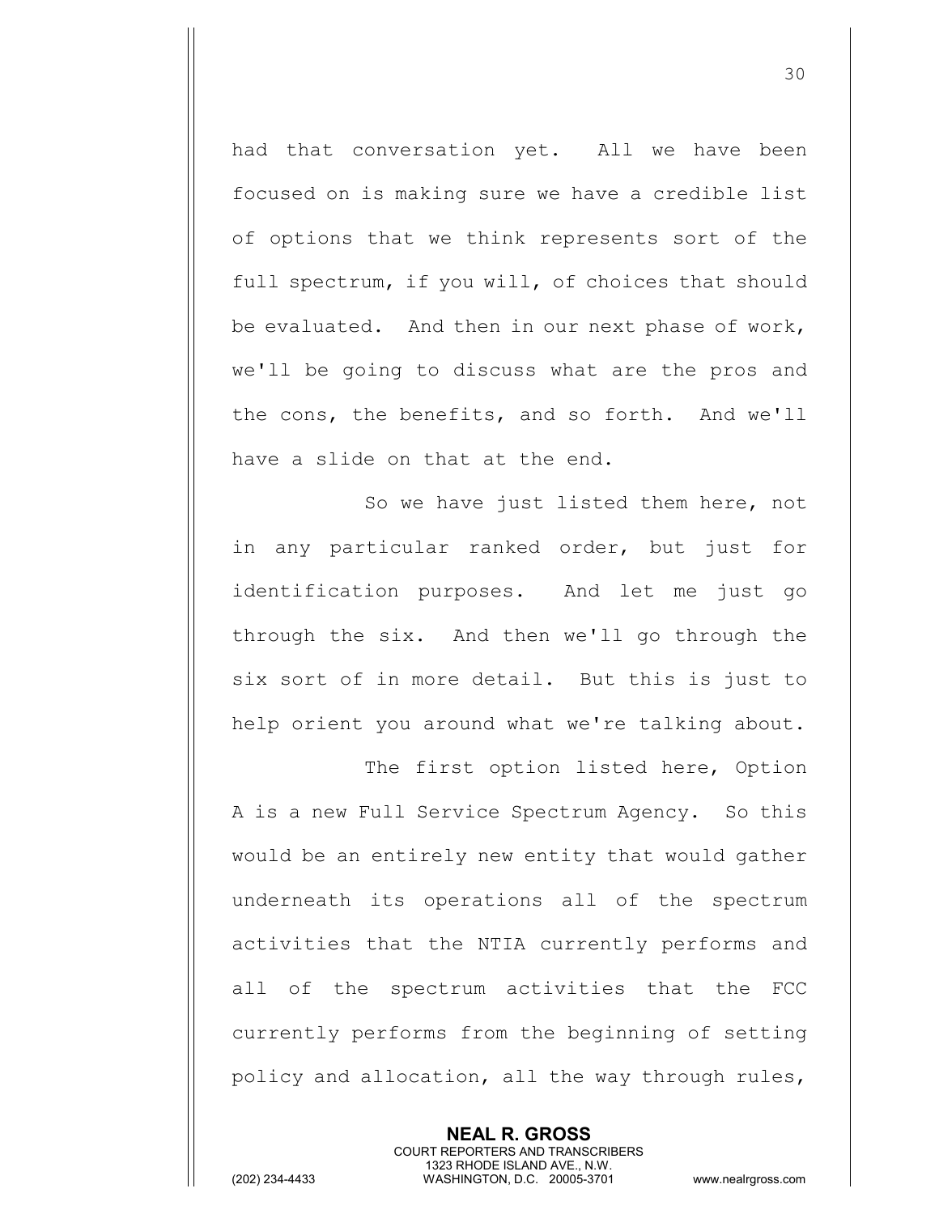had that conversation yet. All we have been focused on is making sure we have a credible list of options that we think represents sort of the full spectrum, if you will, of choices that should be evaluated. And then in our next phase of work, we'll be going to discuss what are the pros and the cons, the benefits, and so forth. And we'll have a slide on that at the end.

So we have just listed them here, not in any particular ranked order, but just for identification purposes. And let me just go through the six. And then we'll go through the six sort of in more detail. But this is just to help orient you around what we're talking about.

The first option listed here, Option A is a new Full Service Spectrum Agency. So this would be an entirely new entity that would gather underneath its operations all of the spectrum activities that the NTIA currently performs and all of the spectrum activities that the FCC currently performs from the beginning of setting policy and allocation, all the way through rules,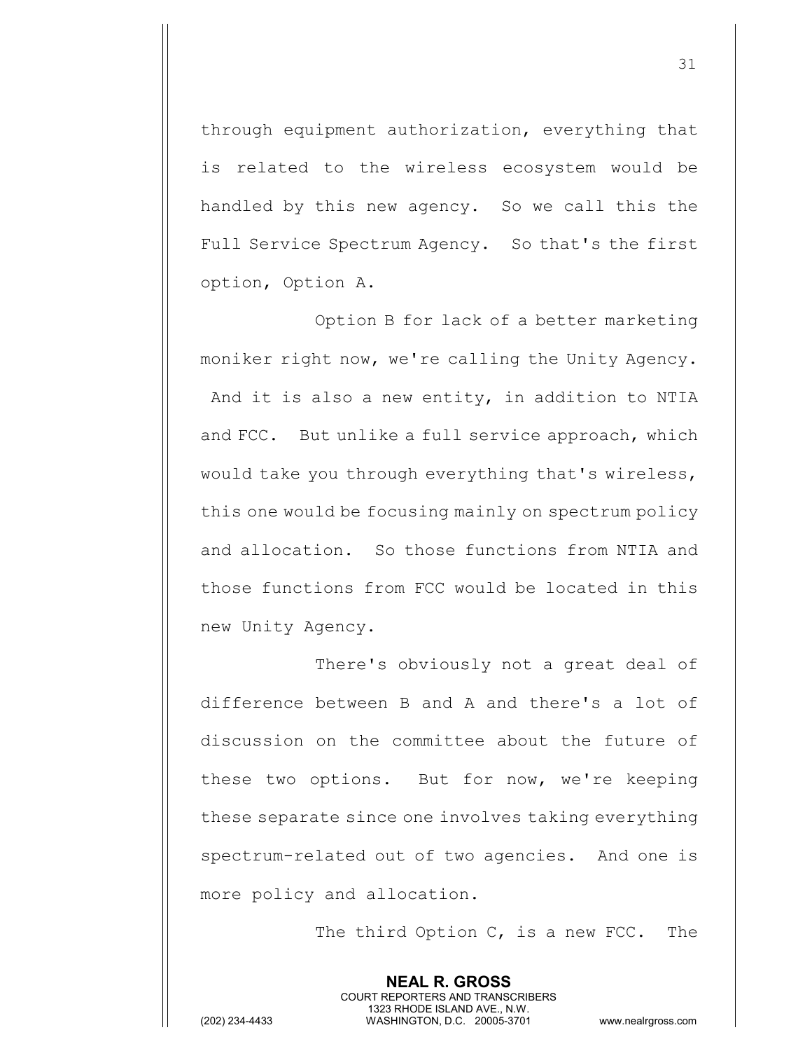through equipment authorization, everything that is related to the wireless ecosystem would be handled by this new agency. So we call this the Full Service Spectrum Agency. So that's the first option, Option A.

Option B for lack of a better marketing moniker right now, we're calling the Unity Agency. And it is also a new entity, in addition to NTIA and FCC. But unlike a full service approach, which would take you through everything that's wireless, this one would be focusing mainly on spectrum policy and allocation. So those functions from NTIA and those functions from FCC would be located in this new Unity Agency.

There's obviously not a great deal of difference between B and A and there's a lot of discussion on the committee about the future of these two options. But for now, we're keeping these separate since one involves taking everything spectrum-related out of two agencies. And one is more policy and allocation.

The third Option C, is a new FCC. The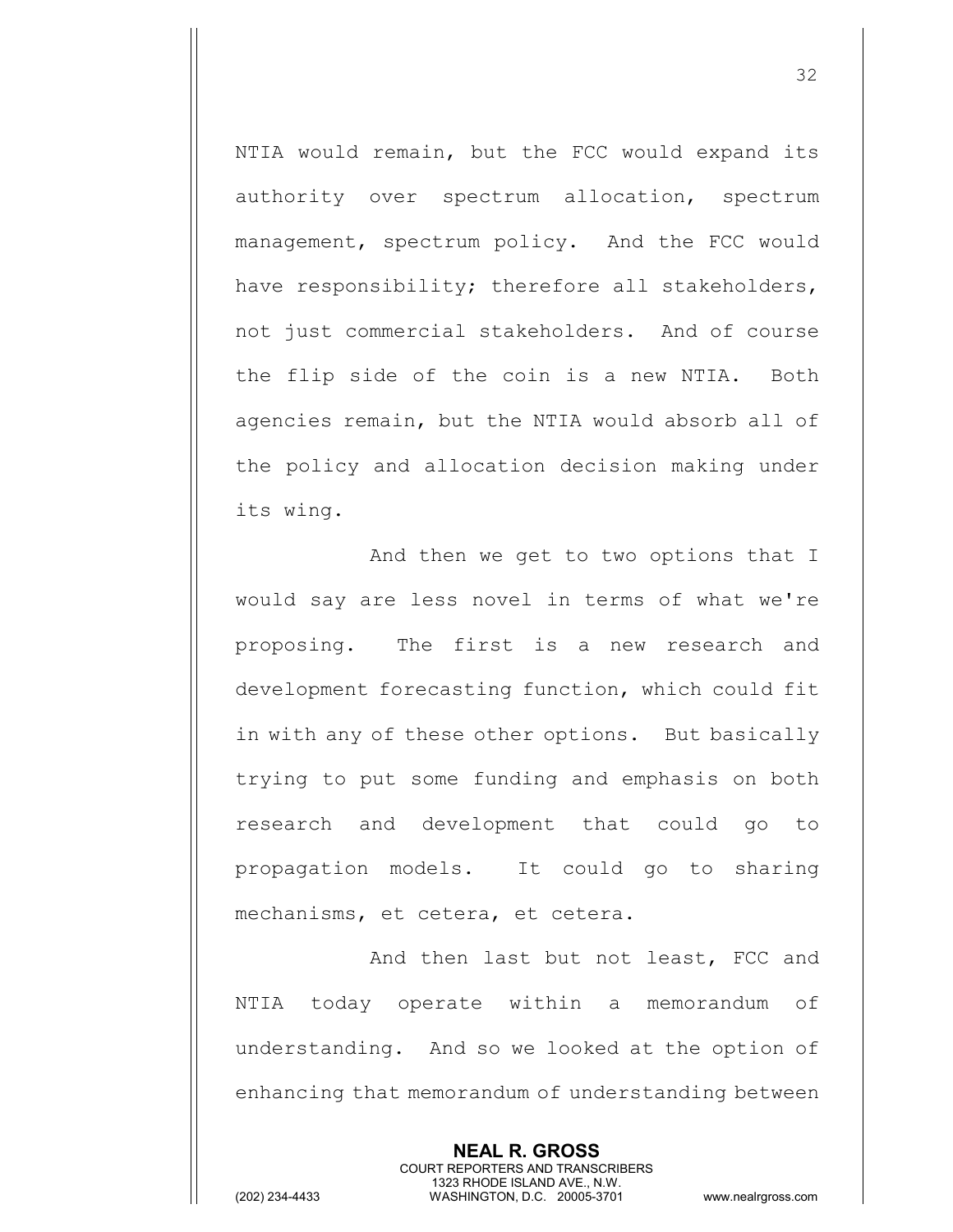NTIA would remain, but the FCC would expand its authority over spectrum allocation, spectrum management, spectrum policy. And the FCC would have responsibility; therefore all stakeholders, not just commercial stakeholders. And of course the flip side of the coin is a new NTIA. Both agencies remain, but the NTIA would absorb all of the policy and allocation decision making under its wing.

And then we get to two options that I would say are less novel in terms of what we're proposing. The first is a new research and development forecasting function, which could fit in with any of these other options. But basically trying to put some funding and emphasis on both research and development that could go to propagation models. It could go to sharing mechanisms, et cetera, et cetera.

And then last but not least, FCC and NTIA today operate within a memorandum of understanding. And so we looked at the option of enhancing that memorandum of understanding between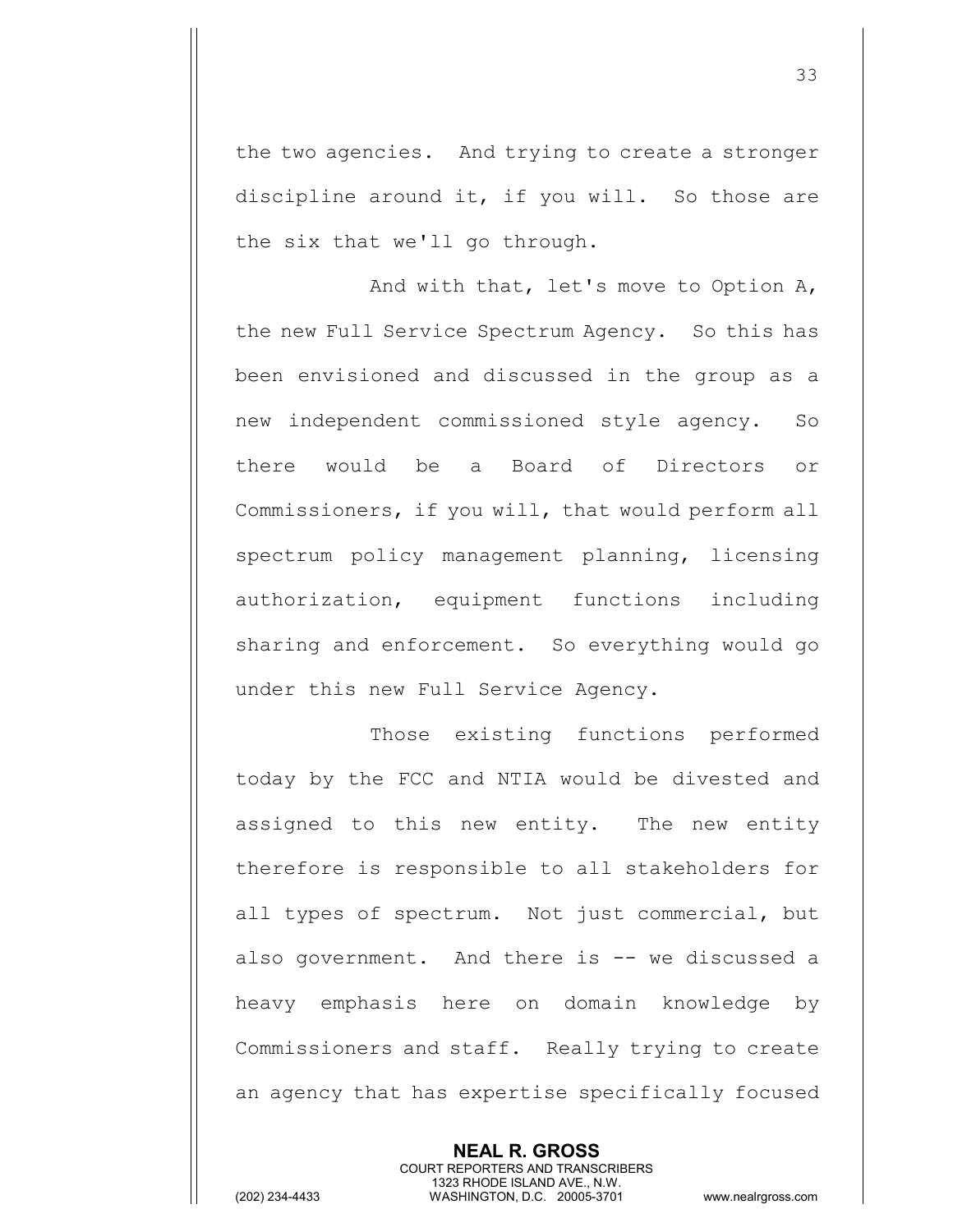the two agencies. And trying to create a stronger discipline around it, if you will. So those are the six that we'll go through.

And with that, let's move to Option A, the new Full Service Spectrum Agency. So this has been envisioned and discussed in the group as a new independent commissioned style agency. So there would be a Board of Directors or Commissioners, if you will, that would perform all spectrum policy management planning, licensing authorization, equipment functions including sharing and enforcement. So everything would go under this new Full Service Agency.

Those existing functions performed today by the FCC and NTIA would be divested and assigned to this new entity. The new entity therefore is responsible to all stakeholders for all types of spectrum. Not just commercial, but also government. And there is -- we discussed a heavy emphasis here on domain knowledge by Commissioners and staff. Really trying to create an agency that has expertise specifically focused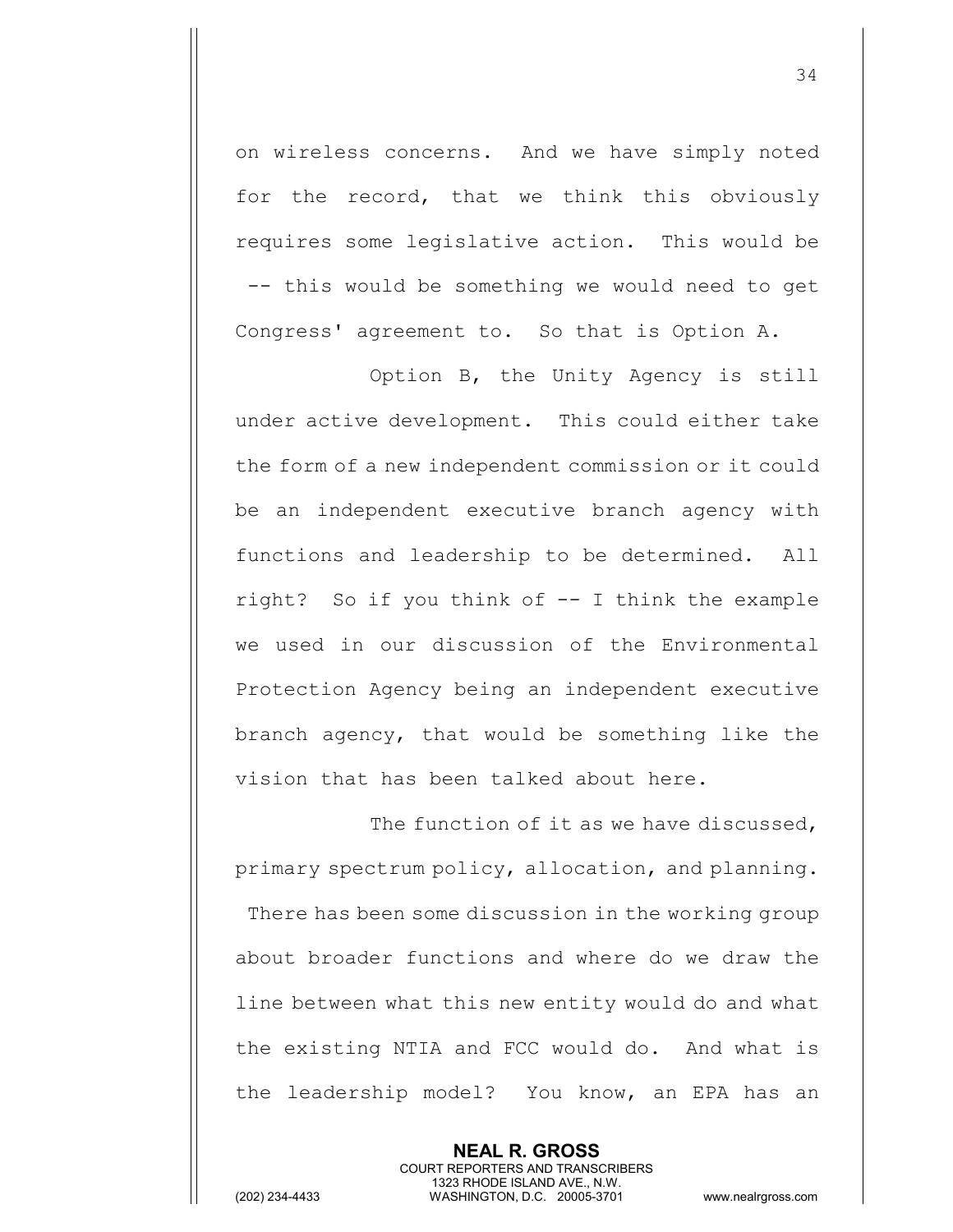on wireless concerns. And we have simply noted for the record, that we think this obviously requires some legislative action. This would be -- this would be something we would need to get Congress' agreement to. So that is Option A.

Option B, the Unity Agency is still under active development. This could either take the form of a new independent commission or it could be an independent executive branch agency with functions and leadership to be determined. All right? So if you think of -- I think the example we used in our discussion of the Environmental Protection Agency being an independent executive branch agency, that would be something like the vision that has been talked about here.

The function of it as we have discussed, primary spectrum policy, allocation, and planning. There has been some discussion in the working group about broader functions and where do we draw the line between what this new entity would do and what the existing NTIA and FCC would do. And what is the leadership model? You know, an EPA has an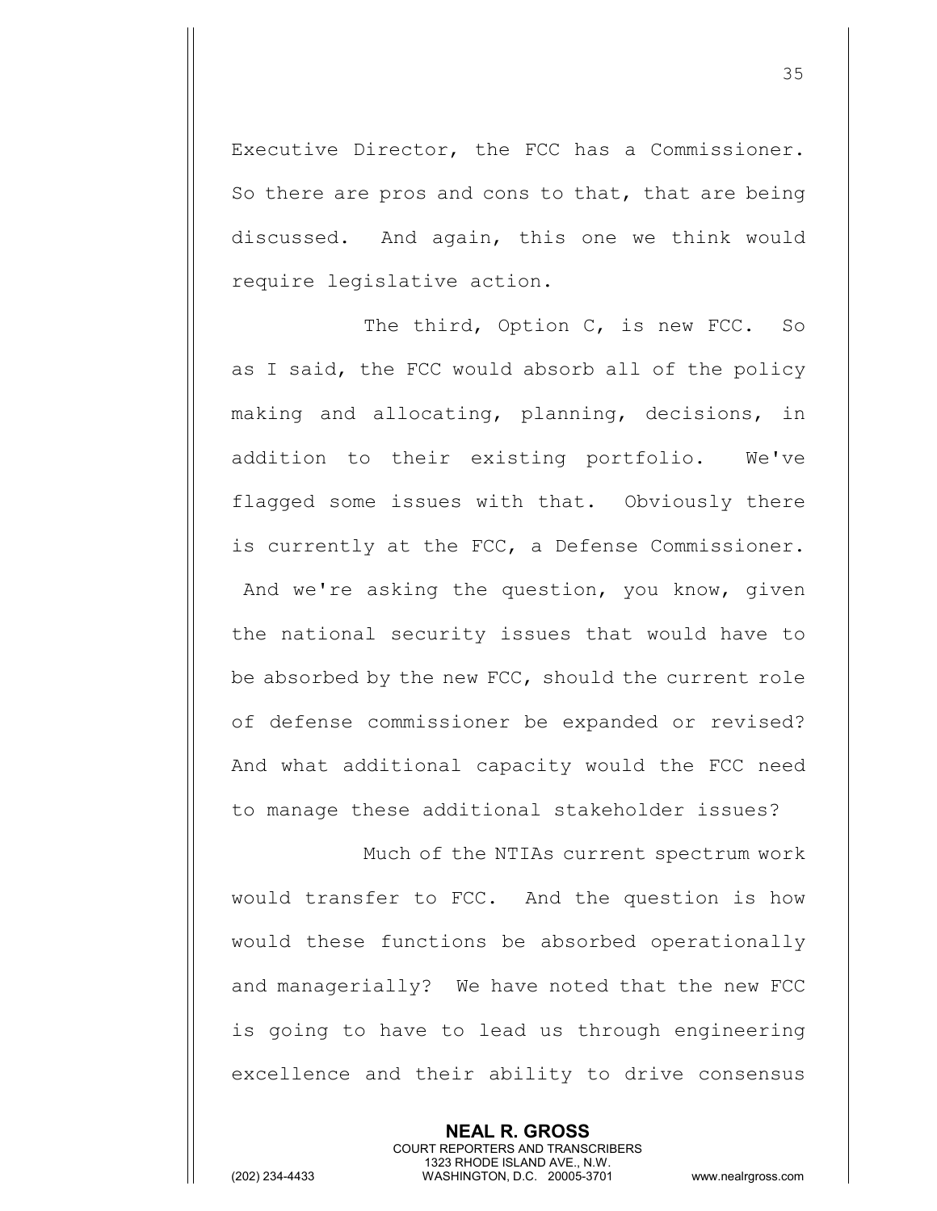Executive Director, the FCC has a Commissioner. So there are pros and cons to that, that are being discussed. And again, this one we think would require legislative action.

The third, Option C, is new FCC. So as I said, the FCC would absorb all of the policy making and allocating, planning, decisions, in addition to their existing portfolio. We've flagged some issues with that. Obviously there is currently at the FCC, a Defense Commissioner. And we're asking the question, you know, given the national security issues that would have to be absorbed by the new FCC, should the current role of defense commissioner be expanded or revised? And what additional capacity would the FCC need to manage these additional stakeholder issues?

Much of the NTIAs current spectrum work would transfer to FCC. And the question is how would these functions be absorbed operationally and managerially? We have noted that the new FCC is going to have to lead us through engineering excellence and their ability to drive consensus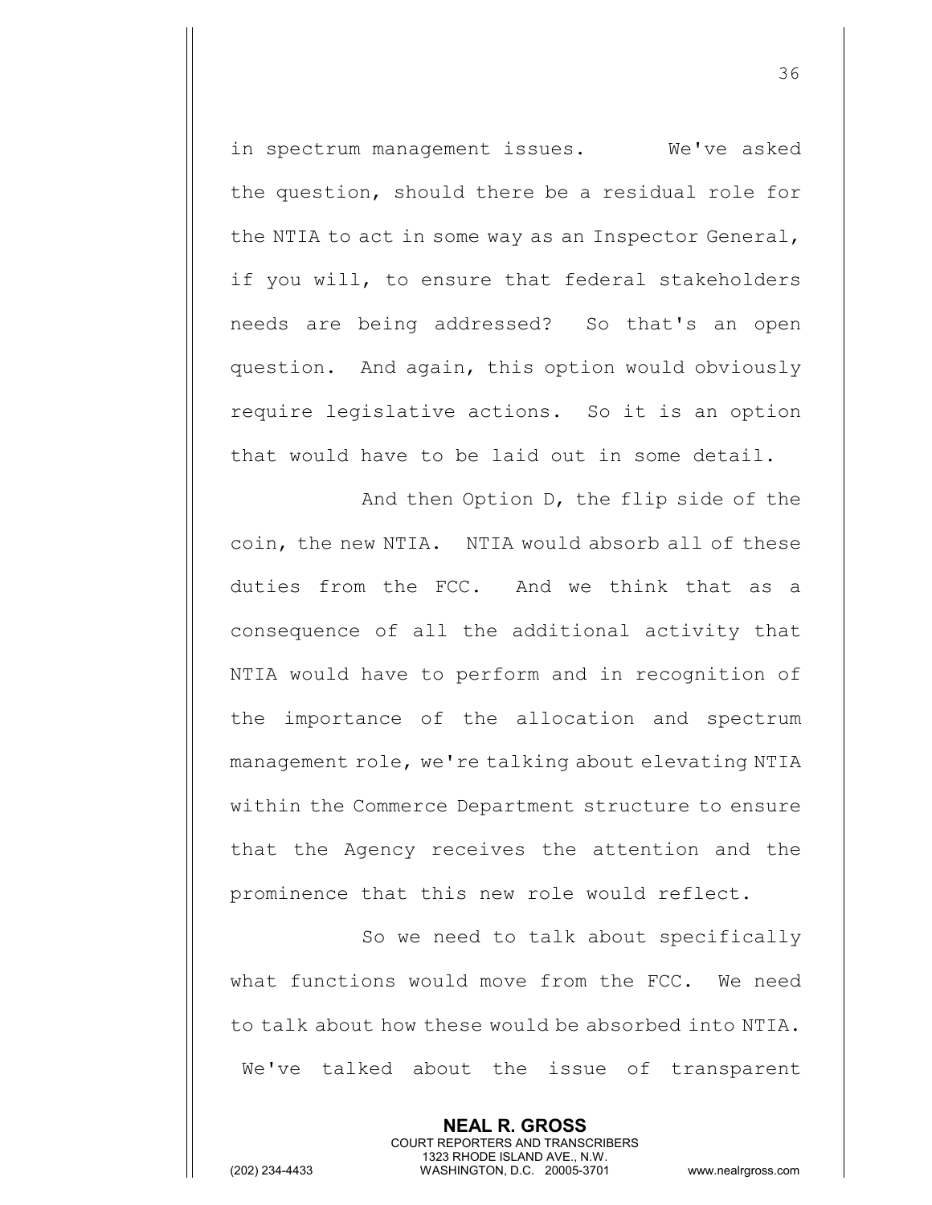in spectrum management issues. We've asked the question, should there be a residual role for the NTIA to act in some way as an Inspector General, if you will, to ensure that federal stakeholders needs are being addressed? So that's an open question. And again, this option would obviously require legislative actions. So it is an option that would have to be laid out in some detail.

And then Option D, the flip side of the coin, the new NTIA. NTIA would absorb all of these duties from the FCC. And we think that as a consequence of all the additional activity that NTIA would have to perform and in recognition of the importance of the allocation and spectrum management role, we're talking about elevating NTIA within the Commerce Department structure to ensure that the Agency receives the attention and the prominence that this new role would reflect.

So we need to talk about specifically what functions would move from the FCC. We need to talk about how these would be absorbed into NTIA. We've talked about the issue of transparent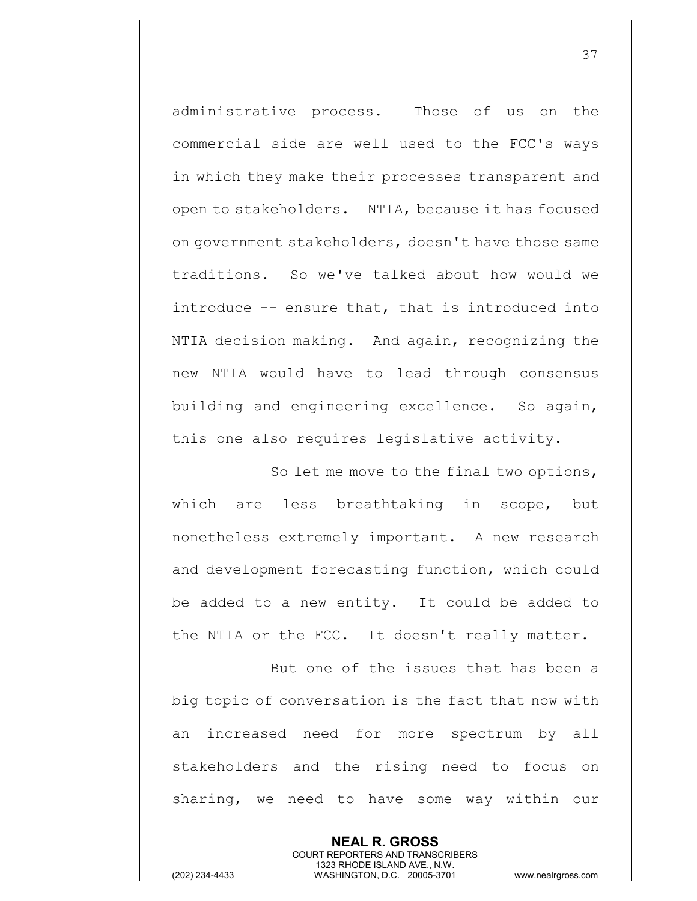administrative process. Those of us on the commercial side are well used to the FCC's ways in which they make their processes transparent and open to stakeholders. NTIA, because it has focused on government stakeholders, doesn't have those same traditions. So we've talked about how would we introduce -- ensure that, that is introduced into NTIA decision making. And again, recognizing the new NTIA would have to lead through consensus building and engineering excellence. So again, this one also requires legislative activity.

So let me move to the final two options, which are less breathtaking in scope, but nonetheless extremely important. A new research and development forecasting function, which could be added to a new entity. It could be added to the NTIA or the FCC. It doesn't really matter.

But one of the issues that has been a big topic of conversation is the fact that now with an increased need for more spectrum by all stakeholders and the rising need to focus on sharing, we need to have some way within our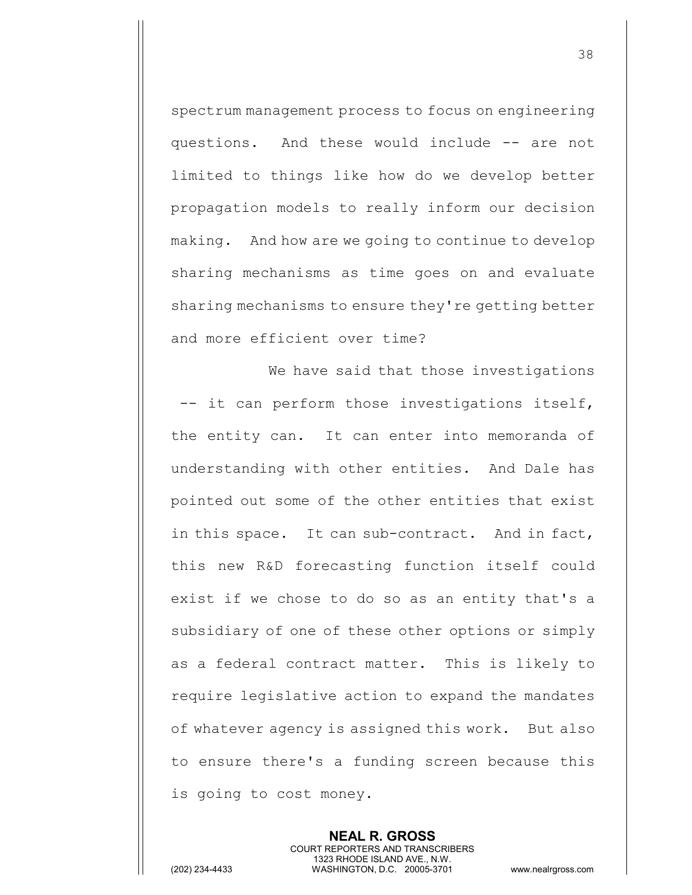spectrum management process to focus on engineering questions. And these would include -- are not limited to things like how do we develop better propagation models to really inform our decision making. And how are we going to continue to develop sharing mechanisms as time goes on and evaluate sharing mechanisms to ensure they're getting better and more efficient over time?

We have said that those investigations -- it can perform those investigations itself, the entity can. It can enter into memoranda of understanding with other entities. And Dale has pointed out some of the other entities that exist in this space. It can sub-contract. And in fact, this new R&D forecasting function itself could exist if we chose to do so as an entity that's a subsidiary of one of these other options or simply as a federal contract matter. This is likely to require legislative action to expand the mandates of whatever agency is assigned this work. But also to ensure there's a funding screen because this is going to cost money.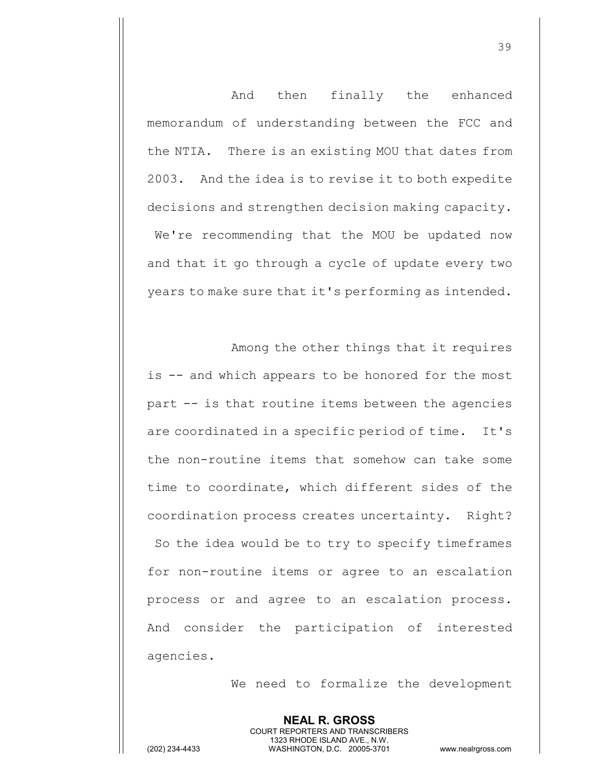And then finally the enhanced memorandum of understanding between the FCC and the NTIA. There is an existing MOU that dates from 2003. And the idea is to revise it to both expedite decisions and strengthen decision making capacity. We're recommending that the MOU be updated now and that it go through a cycle of update every two years to make sure that it's performing as intended.

Among the other things that it requires is -- and which appears to be honored for the most part -- is that routine items between the agencies are coordinated in a specific period of time. It's the non-routine items that somehow can take some time to coordinate, which different sides of the coordination process creates uncertainty. Right? So the idea would be to try to specify timeframes for non-routine items or agree to an escalation process or and agree to an escalation process. And consider the participation of interested agencies.

We need to formalize the development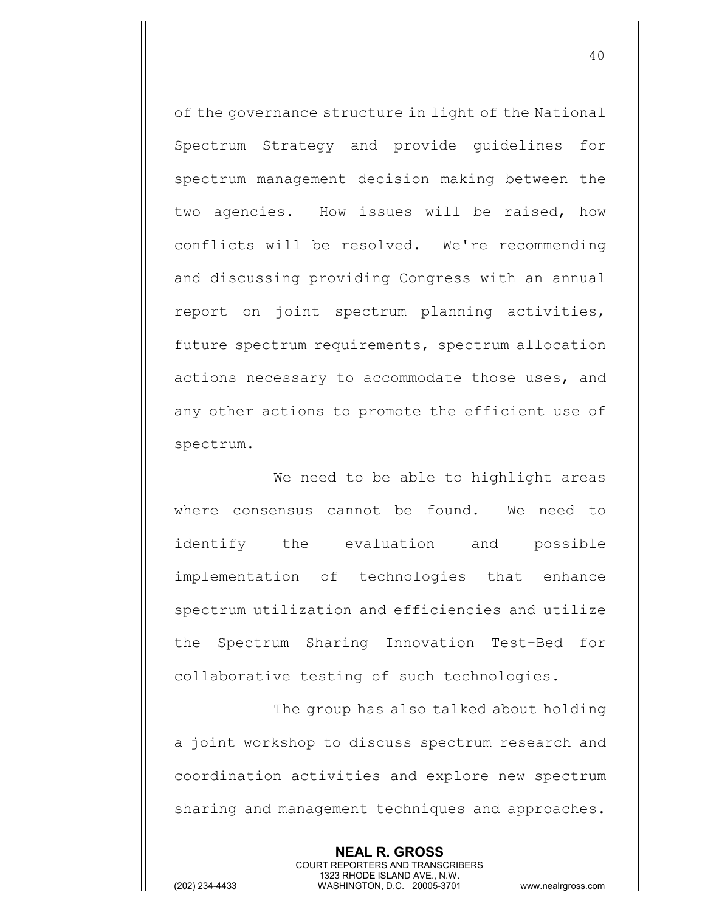of the governance structure in light of the National Spectrum Strategy and provide guidelines for spectrum management decision making between the two agencies. How issues will be raised, how conflicts will be resolved. We're recommending and discussing providing Congress with an annual report on joint spectrum planning activities, future spectrum requirements, spectrum allocation actions necessary to accommodate those uses, and any other actions to promote the efficient use of spectrum.

We need to be able to highlight areas where consensus cannot be found. We need to identify the evaluation and possible implementation of technologies that enhance spectrum utilization and efficiencies and utilize the Spectrum Sharing Innovation Test-Bed for collaborative testing of such technologies.

The group has also talked about holding a joint workshop to discuss spectrum research and coordination activities and explore new spectrum sharing and management techniques and approaches.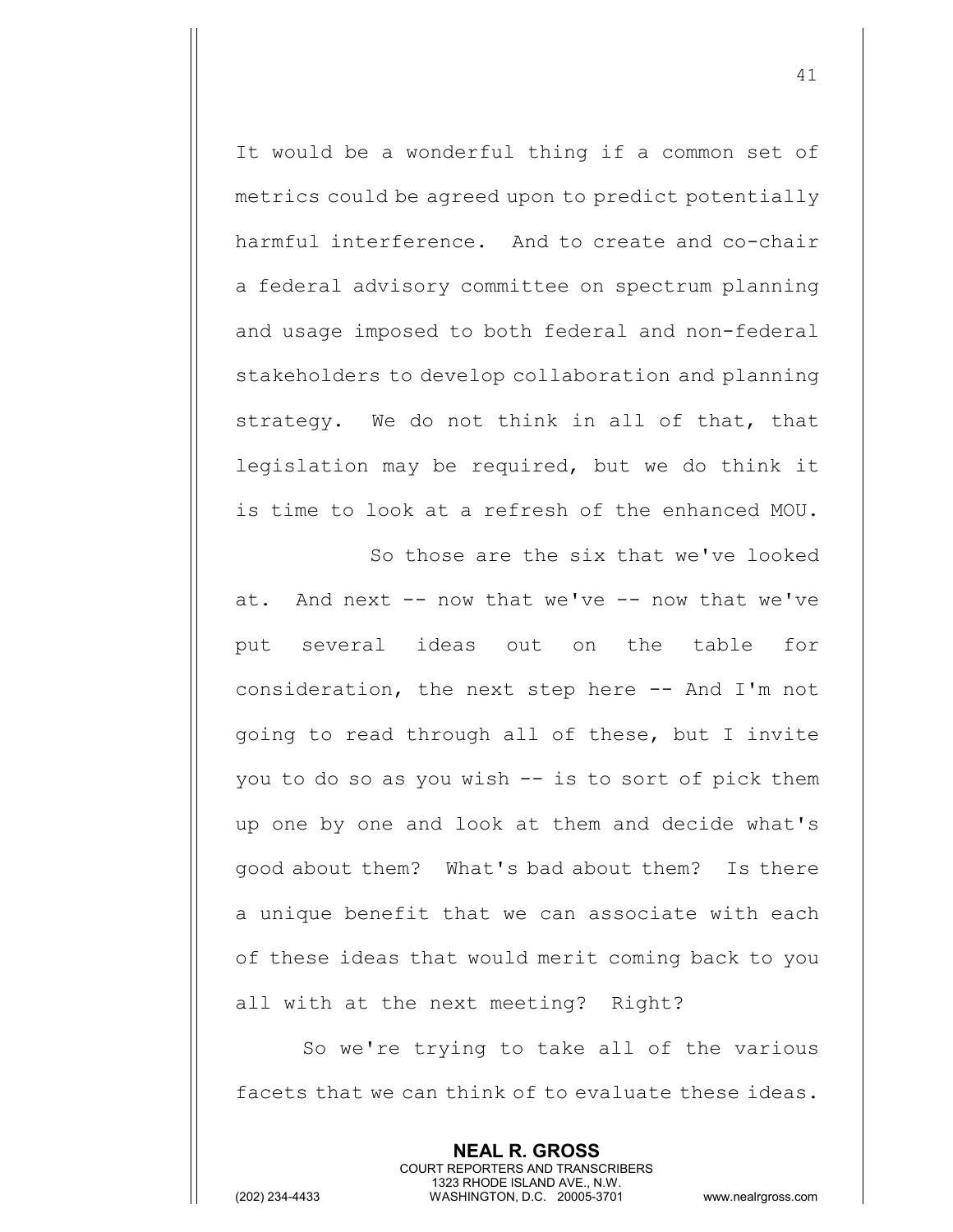It would be a wonderful thing if a common set of metrics could be agreed upon to predict potentially harmful interference. And to create and co-chair a federal advisory committee on spectrum planning and usage imposed to both federal and non-federal stakeholders to develop collaboration and planning strategy. We do not think in all of that, that legislation may be required, but we do think it is time to look at a refresh of the enhanced MOU.

So those are the six that we've looked at. And next -- now that we've -- now that we've put several ideas out on the table for consideration, the next step here -- And I'm not going to read through all of these, but I invite you to do so as you wish -- is to sort of pick them up one by one and look at them and decide what's good about them? What's bad about them? Is there a unique benefit that we can associate with each of these ideas that would merit coming back to you all with at the next meeting? Right?

So we're trying to take all of the various facets that we can think of to evaluate these ideas.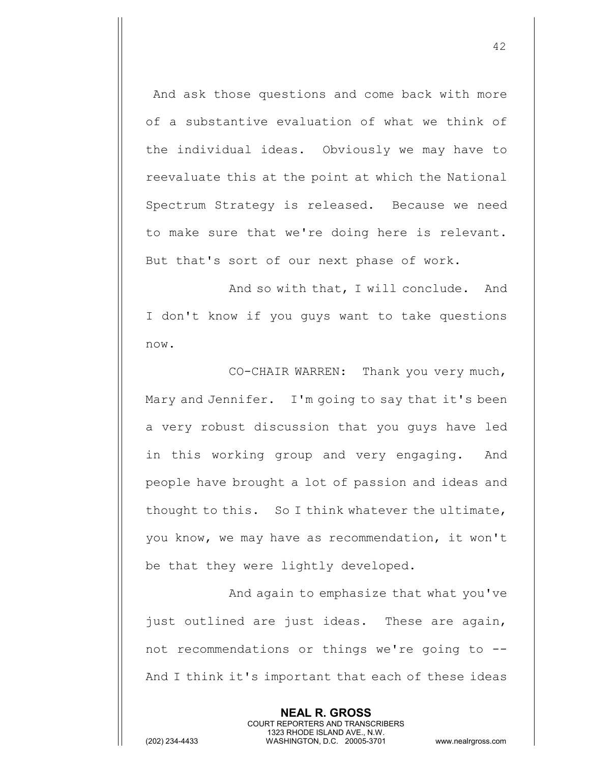And ask those questions and come back with more of a substantive evaluation of what we think of the individual ideas. Obviously we may have to reevaluate this at the point at which the National Spectrum Strategy is released. Because we need to make sure that we're doing here is relevant. But that's sort of our next phase of work.

And so with that, I will conclude. And I don't know if you guys want to take questions now.

CO-CHAIR WARREN: Thank you very much, Mary and Jennifer. I'm going to say that it's been a very robust discussion that you guys have led in this working group and very engaging. And people have brought a lot of passion and ideas and thought to this. So I think whatever the ultimate, you know, we may have as recommendation, it won't be that they were lightly developed.

And again to emphasize that what you've just outlined are just ideas. These are again, not recommendations or things we're going to -- And I think it's important that each of these ideas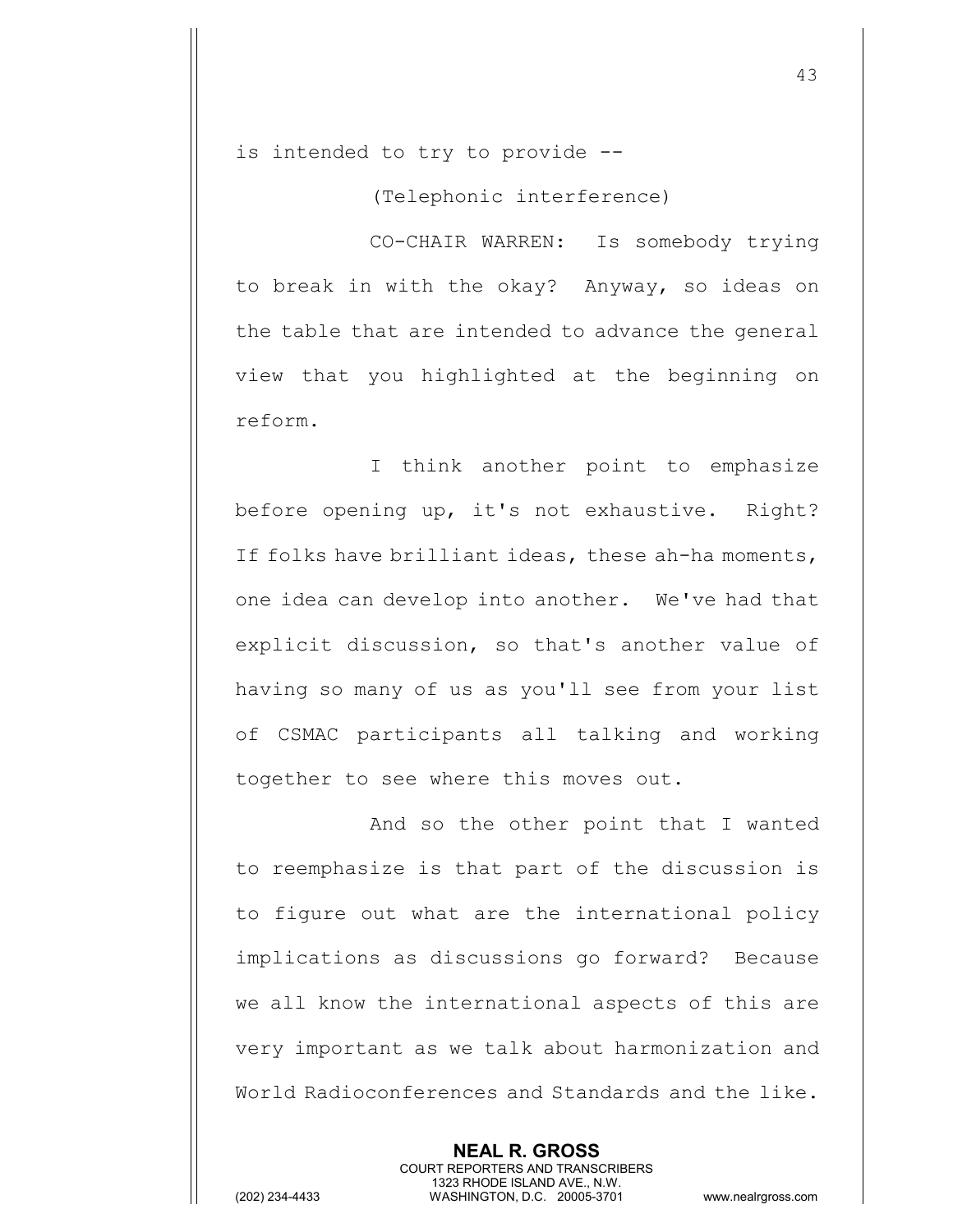is intended to try to provide --

(Telephonic interference)

CO-CHAIR WARREN: Is somebody trying to break in with the okay? Anyway, so ideas on the table that are intended to advance the general view that you highlighted at the beginning on reform.

I think another point to emphasize before opening up, it's not exhaustive. Right? If folks have brilliant ideas, these ah-ha moments, one idea can develop into another. We've had that explicit discussion, so that's another value of having so many of us as you'll see from your list of CSMAC participants all talking and working together to see where this moves out.

And so the other point that I wanted to reemphasize is that part of the discussion is to figure out what are the international policy implications as discussions go forward? Because we all know the international aspects of this are very important as we talk about harmonization and World Radioconferences and Standards and the like.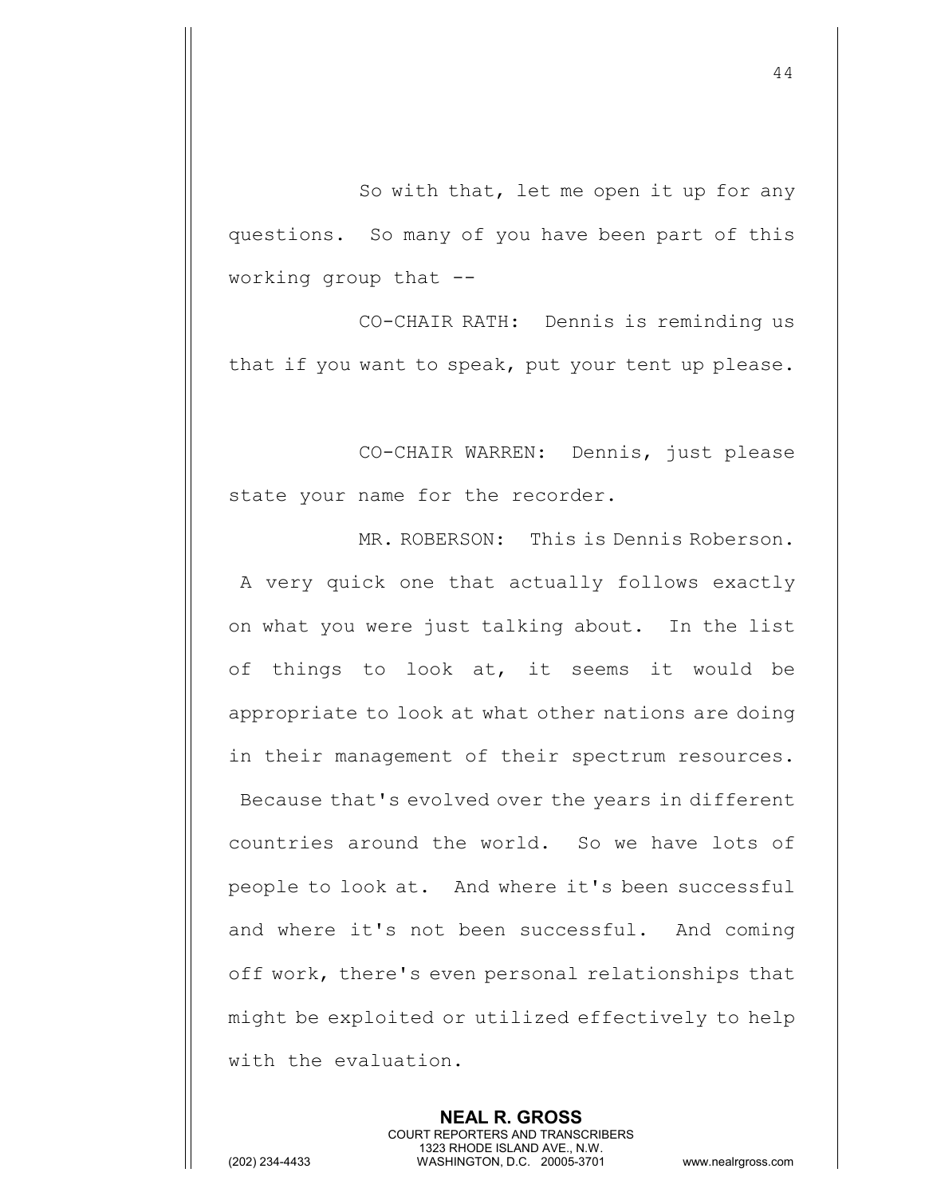So with that, let me open it up for any questions. So many of you have been part of this working group that --

CO-CHAIR RATH: Dennis is reminding us that if you want to speak, put your tent up please.

CO-CHAIR WARREN: Dennis, just please state your name for the recorder.

MR. ROBERSON: This is Dennis Roberson. A very quick one that actually follows exactly on what you were just talking about. In the list of things to look at, it seems it would be appropriate to look at what other nations are doing in their management of their spectrum resources. Because that's evolved over the years in different countries around the world. So we have lots of people to look at. And where it's been successful and where it's not been successful. And coming off work, there's even personal relationships that might be exploited or utilized effectively to help with the evaluation.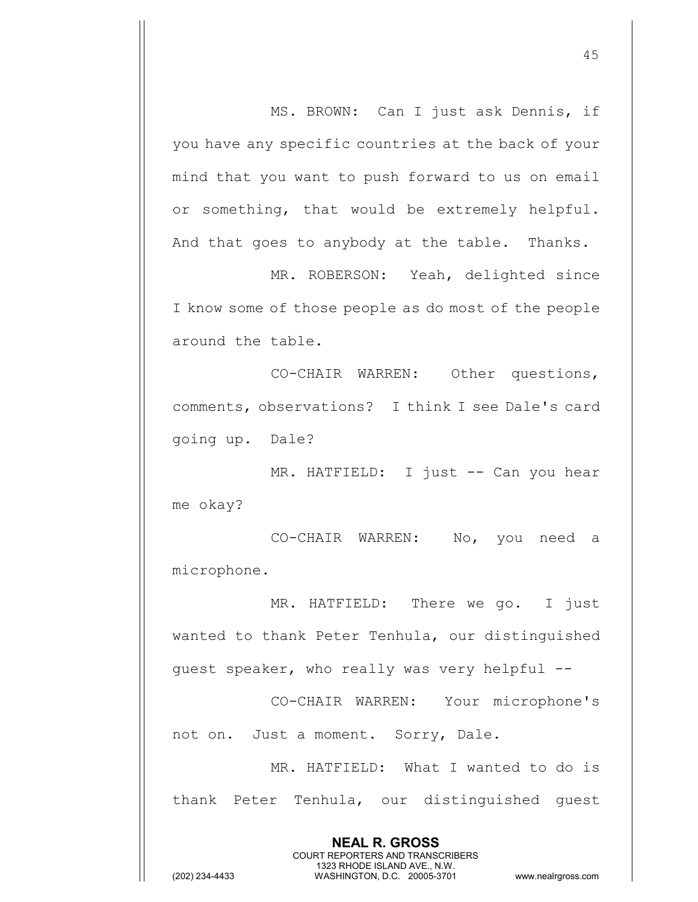MS. BROWN: Can I just ask Dennis, if you have any specific countries at the back of your mind that you want to push forward to us on email or something, that would be extremely helpful. And that goes to anybody at the table. Thanks.

MR. ROBERSON: Yeah, delighted since I know some of those people as do most of the people around the table.

CO-CHAIR WARREN: Other questions, comments, observations? I think I see Dale's card going up. Dale?

MR. HATFIELD: I just -- Can you hear me okay?

CO-CHAIR WARREN: No, you need a microphone.

MR. HATFIELD: There we go. I just wanted to thank Peter Tenhula, our distinguished guest speaker, who really was very helpful --

CO-CHAIR WARREN: Your microphone's not on. Just a moment. Sorry, Dale.

MR. HATFIELD: What I wanted to do is thank Peter Tenhula, our distinguished guest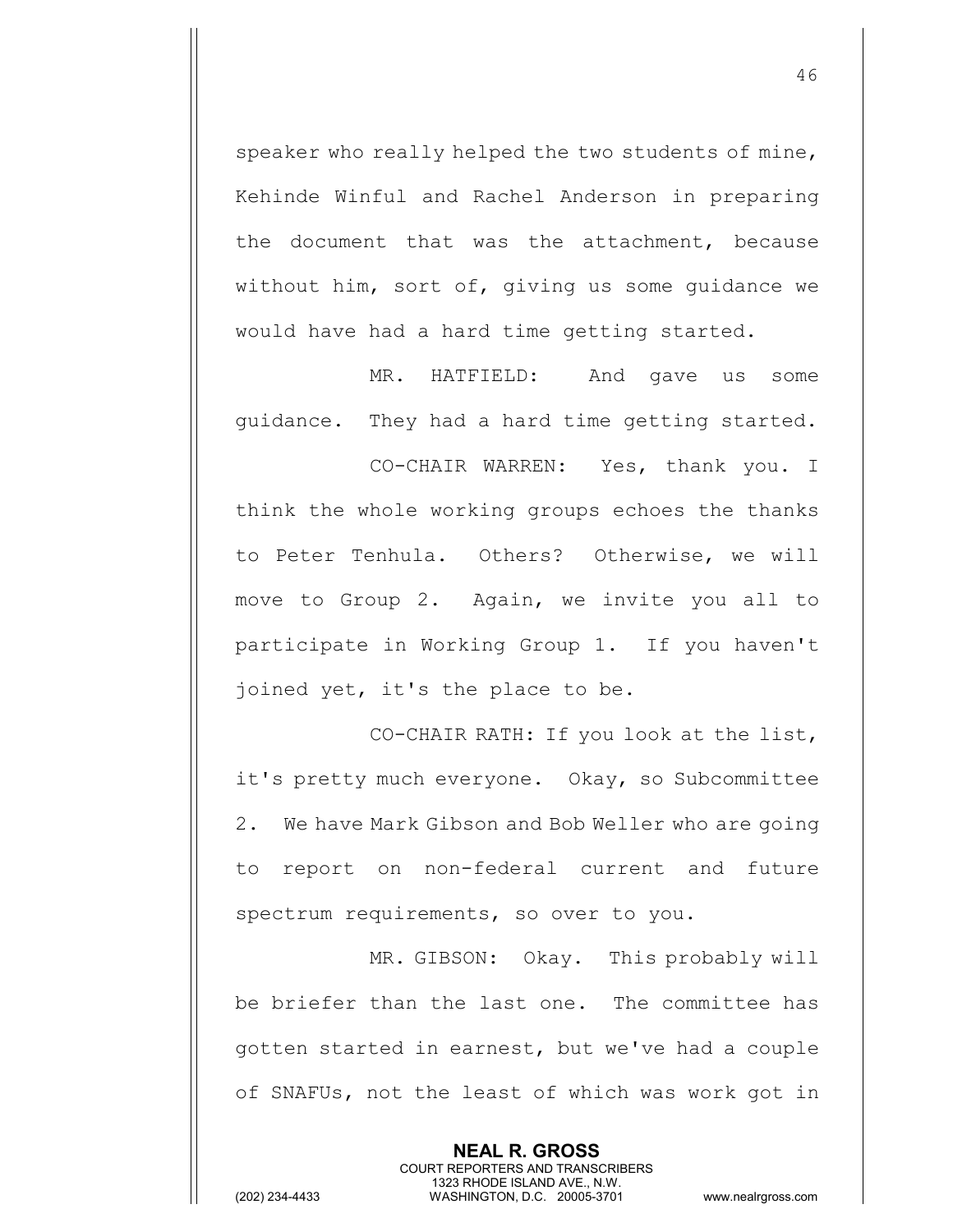speaker who really helped the two students of mine, Kehinde Winful and Rachel Anderson in preparing the document that was the attachment, because without him, sort of, giving us some guidance we would have had a hard time getting started.

MR. HATFIELD: And gave us some guidance. They had a hard time getting started.

CO-CHAIR WARREN: Yes, thank you. I think the whole working groups echoes the thanks to Peter Tenhula. Others? Otherwise, we will move to Group 2. Again, we invite you all to participate in Working Group 1. If you haven't joined yet, it's the place to be.

CO-CHAIR RATH: If you look at the list, it's pretty much everyone. Okay, so Subcommittee 2. We have Mark Gibson and Bob Weller who are going to report on non-federal current and future spectrum requirements, so over to you.

MR. GIBSON: Okay. This probably will be briefer than the last one. The committee has gotten started in earnest, but we've had a couple of SNAFUs, not the least of which was work got in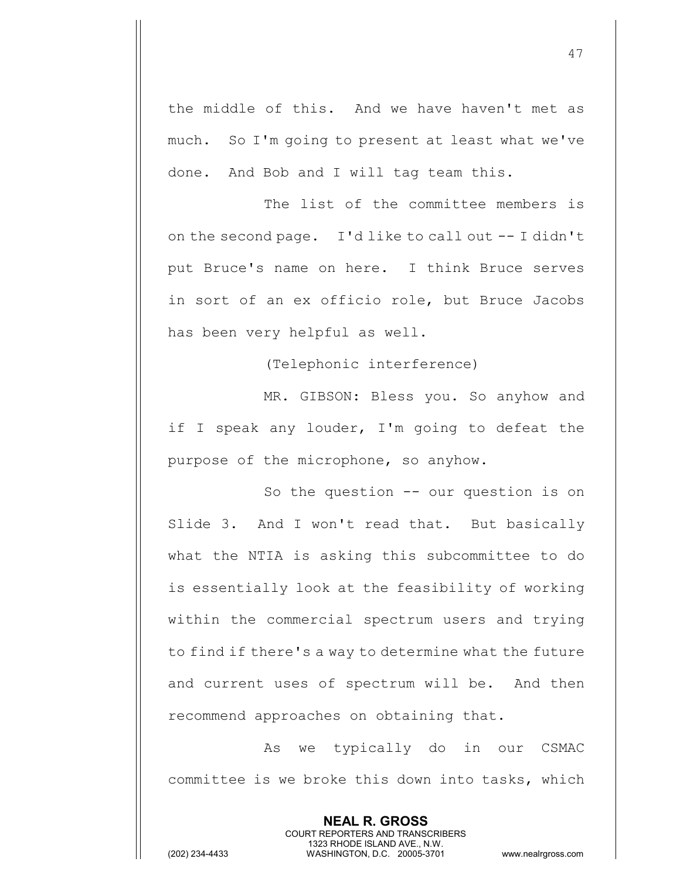the middle of this. And we have haven't met as much. So I'm going to present at least what we've done. And Bob and I will tag team this.

The list of the committee members is on the second page. I'd like to call out -- I didn't put Bruce's name on here. I think Bruce serves in sort of an ex officio role, but Bruce Jacobs has been very helpful as well.

(Telephonic interference)

MR. GIBSON: Bless you. So anyhow and if I speak any louder, I'm going to defeat the purpose of the microphone, so anyhow.

So the question -- our question is on Slide 3. And I won't read that. But basically what the NTIA is asking this subcommittee to do is essentially look at the feasibility of working within the commercial spectrum users and trying to find if there's a way to determine what the future and current uses of spectrum will be. And then recommend approaches on obtaining that.

As we typically do in our CSMAC committee is we broke this down into tasks, which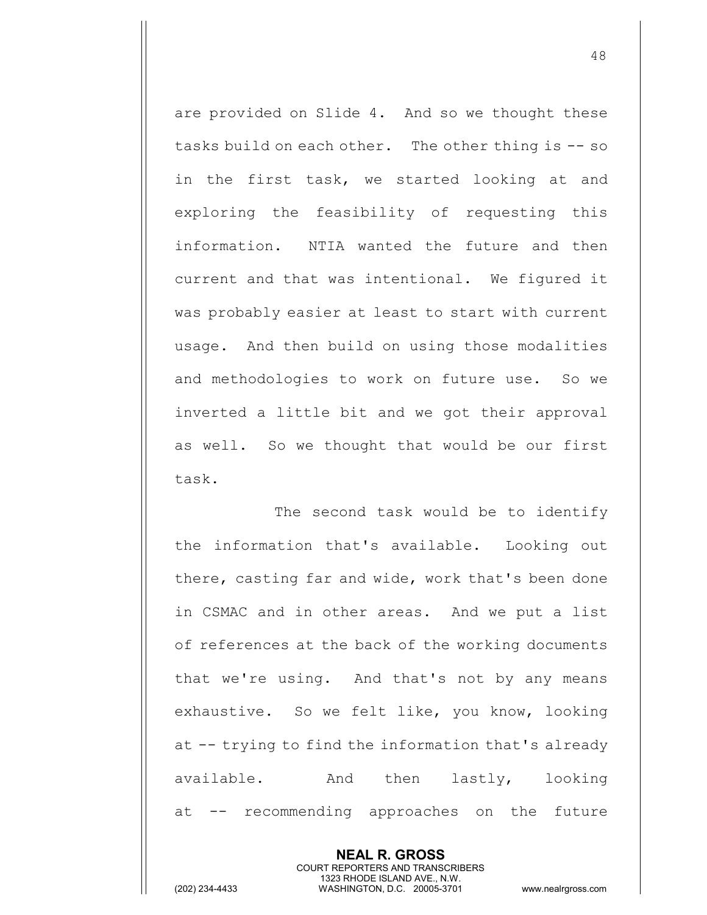are provided on Slide 4. And so we thought these tasks build on each other. The other thing is -- so in the first task, we started looking at and exploring the feasibility of requesting this information. NTIA wanted the future and then current and that was intentional. We figured it was probably easier at least to start with current usage. And then build on using those modalities and methodologies to work on future use. So we inverted a little bit and we got their approval as well. So we thought that would be our first task.

The second task would be to identify the information that's available. Looking out there, casting far and wide, work that's been done in CSMAC and in other areas. And we put a list of references at the back of the working documents that we're using. And that's not by any means exhaustive. So we felt like, you know, looking at -- trying to find the information that's already available. And then lastly, looking at -- recommending approaches on the future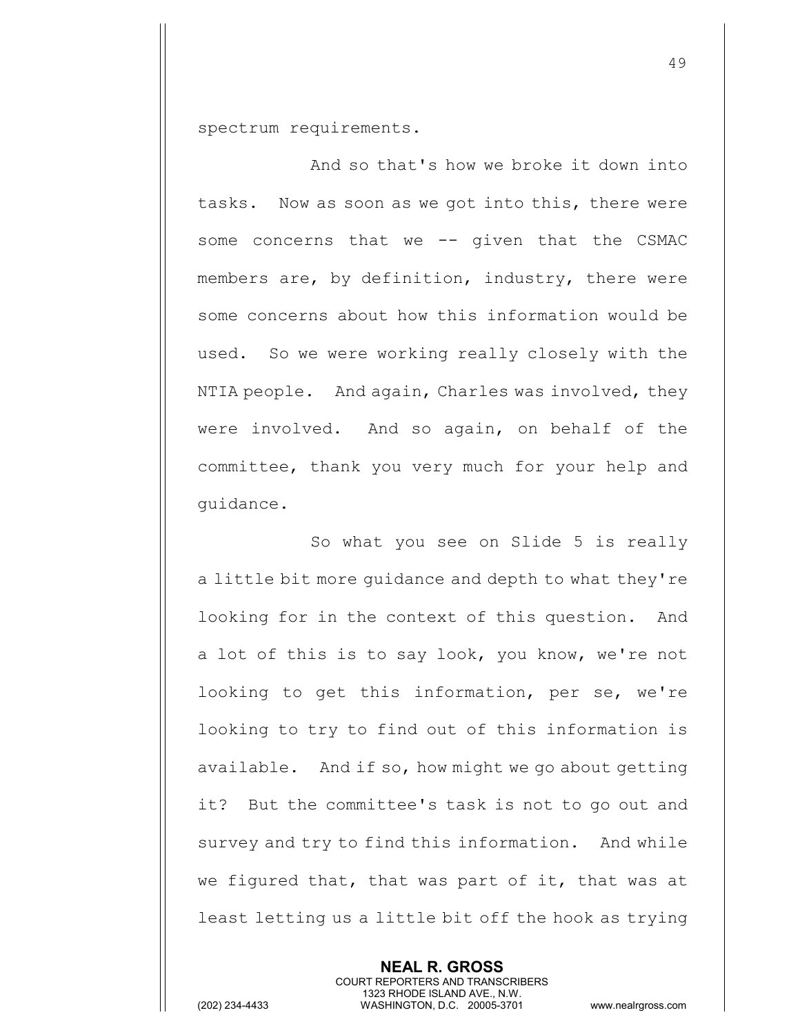spectrum requirements.

And so that's how we broke it down into tasks. Now as soon as we got into this, there were some concerns that we -- given that the CSMAC members are, by definition, industry, there were some concerns about how this information would be used. So we were working really closely with the NTIA people. And again, Charles was involved, they were involved. And so again, on behalf of the committee, thank you very much for your help and guidance.

So what you see on Slide 5 is really a little bit more guidance and depth to what they're looking for in the context of this question. And a lot of this is to say look, you know, we're not looking to get this information, per se, we're looking to try to find out of this information is available. And if so, how might we go about getting it? But the committee's task is not to go out and survey and try to find this information. And while we figured that, that was part of it, that was at least letting us a little bit off the hook as trying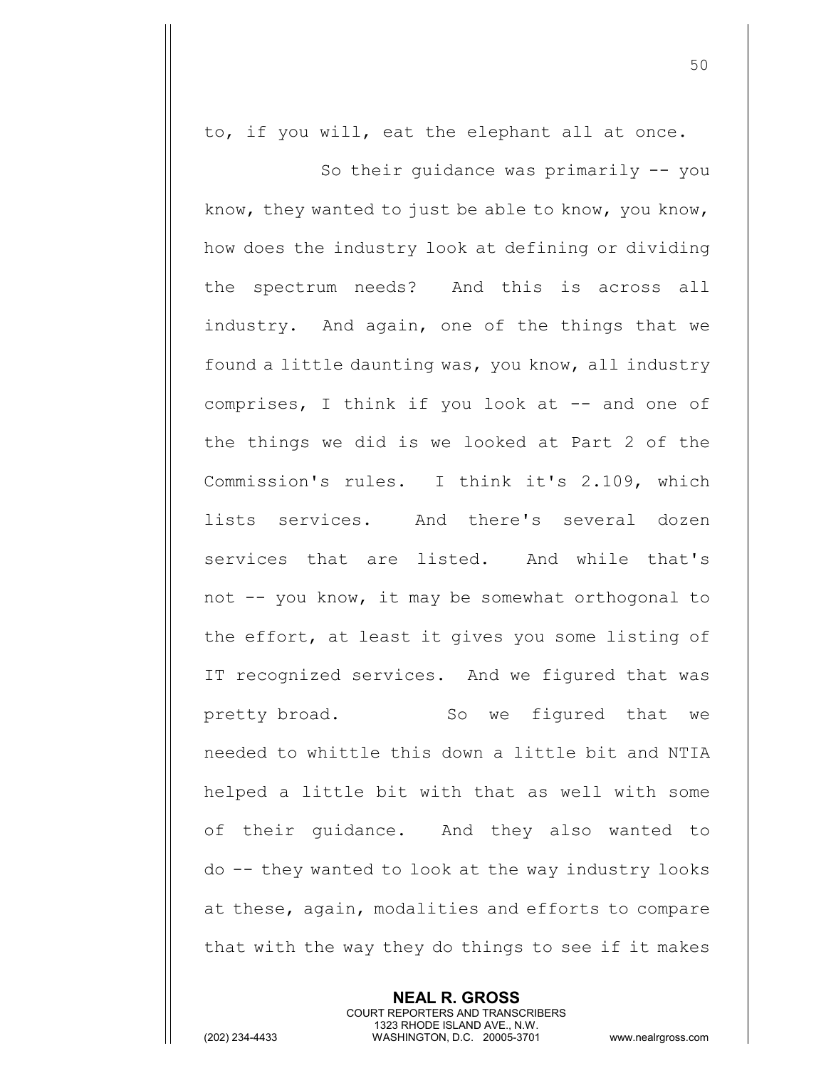to, if you will, eat the elephant all at once.

So their guidance was primarily -- you know, they wanted to just be able to know, you know, how does the industry look at defining or dividing the spectrum needs? And this is across all industry. And again, one of the things that we found a little daunting was, you know, all industry comprises, I think if you look at -- and one of the things we did is we looked at Part 2 of the Commission's rules. I think it's 2.109, which lists services. And there's several dozen services that are listed. And while that's not -- you know, it may be somewhat orthogonal to the effort, at least it gives you some listing of IT recognized services. And we figured that was pretty broad. So we figured that we needed to whittle this down a little bit and NTIA helped a little bit with that as well with some of their guidance. And they also wanted to do -- they wanted to look at the way industry looks at these, again, modalities and efforts to compare that with the way they do things to see if it makes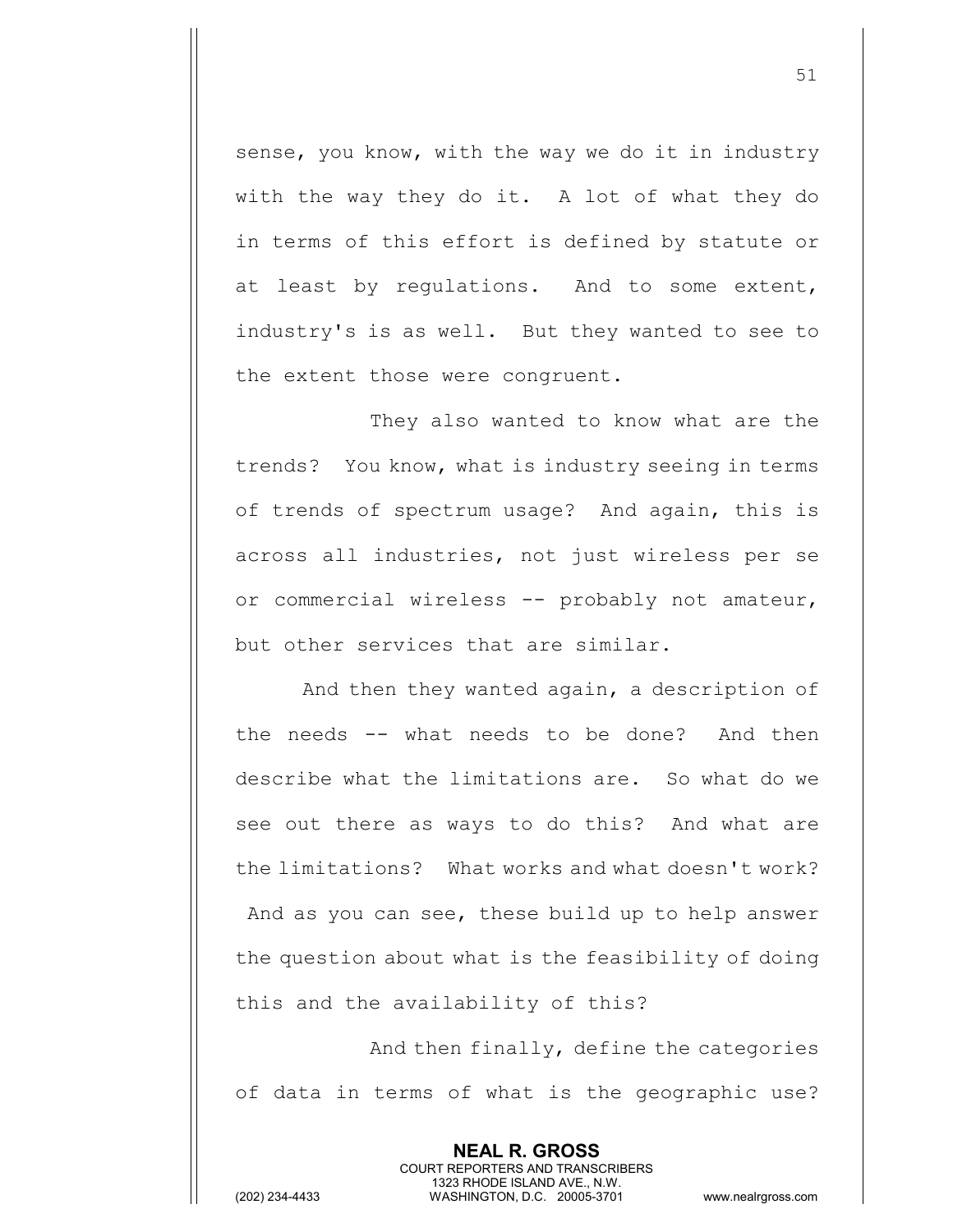sense, you know, with the way we do it in industry with the way they do it. A lot of what they do in terms of this effort is defined by statute or at least by regulations. And to some extent, industry's is as well. But they wanted to see to the extent those were congruent.

They also wanted to know what are the trends? You know, what is industry seeing in terms of trends of spectrum usage? And again, this is across all industries, not just wireless per se or commercial wireless -- probably not amateur, but other services that are similar.

And then they wanted again, a description of the needs -- what needs to be done? And then describe what the limitations are. So what do we see out there as ways to do this? And what are the limitations? What works and what doesn't work? And as you can see, these build up to help answer the question about what is the feasibility of doing this and the availability of this?

And then finally, define the categories of data in terms of what is the geographic use?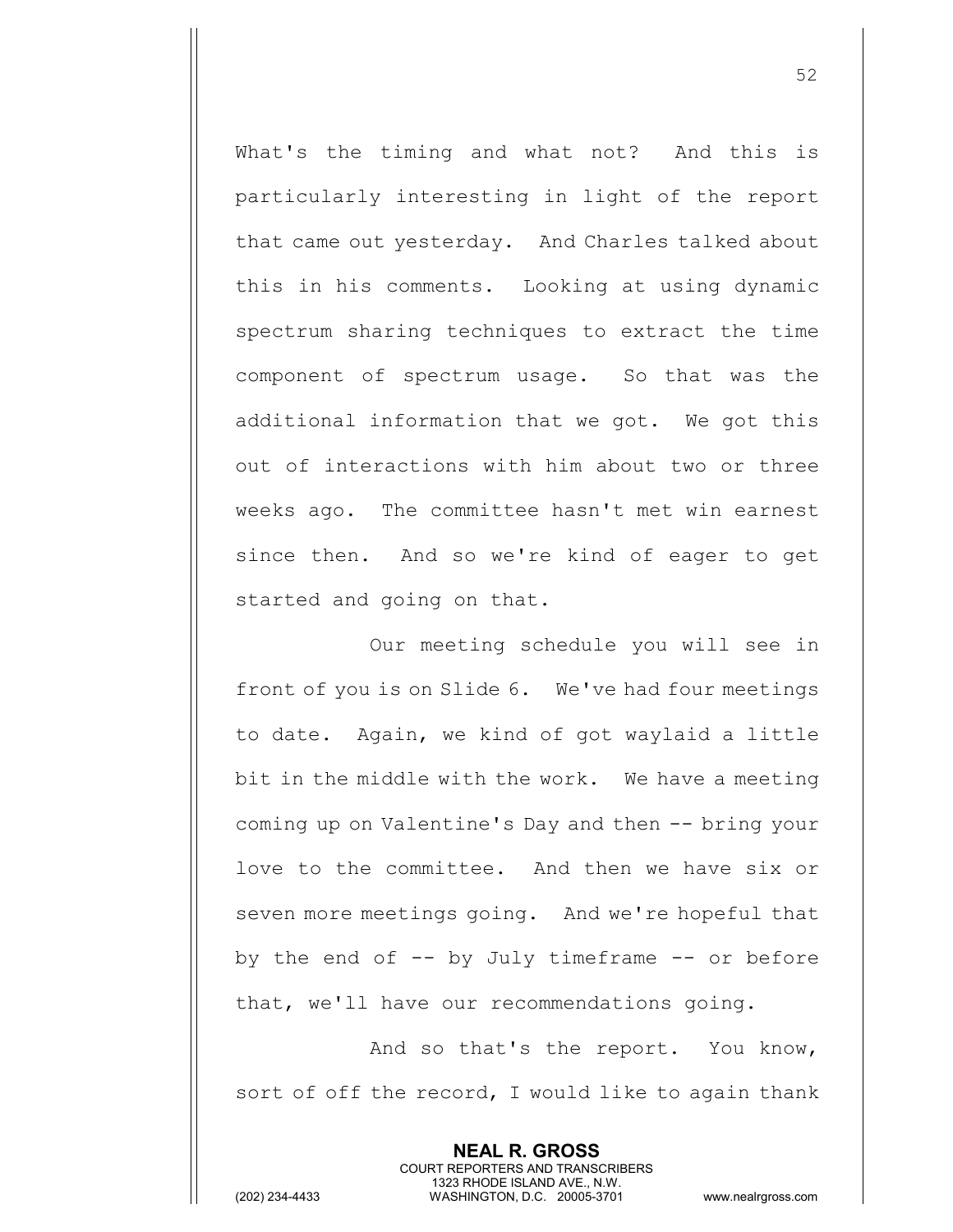What's the timing and what not? And this is particularly interesting in light of the report that came out yesterday. And Charles talked about this in his comments. Looking at using dynamic spectrum sharing techniques to extract the time component of spectrum usage. So that was the additional information that we got. We got this out of interactions with him about two or three weeks ago. The committee hasn't met win earnest since then. And so we're kind of eager to get started and going on that.

Our meeting schedule you will see in front of you is on Slide 6. We've had four meetings to date. Again, we kind of got waylaid a little bit in the middle with the work. We have a meeting coming up on Valentine's Day and then -- bring your love to the committee. And then we have six or seven more meetings going. And we're hopeful that by the end of -- by July timeframe -- or before that, we'll have our recommendations going.

And so that's the report. You know, sort of off the record, I would like to again thank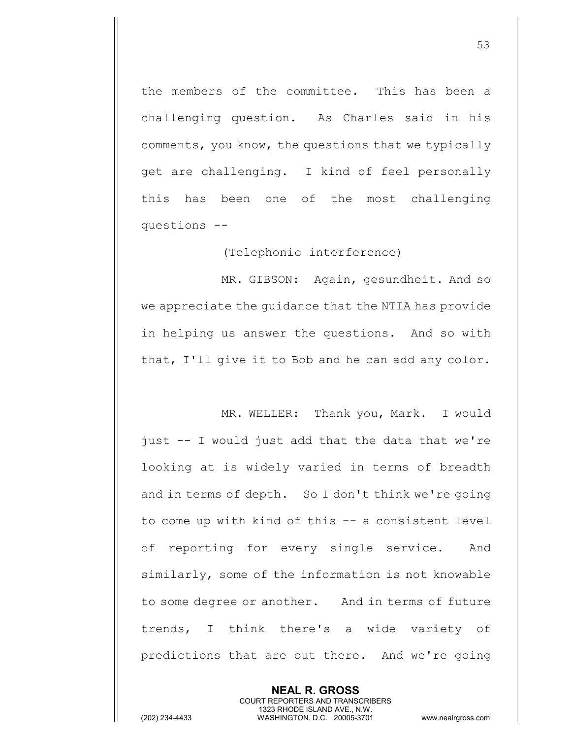the members of the committee. This has been a challenging question. As Charles said in his comments, you know, the questions that we typically get are challenging. I kind of feel personally this has been one of the most challenging questions --

(Telephonic interference)

MR. GIBSON: Again, gesundheit. And so we appreciate the guidance that the NTIA has provide in helping us answer the questions. And so with that, I'll give it to Bob and he can add any color.

MR. WELLER: Thank you, Mark. I would just -- I would just add that the data that we're looking at is widely varied in terms of breadth and in terms of depth. So I don't think we're going to come up with kind of this -- a consistent level of reporting for every single service. And similarly, some of the information is not knowable to some degree or another. And in terms of future trends, I think there's a wide variety of predictions that are out there. And we're going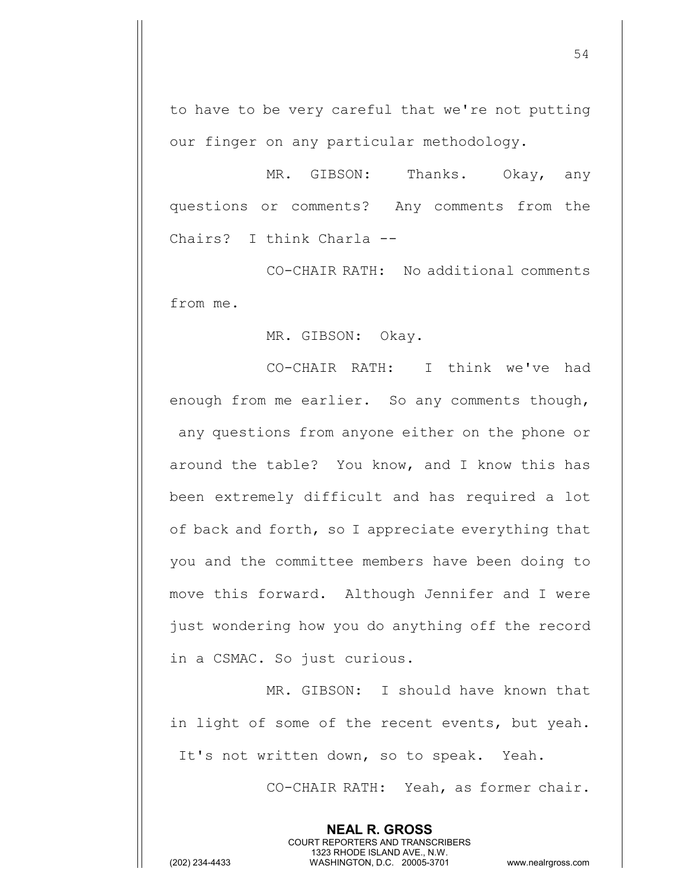to have to be very careful that we're not putting our finger on any particular methodology.

MR. GIBSON: Thanks. Okay, any questions or comments? Any comments from the Chairs? I think Charla --

CO-CHAIR RATH: No additional comments from me.

MR. GIBSON: Okay.

CO-CHAIR RATH: I think we've had enough from me earlier. So any comments though, any questions from anyone either on the phone or around the table? You know, and I know this has been extremely difficult and has required a lot of back and forth, so I appreciate everything that you and the committee members have been doing to move this forward. Although Jennifer and I were just wondering how you do anything off the record in a CSMAC. So just curious.

MR. GIBSON: I should have known that in light of some of the recent events, but yeah. It's not written down, so to speak. Yeah.

CO-CHAIR RATH: Yeah, as former chair.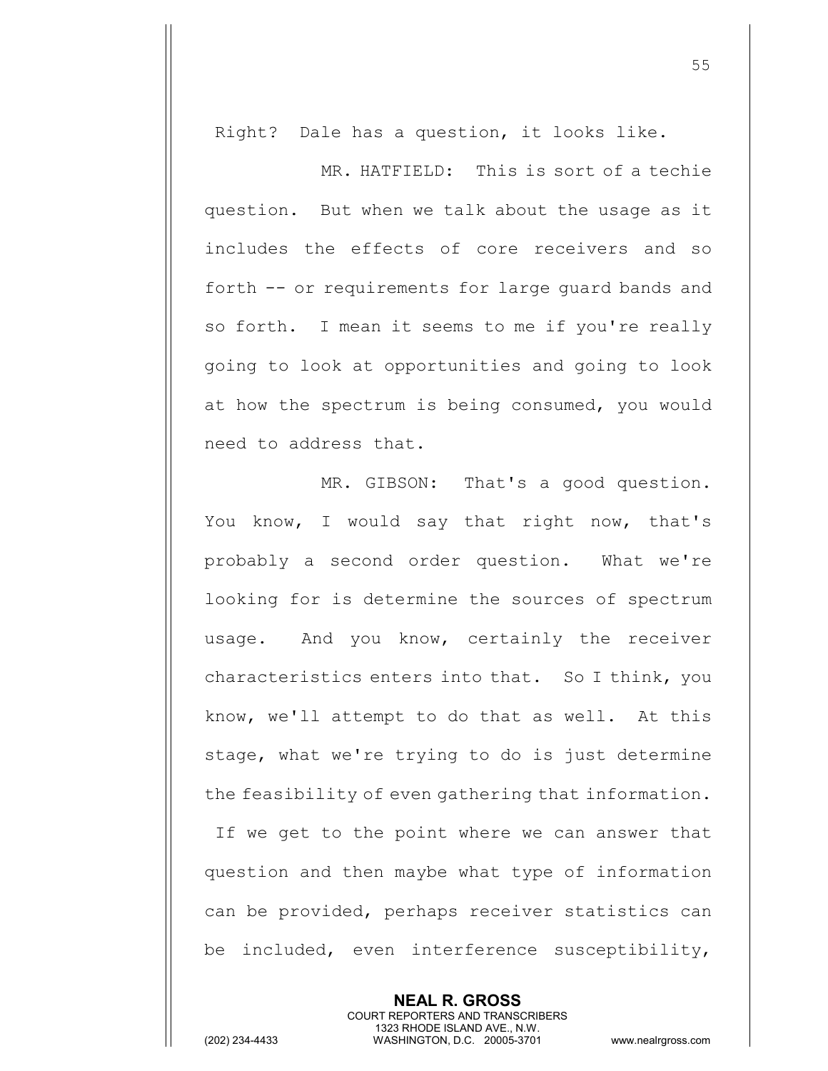Right? Dale has a question, it looks like.

MR. HATFIELD: This is sort of a techie question. But when we talk about the usage as it includes the effects of core receivers and so forth -- or requirements for large guard bands and so forth. I mean it seems to me if you're really going to look at opportunities and going to look at how the spectrum is being consumed, you would need to address that.

MR. GIBSON: That's a good question. You know, I would say that right now, that's probably a second order question. What we're looking for is determine the sources of spectrum usage. And you know, certainly the receiver characteristics enters into that. So I think, you know, we'll attempt to do that as well. At this stage, what we're trying to do is just determine the feasibility of even gathering that information. If we get to the point where we can answer that question and then maybe what type of information can be provided, perhaps receiver statistics can be included, even interference susceptibility,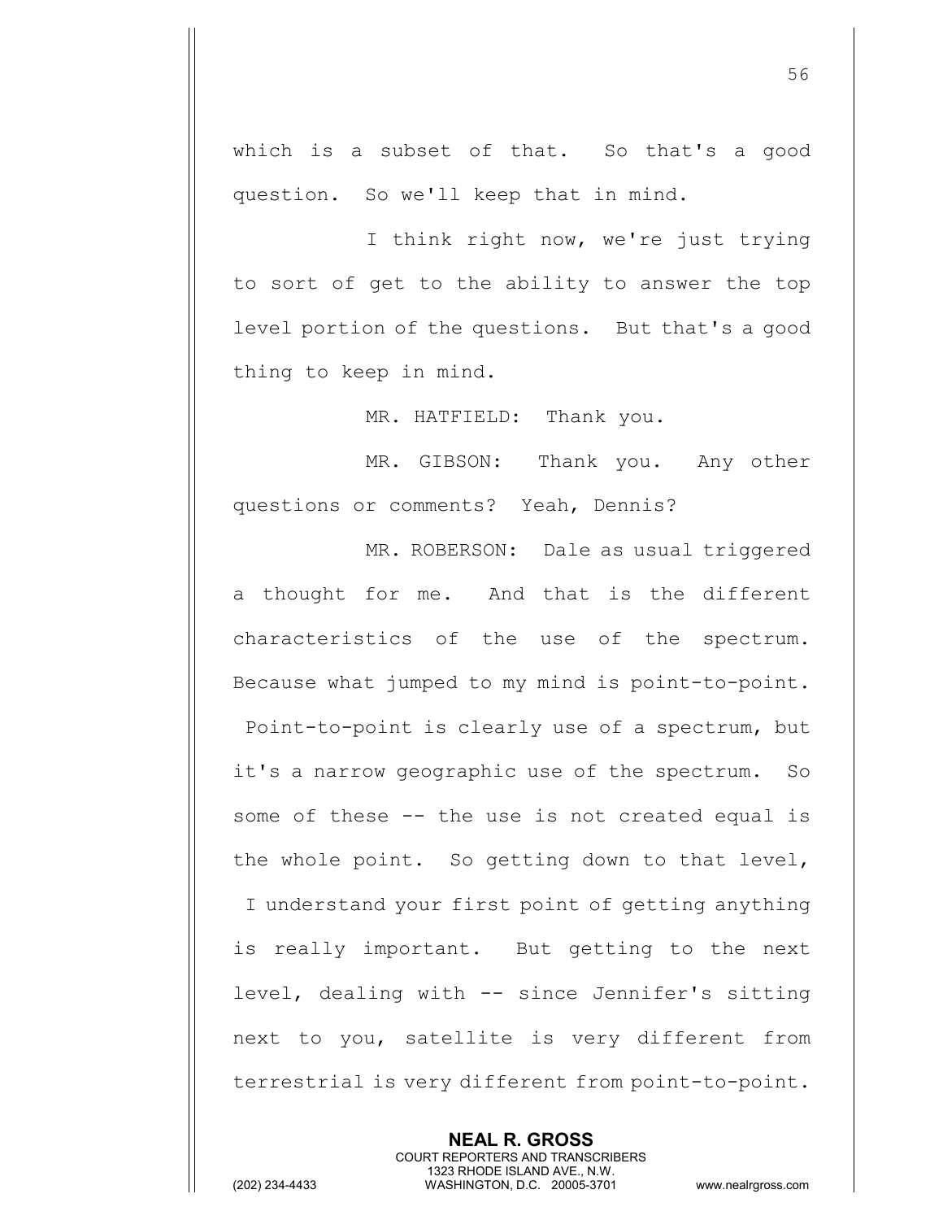which is a subset of that. So that's a good question. So we'll keep that in mind.

I think right now, we're just trying to sort of get to the ability to answer the top level portion of the questions. But that's a good thing to keep in mind.

MR. HATFIELD: Thank you.

MR. GIBSON: Thank you. Any other questions or comments? Yeah, Dennis?

MR. ROBERSON: Dale as usual triggered a thought for me. And that is the different characteristics of the use of the spectrum. Because what jumped to my mind is point-to-point. Point-to-point is clearly use of a spectrum, but it's a narrow geographic use of the spectrum. So some of these -- the use is not created equal is the whole point. So getting down to that level, I understand your first point of getting anything is really important. But getting to the next level, dealing with -- since Jennifer's sitting next to you, satellite is very different from terrestrial is very different from point-to-point.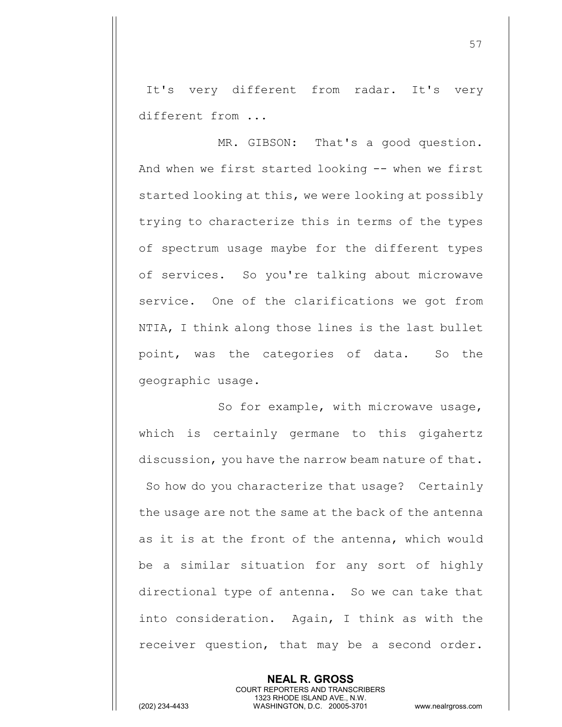It's very different from radar. It's very different from ...

MR. GIBSON: That's a good question. And when we first started looking -- when we first started looking at this, we were looking at possibly trying to characterize this in terms of the types of spectrum usage maybe for the different types of services. So you're talking about microwave service. One of the clarifications we got from NTIA, I think along those lines is the last bullet point, was the categories of data. So the geographic usage.

So for example, with microwave usage, which is certainly germane to this gigahertz discussion, you have the narrow beam nature of that. So how do you characterize that usage? Certainly the usage are not the same at the back of the antenna as it is at the front of the antenna, which would be a similar situation for any sort of highly directional type of antenna. So we can take that into consideration. Again, I think as with the receiver question, that may be a second order.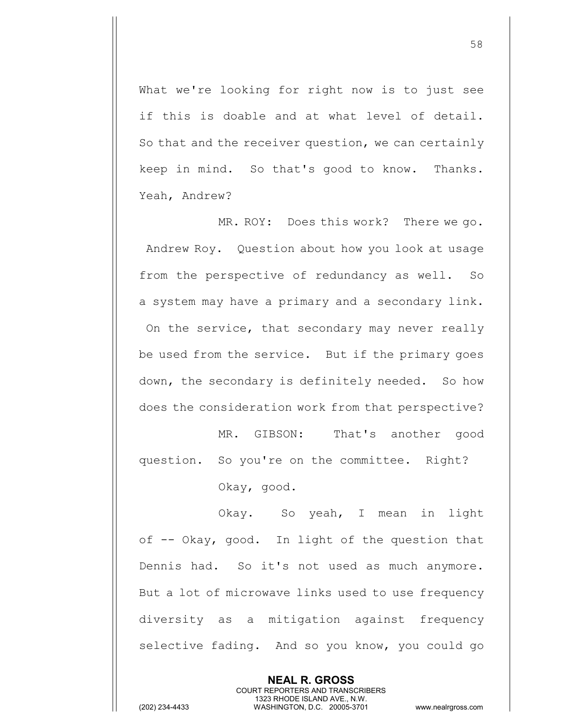What we're looking for right now is to just see if this is doable and at what level of detail. So that and the receiver question, we can certainly keep in mind. So that's good to know. Thanks. Yeah, Andrew?

MR. ROY: Does this work? There we go. Andrew Roy. Question about how you look at usage from the perspective of redundancy as well. So a system may have a primary and a secondary link. On the service, that secondary may never really be used from the service. But if the primary goes down, the secondary is definitely needed. So how does the consideration work from that perspective?

MR. GIBSON: That's another good question. So you're on the committee. Right?

Okay, good.

Okay. So yeah, I mean in light of -- Okay, good. In light of the question that Dennis had. So it's not used as much anymore. But a lot of microwave links used to use frequency diversity as a mitigation against frequency selective fading. And so you know, you could go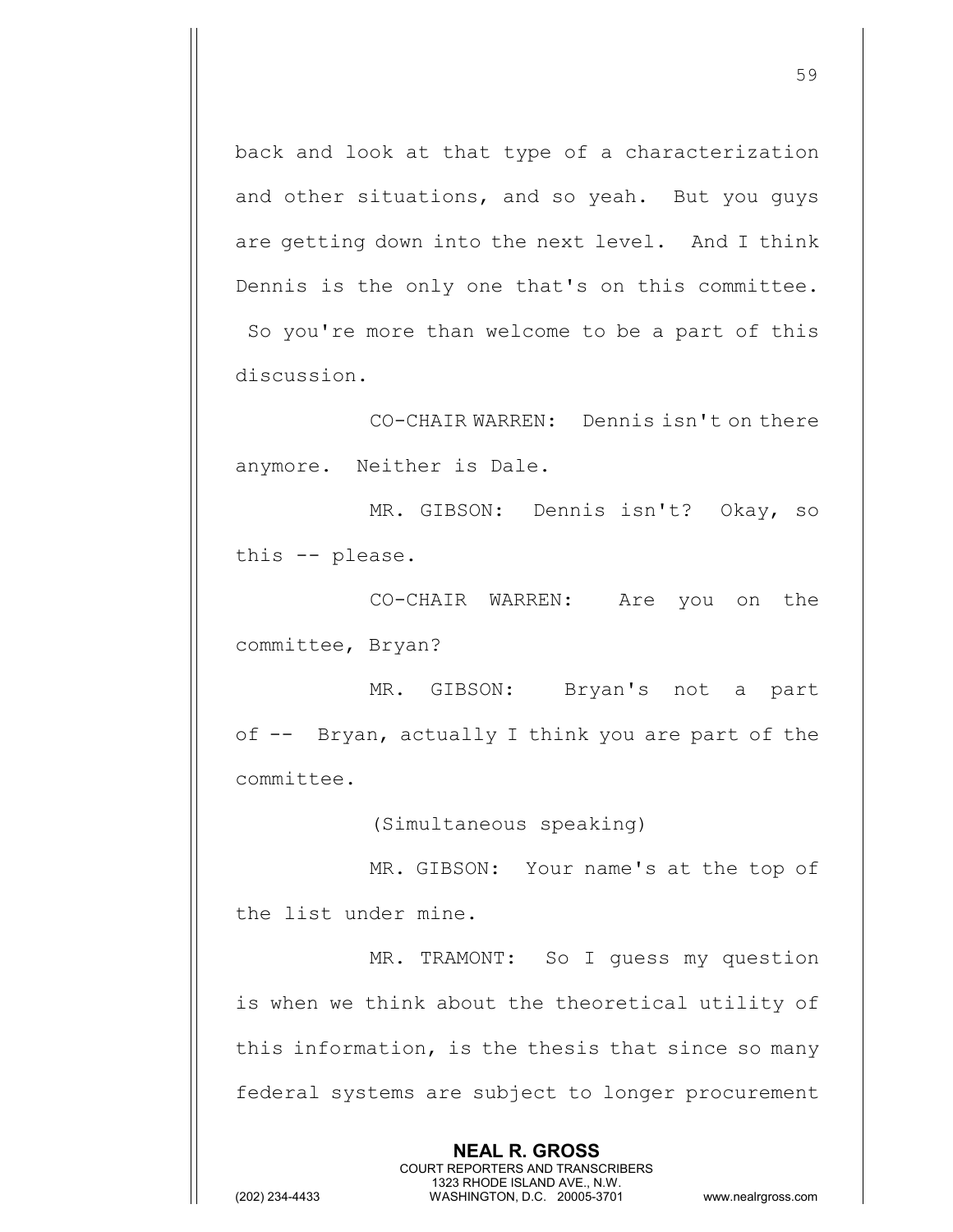back and look at that type of a characterization and other situations, and so yeah. But you guys are getting down into the next level. And I think Dennis is the only one that's on this committee. So you're more than welcome to be a part of this discussion.

CO-CHAIR WARREN: Dennis isn't on there anymore. Neither is Dale.

MR. GIBSON: Dennis isn't? Okay, so this -- please.

CO-CHAIR WARREN: Are you on the committee, Bryan?

MR. GIBSON: Bryan's not a part of -- Bryan, actually I think you are part of the committee.

(Simultaneous speaking)

MR. GIBSON: Your name's at the top of the list under mine.

MR. TRAMONT: So I guess my question is when we think about the theoretical utility of this information, is the thesis that since so many federal systems are subject to longer procurement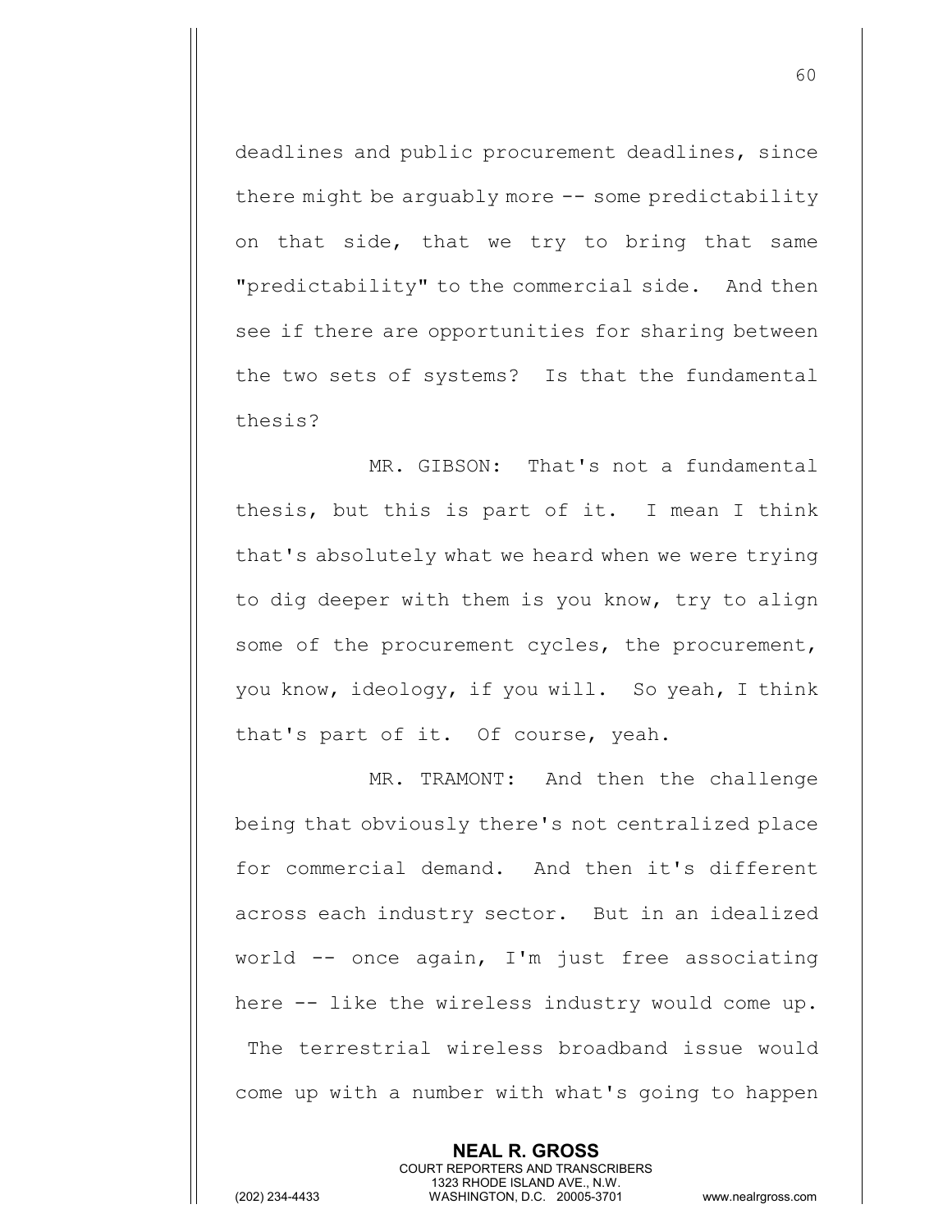deadlines and public procurement deadlines, since there might be arguably more -- some predictability on that side, that we try to bring that same "predictability" to the commercial side. And then see if there are opportunities for sharing between the two sets of systems? Is that the fundamental thesis?

MR. GIBSON: That's not a fundamental thesis, but this is part of it. I mean I think that's absolutely what we heard when we were trying to dig deeper with them is you know, try to align some of the procurement cycles, the procurement, you know, ideology, if you will. So yeah, I think that's part of it. Of course, yeah.

MR. TRAMONT: And then the challenge being that obviously there's not centralized place for commercial demand. And then it's different across each industry sector. But in an idealized world -- once again, I'm just free associating here -- like the wireless industry would come up. The terrestrial wireless broadband issue would come up with a number with what's going to happen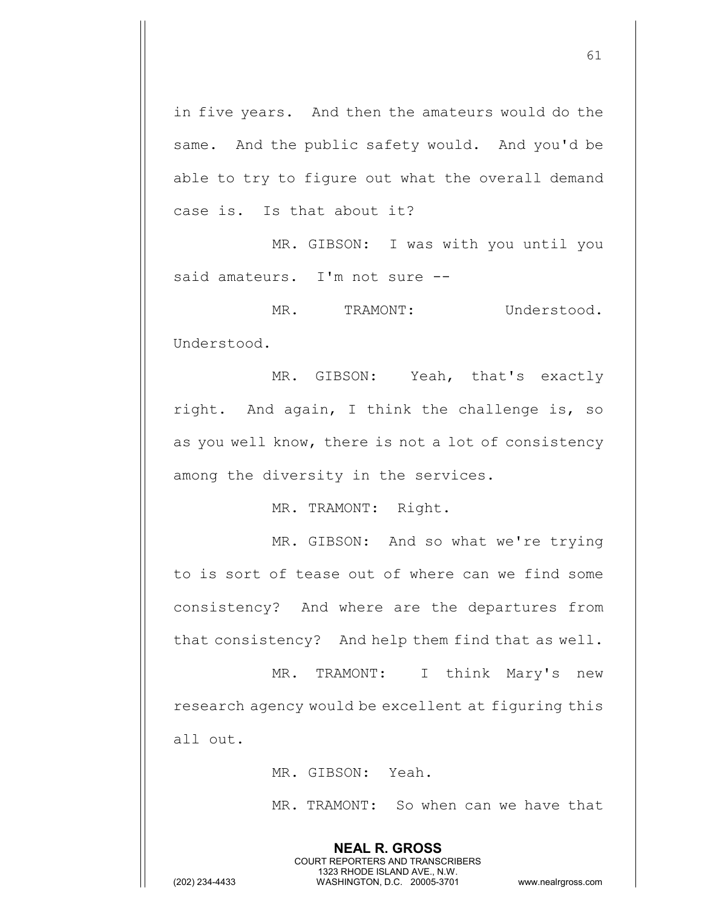in five years. And then the amateurs would do the same. And the public safety would. And you'd be able to try to figure out what the overall demand case is. Is that about it?

MR. GIBSON: I was with you until you said amateurs. I'm not sure --

MR. TRAMONT: Understood. Understood.

MR. GIBSON: Yeah, that's exactly right. And again, I think the challenge is, so as you well know, there is not a lot of consistency among the diversity in the services.

MR. TRAMONT: Right.

MR. GIBSON: And so what we're trying to is sort of tease out of where can we find some consistency? And where are the departures from that consistency? And help them find that as well.

MR. TRAMONT: I think Mary's new research agency would be excellent at figuring this all out.

MR. GIBSON: Yeah.

MR. TRAMONT: So when can we have that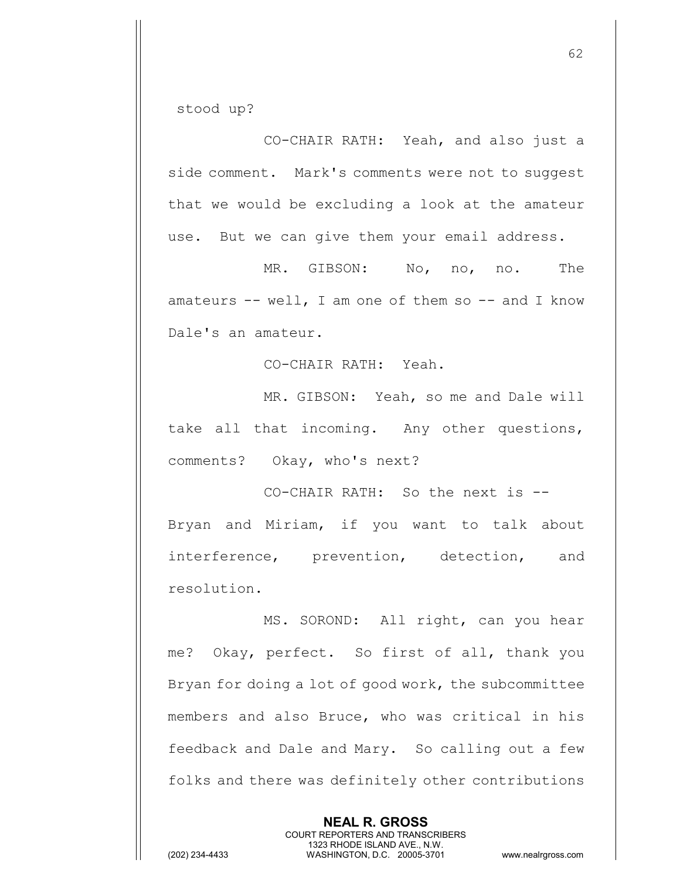stood up?

CO-CHAIR RATH: Yeah, and also just a side comment. Mark's comments were not to suggest that we would be excluding a look at the amateur use. But we can give them your email address.

MR. GIBSON: No, no, no. The amateurs -- well, I am one of them so -- and I know Dale's an amateur.

CO-CHAIR RATH: Yeah.

MR. GIBSON: Yeah, so me and Dale will take all that incoming. Any other questions, comments? Okay, who's next?

CO-CHAIR RATH: So the next is -- Bryan and Miriam, if you want to talk about interference, prevention, detection, and resolution.

MS. SOROND: All right, can you hear me? Okay, perfect. So first of all, thank you Bryan for doing a lot of good work, the subcommittee members and also Bruce, who was critical in his feedback and Dale and Mary. So calling out a few folks and there was definitely other contributions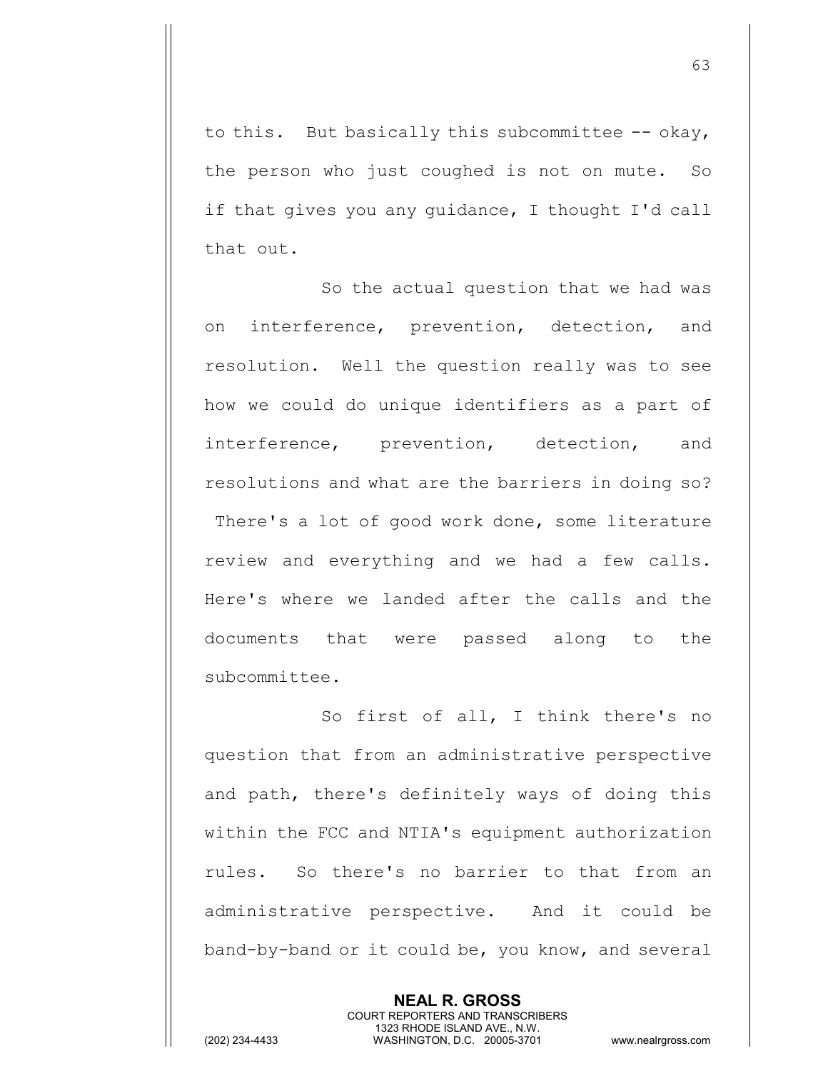to this. But basically this subcommittee -- okay, the person who just coughed is not on mute. So if that gives you any guidance, I thought I'd call that out.

So the actual question that we had was on interference, prevention, detection, and resolution. Well the question really was to see how we could do unique identifiers as a part of interference, prevention, detection, and resolutions and what are the barriers in doing so? There's a lot of good work done, some literature review and everything and we had a few calls. Here's where we landed after the calls and the documents that were passed along to the subcommittee.

So first of all, I think there's no question that from an administrative perspective and path, there's definitely ways of doing this within the FCC and NTIA's equipment authorization rules. So there's no barrier to that from an administrative perspective. And it could be band-by-band or it could be, you know, and several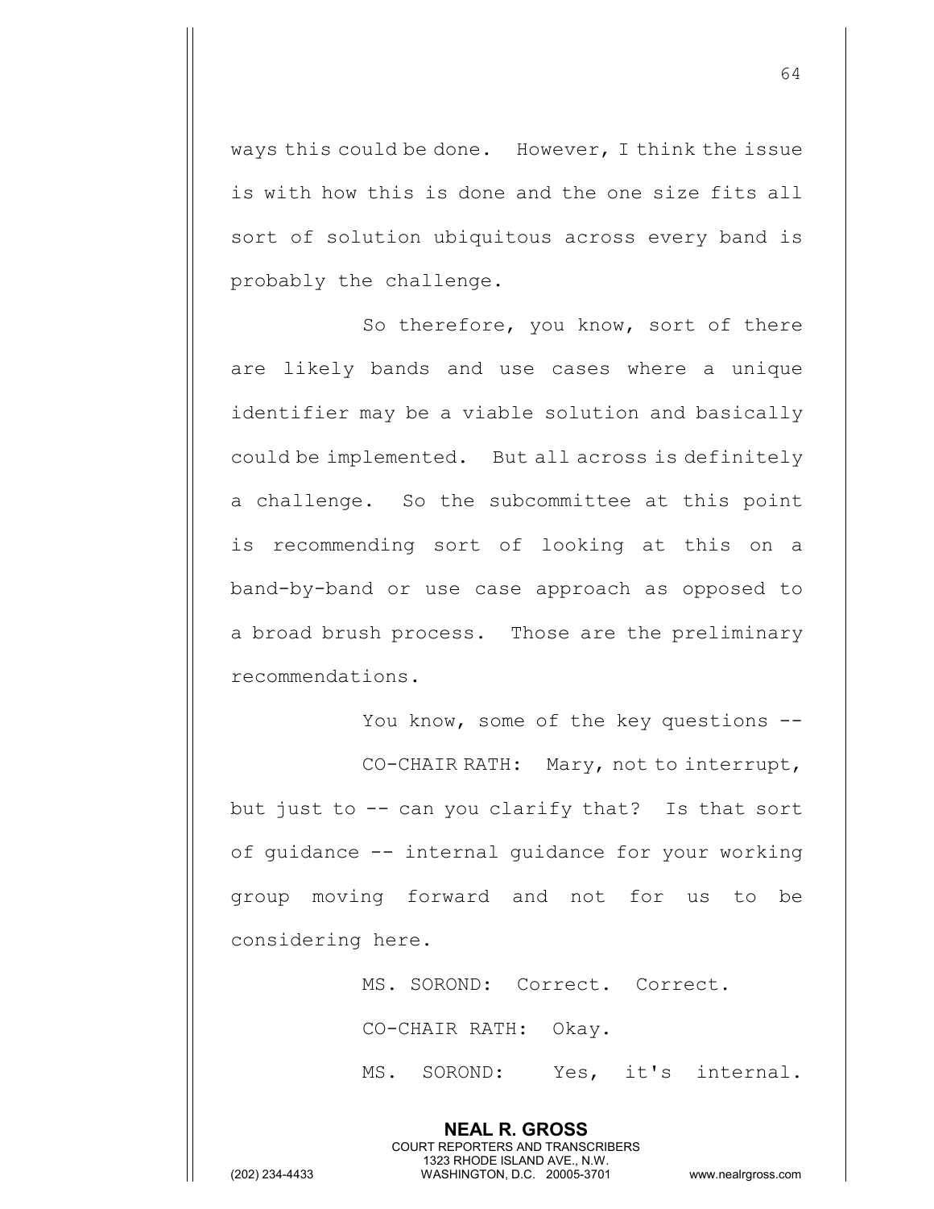ways this could be done. However, I think the issue is with how this is done and the one size fits all sort of solution ubiquitous across every band is probably the challenge.

So therefore, you know, sort of there are likely bands and use cases where a unique identifier may be a viable solution and basically could be implemented. But all across is definitely a challenge. So the subcommittee at this point is recommending sort of looking at this on a band-by-band or use case approach as opposed to a broad brush process. Those are the preliminary recommendations.

You know, some of the key questions --

CO-CHAIR RATH: Mary, not to interrupt, but just to -- can you clarify that? Is that sort of guidance -- internal guidance for your working group moving forward and not for us to be considering here.

MS. SOROND: Correct. Correct.

CO-CHAIR RATH: Okay.

MS. SOROND: Yes, it's internal.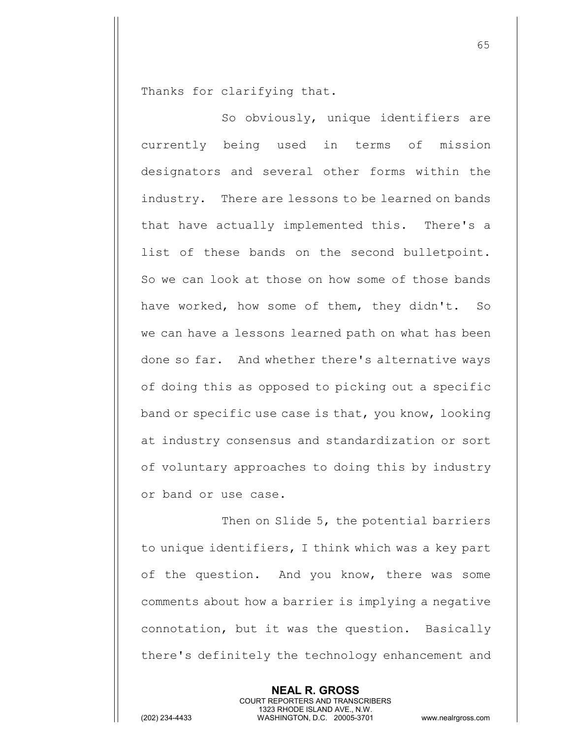Thanks for clarifying that.

So obviously, unique identifiers are currently being used in terms of mission designators and several other forms within the industry. There are lessons to be learned on bands that have actually implemented this. There's a list of these bands on the second bulletpoint. So we can look at those on how some of those bands have worked, how some of them, they didn't. So we can have a lessons learned path on what has been done so far. And whether there's alternative ways of doing this as opposed to picking out a specific band or specific use case is that, you know, looking at industry consensus and standardization or sort of voluntary approaches to doing this by industry or band or use case.

Then on Slide 5, the potential barriers to unique identifiers, I think which was a key part of the question. And you know, there was some comments about how a barrier is implying a negative connotation, but it was the question. Basically there's definitely the technology enhancement and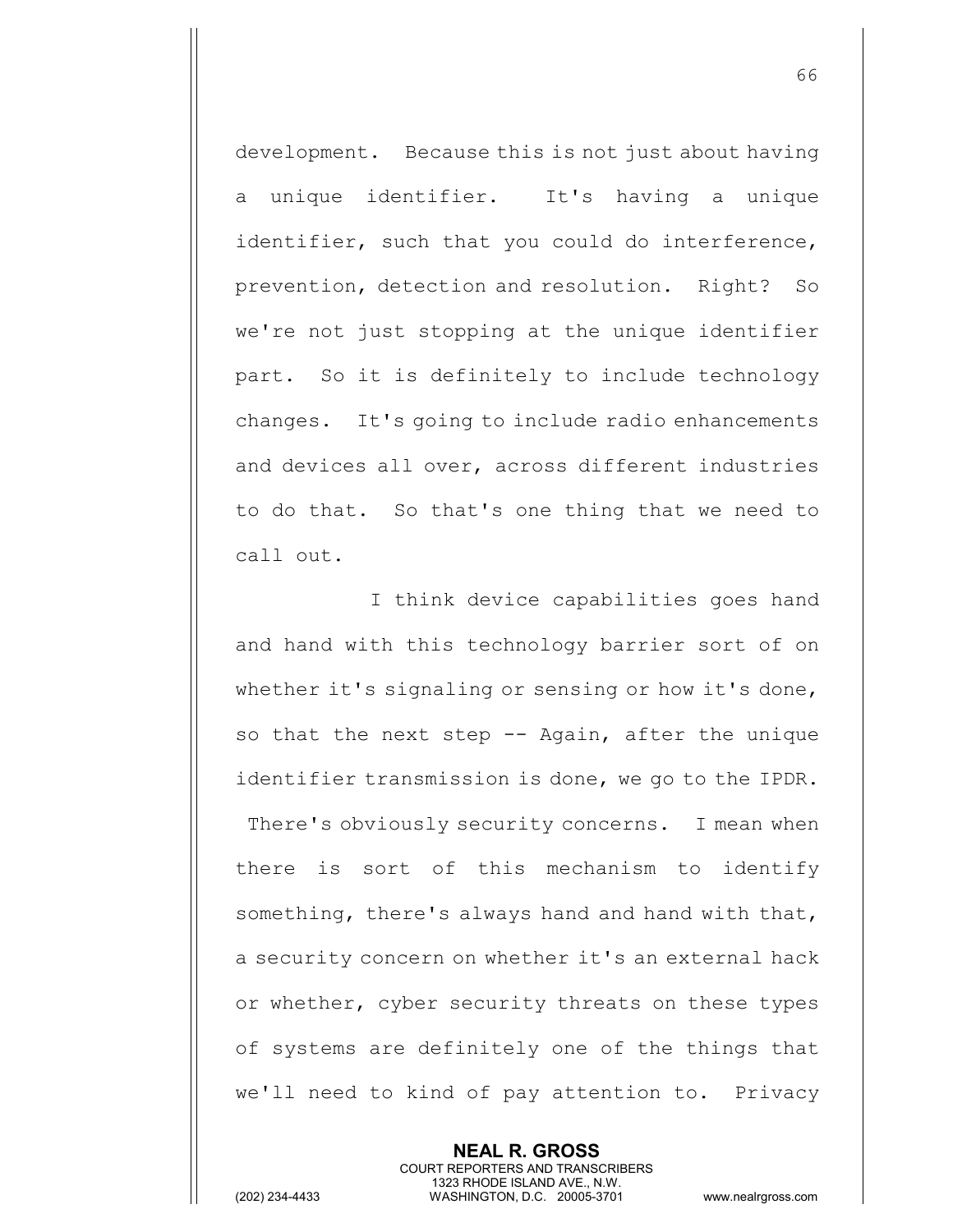development. Because this is not just about having a unique identifier. It's having a unique identifier, such that you could do interference, prevention, detection and resolution. Right? So we're not just stopping at the unique identifier part. So it is definitely to include technology changes. It's going to include radio enhancements and devices all over, across different industries to do that. So that's one thing that we need to call out.

I think device capabilities goes hand and hand with this technology barrier sort of on whether it's signaling or sensing or how it's done, so that the next step -- Again, after the unique identifier transmission is done, we go to the IPDR. There's obviously security concerns. I mean when there is sort of this mechanism to identify something, there's always hand and hand with that, a security concern on whether it's an external hack or whether, cyber security threats on these types of systems are definitely one of the things that we'll need to kind of pay attention to. Privacy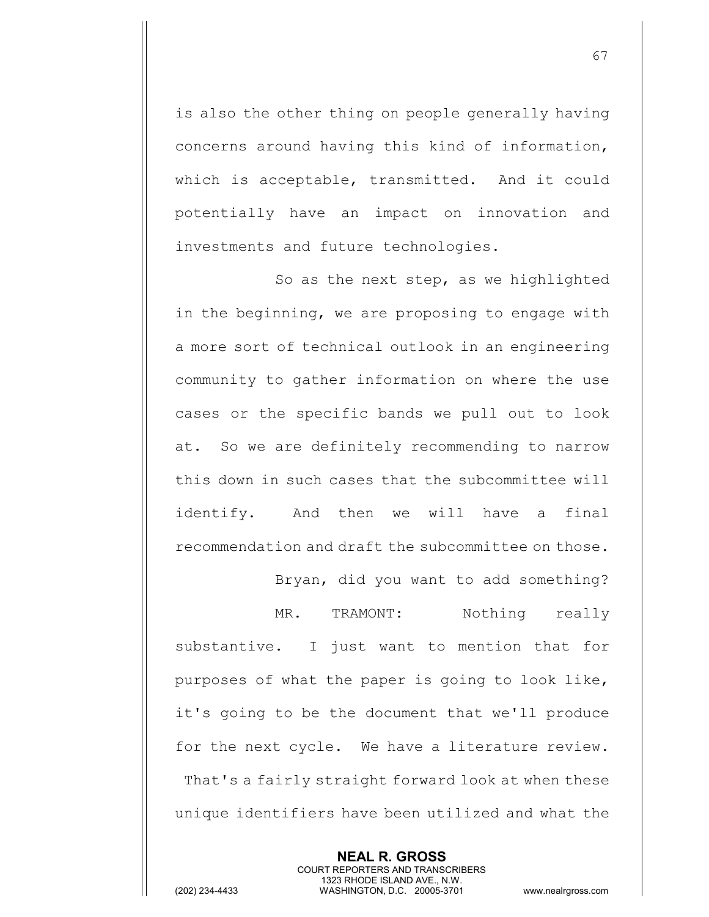is also the other thing on people generally having concerns around having this kind of information, which is acceptable, transmitted. And it could potentially have an impact on innovation and investments and future technologies.

So as the next step, as we highlighted in the beginning, we are proposing to engage with a more sort of technical outlook in an engineering community to gather information on where the use cases or the specific bands we pull out to look at. So we are definitely recommending to narrow this down in such cases that the subcommittee will identify. And then we will have a final recommendation and draft the subcommittee on those.

Bryan, did you want to add something?

MR. TRAMONT: Nothing really substantive. I just want to mention that for purposes of what the paper is going to look like, it's going to be the document that we'll produce for the next cycle. We have a literature review. That's a fairly straight forward look at when these unique identifiers have been utilized and what the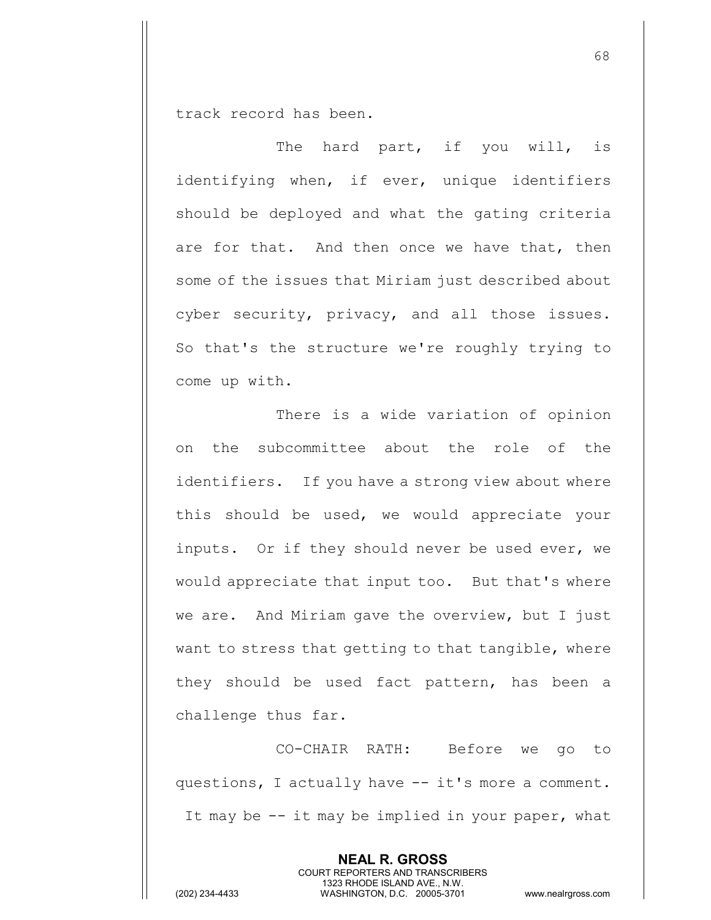track record has been.

The hard part, if you will, is identifying when, if ever, unique identifiers should be deployed and what the gating criteria are for that. And then once we have that, then some of the issues that Miriam just described about cyber security, privacy, and all those issues. So that's the structure we're roughly trying to come up with.

There is a wide variation of opinion on the subcommittee about the role of the identifiers. If you have a strong view about where this should be used, we would appreciate your inputs. Or if they should never be used ever, we would appreciate that input too. But that's where we are. And Miriam gave the overview, but I just want to stress that getting to that tangible, where they should be used fact pattern, has been a challenge thus far.

CO-CHAIR RATH: Before we go to questions, I actually have -- it's more a comment. It may be -- it may be implied in your paper, what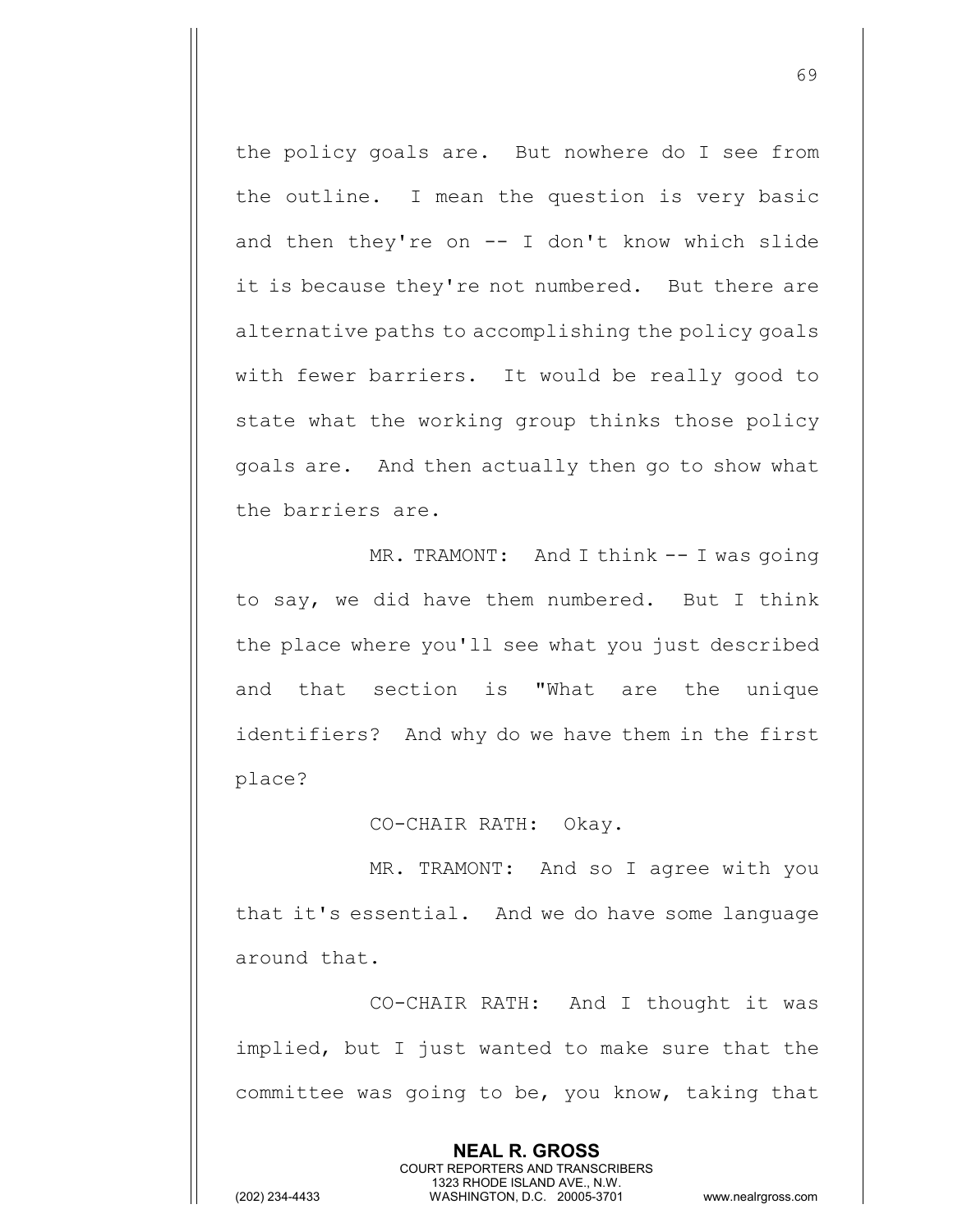the policy goals are. But nowhere do I see from the outline. I mean the question is very basic and then they're on -- I don't know which slide it is because they're not numbered. But there are alternative paths to accomplishing the policy goals with fewer barriers. It would be really good to state what the working group thinks those policy goals are. And then actually then go to show what the barriers are.

MR. TRAMONT: And I think -- I was going to say, we did have them numbered. But I think the place where you'll see what you just described and that section is "What are the unique identifiers? And why do we have them in the first place?

CO-CHAIR RATH: Okay.

MR. TRAMONT: And so I agree with you that it's essential. And we do have some language around that.

CO-CHAIR RATH: And I thought it was implied, but I just wanted to make sure that the committee was going to be, you know, taking that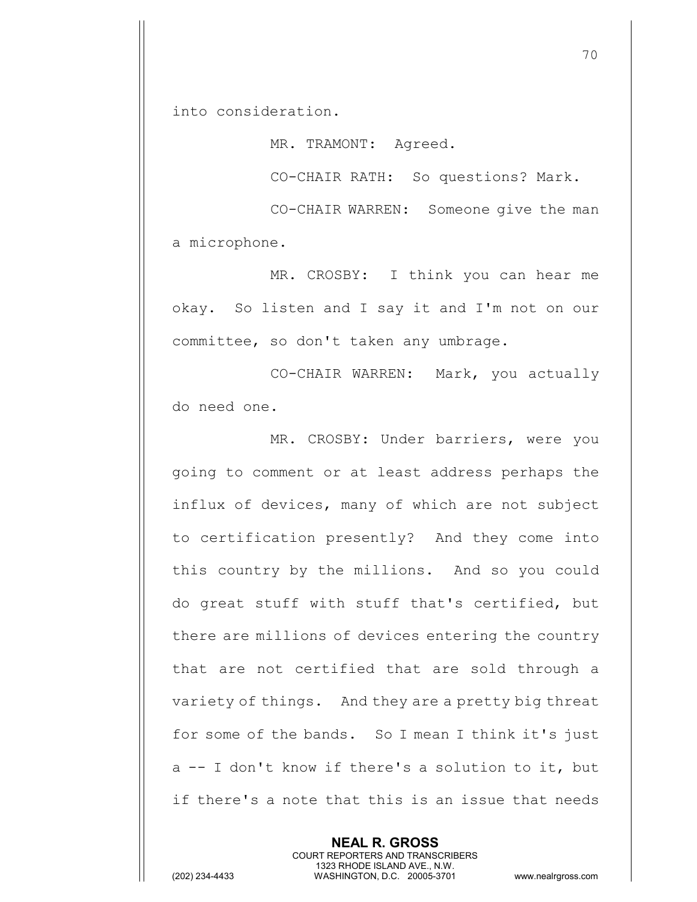into consideration.

MR. TRAMONT: Agreed.

CO-CHAIR RATH: So questions? Mark.

CO-CHAIR WARREN: Someone give the man a microphone.

MR. CROSBY: I think you can hear me okay. So listen and I say it and I'm not on our committee, so don't taken any umbrage.

CO-CHAIR WARREN: Mark, you actually do need one.

MR. CROSBY: Under barriers, were you going to comment or at least address perhaps the influx of devices, many of which are not subject to certification presently? And they come into this country by the millions. And so you could do great stuff with stuff that's certified, but there are millions of devices entering the country that are not certified that are sold through a variety of things. And they are a pretty big threat for some of the bands. So I mean I think it's just a -- I don't know if there's a solution to it, but if there's a note that this is an issue that needs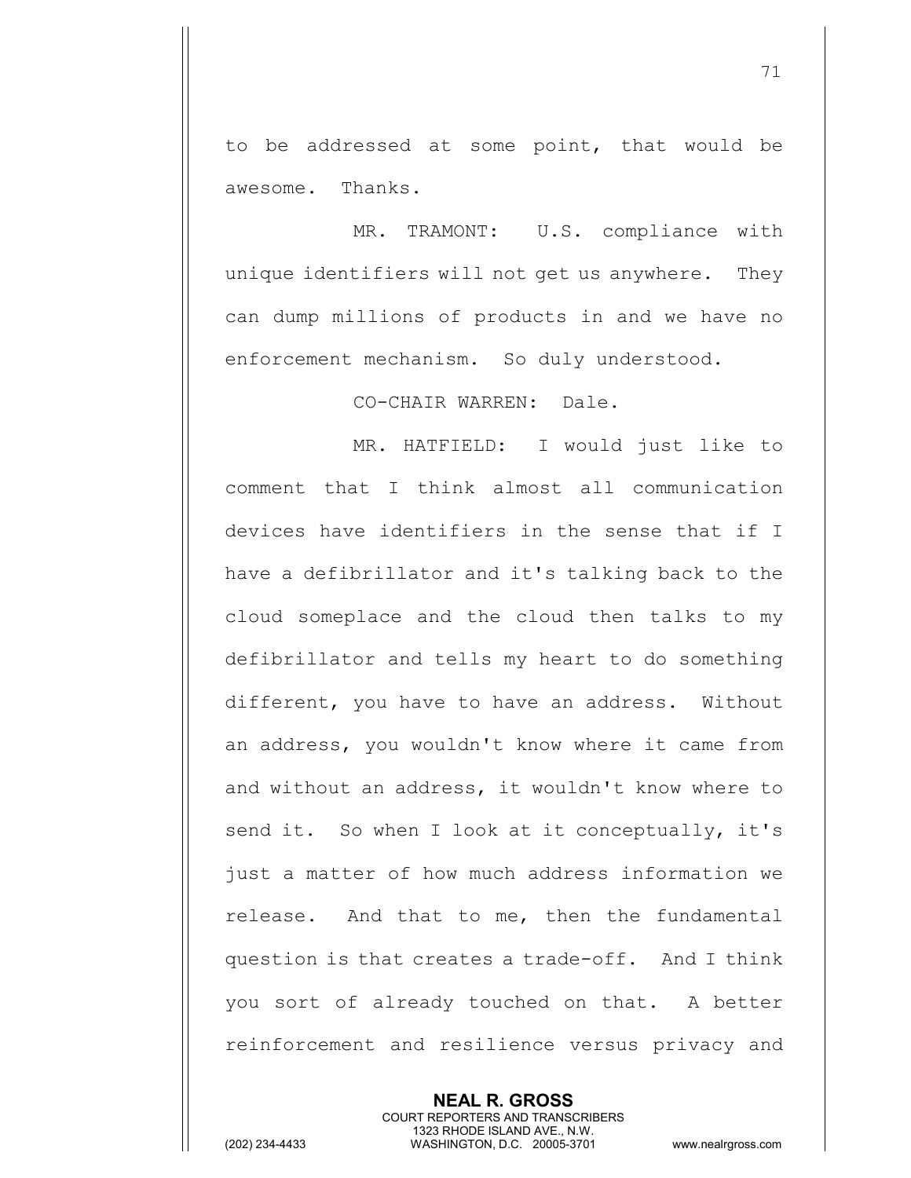to be addressed at some point, that would be awesome. Thanks.

MR. TRAMONT: U.S. compliance with unique identifiers will not get us anywhere. They can dump millions of products in and we have no enforcement mechanism. So duly understood.

CO-CHAIR WARREN: Dale.

MR. HATFIELD: I would just like to comment that I think almost all communication devices have identifiers in the sense that if I have a defibrillator and it's talking back to the cloud someplace and the cloud then talks to my defibrillator and tells my heart to do something different, you have to have an address. Without an address, you wouldn't know where it came from and without an address, it wouldn't know where to send it. So when I look at it conceptually, it's just a matter of how much address information we release. And that to me, then the fundamental question is that creates a trade-off. And I think you sort of already touched on that. A better reinforcement and resilience versus privacy and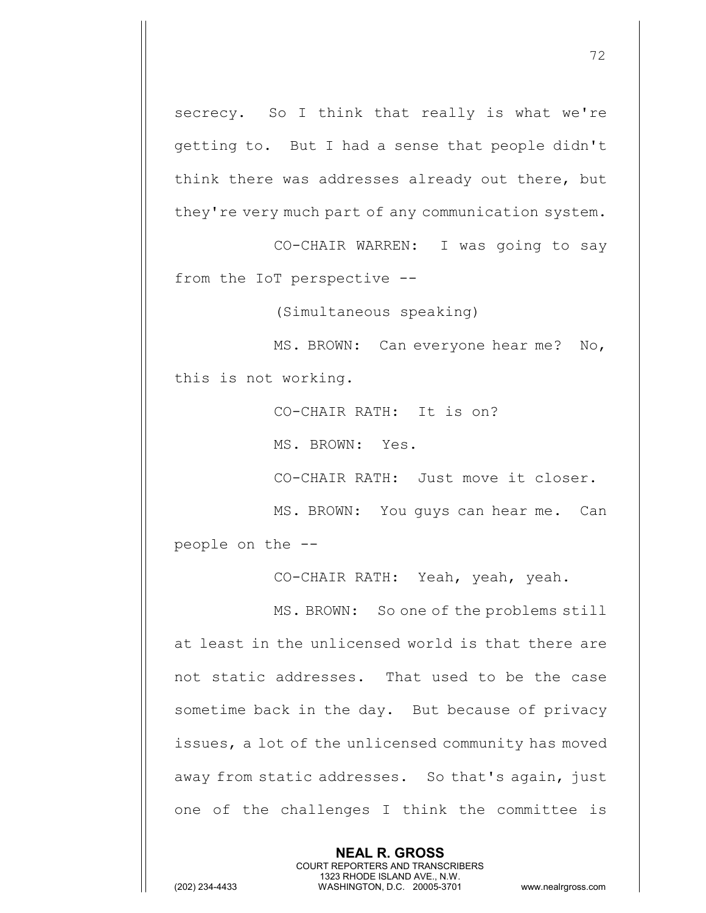secrecy. So I think that really is what we're getting to. But I had a sense that people didn't think there was addresses already out there, but they're very much part of any communication system.

CO-CHAIR WARREN: I was going to say from the IoT perspective --

(Simultaneous speaking)

MS. BROWN: Can everyone hear me? No, this is not working.

CO-CHAIR RATH: It is on?

MS. BROWN: Yes.

CO-CHAIR RATH: Just move it closer.

MS. BROWN: You guys can hear me. Can people on the --

CO-CHAIR RATH: Yeah, yeah, yeah.

MS. BROWN: So one of the problems still at least in the unlicensed world is that there are not static addresses. That used to be the case sometime back in the day. But because of privacy issues, a lot of the unlicensed community has moved away from static addresses. So that's again, just one of the challenges I think the committee is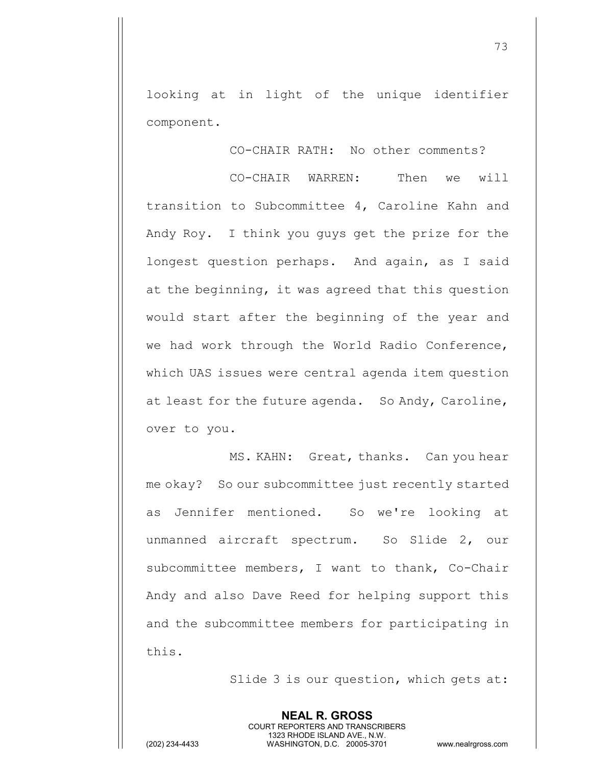looking at in light of the unique identifier component.

CO-CHAIR RATH: No other comments?

CO-CHAIR WARREN: Then we will transition to Subcommittee 4, Caroline Kahn and Andy Roy. I think you guys get the prize for the longest question perhaps. And again, as I said at the beginning, it was agreed that this question would start after the beginning of the year and we had work through the World Radio Conference, which UAS issues were central agenda item question at least for the future agenda. So Andy, Caroline, over to you.

MS. KAHN: Great, thanks. Can you hear me okay? So our subcommittee just recently started as Jennifer mentioned. So we're looking at unmanned aircraft spectrum. So Slide 2, our subcommittee members, I want to thank, Co-Chair Andy and also Dave Reed for helping support this and the subcommittee members for participating in this.

Slide 3 is our question, which gets at: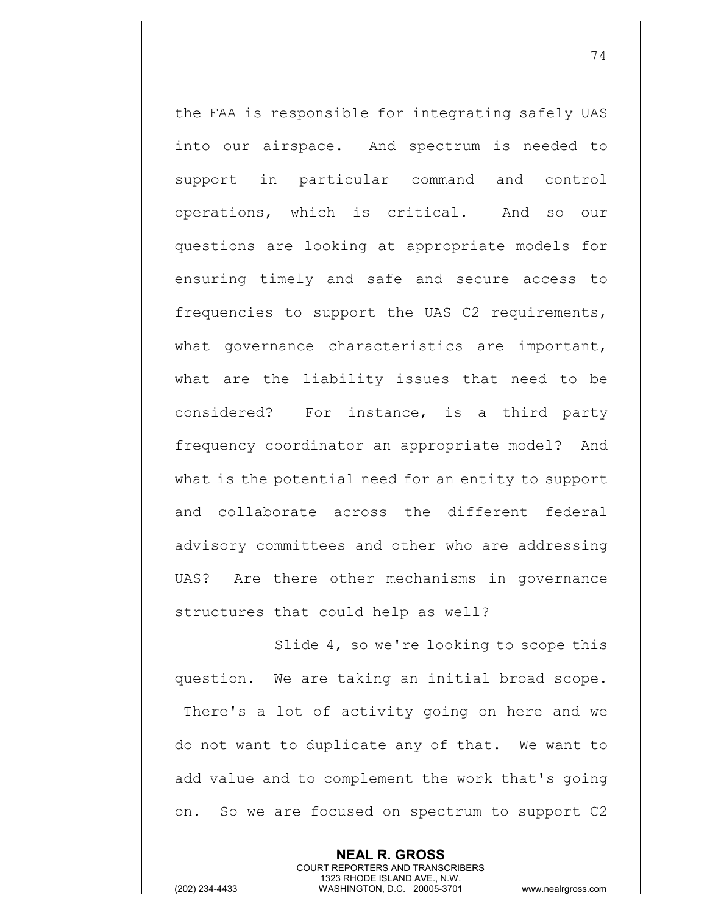the FAA is responsible for integrating safely UAS into our airspace. And spectrum is needed to support in particular command and control operations, which is critical. And so our questions are looking at appropriate models for ensuring timely and safe and secure access to frequencies to support the UAS C2 requirements, what governance characteristics are important, what are the liability issues that need to be considered? For instance, is a third party frequency coordinator an appropriate model? And what is the potential need for an entity to support and collaborate across the different federal advisory committees and other who are addressing UAS? Are there other mechanisms in governance structures that could help as well?

Slide 4, so we're looking to scope this question. We are taking an initial broad scope. There's a lot of activity going on here and we do not want to duplicate any of that. We want to add value and to complement the work that's going on. So we are focused on spectrum to support C2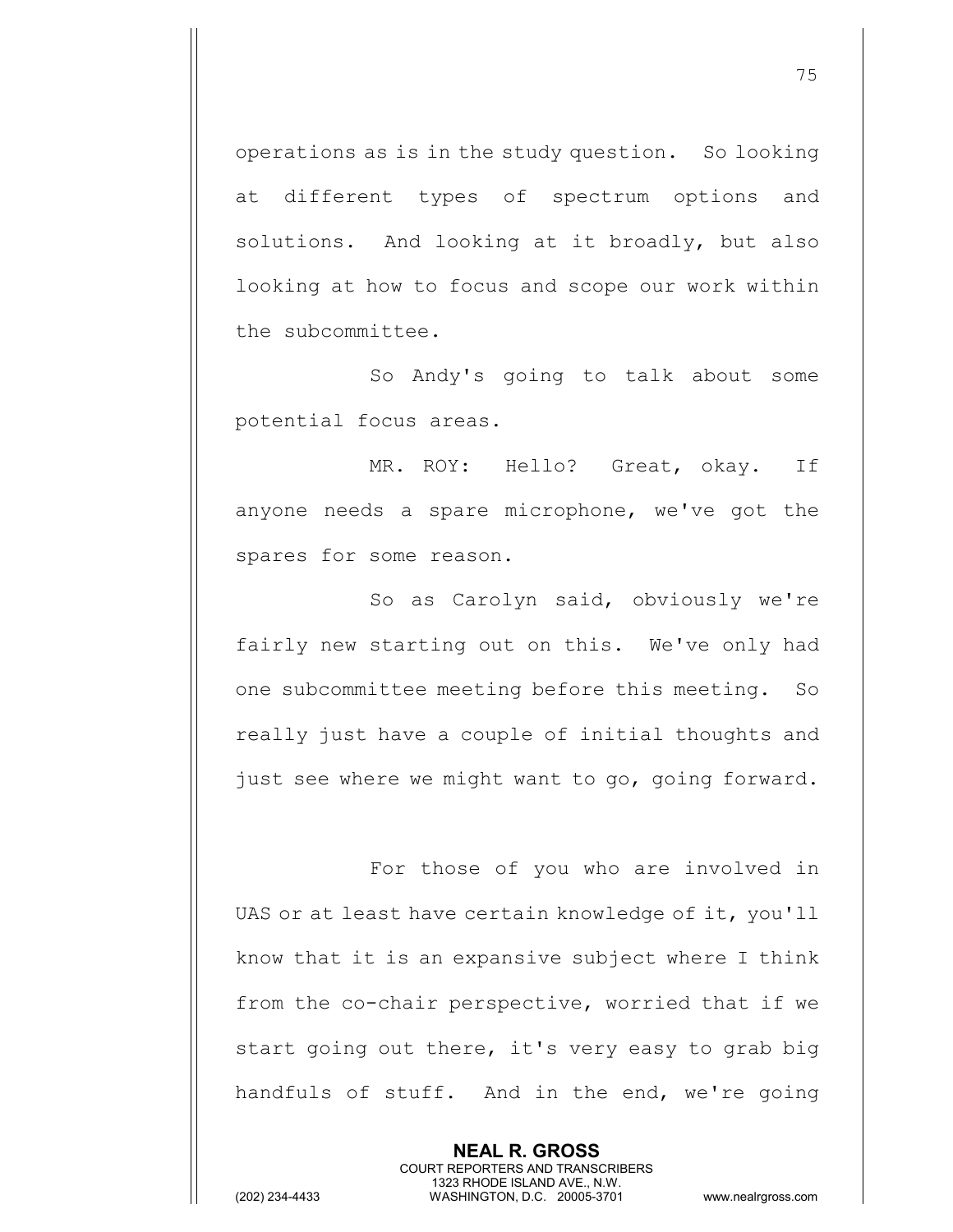operations as is in the study question. So looking at different types of spectrum options and solutions. And looking at it broadly, but also looking at how to focus and scope our work within the subcommittee.

So Andy's going to talk about some potential focus areas.

MR. ROY: Hello? Great, okay. If anyone needs a spare microphone, we've got the spares for some reason.

So as Carolyn said, obviously we're fairly new starting out on this. We've only had one subcommittee meeting before this meeting. So really just have a couple of initial thoughts and just see where we might want to go, going forward.

For those of you who are involved in UAS or at least have certain knowledge of it, you'll know that it is an expansive subject where I think from the co-chair perspective, worried that if we start going out there, it's very easy to grab big handfuls of stuff. And in the end, we're going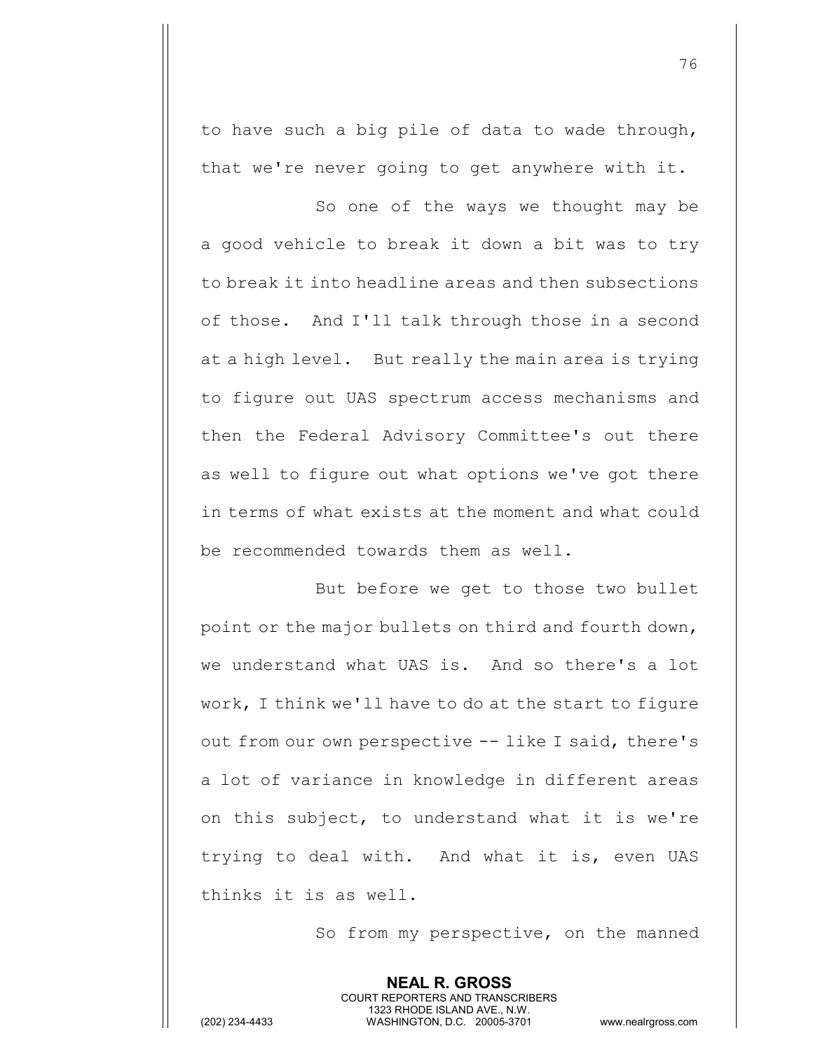to have such a big pile of data to wade through, that we're never going to get anywhere with it.

So one of the ways we thought may be a good vehicle to break it down a bit was to try to break it into headline areas and then subsections of those. And I'll talk through those in a second at a high level. But really the main area is trying to figure out UAS spectrum access mechanisms and then the Federal Advisory Committee's out there as well to figure out what options we've got there in terms of what exists at the moment and what could be recommended towards them as well.

But before we get to those two bullet point or the major bullets on third and fourth down, we understand what UAS is. And so there's a lot work, I think we'll have to do at the start to figure out from our own perspective -- like I said, there's a lot of variance in knowledge in different areas on this subject, to understand what it is we're trying to deal with. And what it is, even UAS thinks it is as well.

So from my perspective, on the manned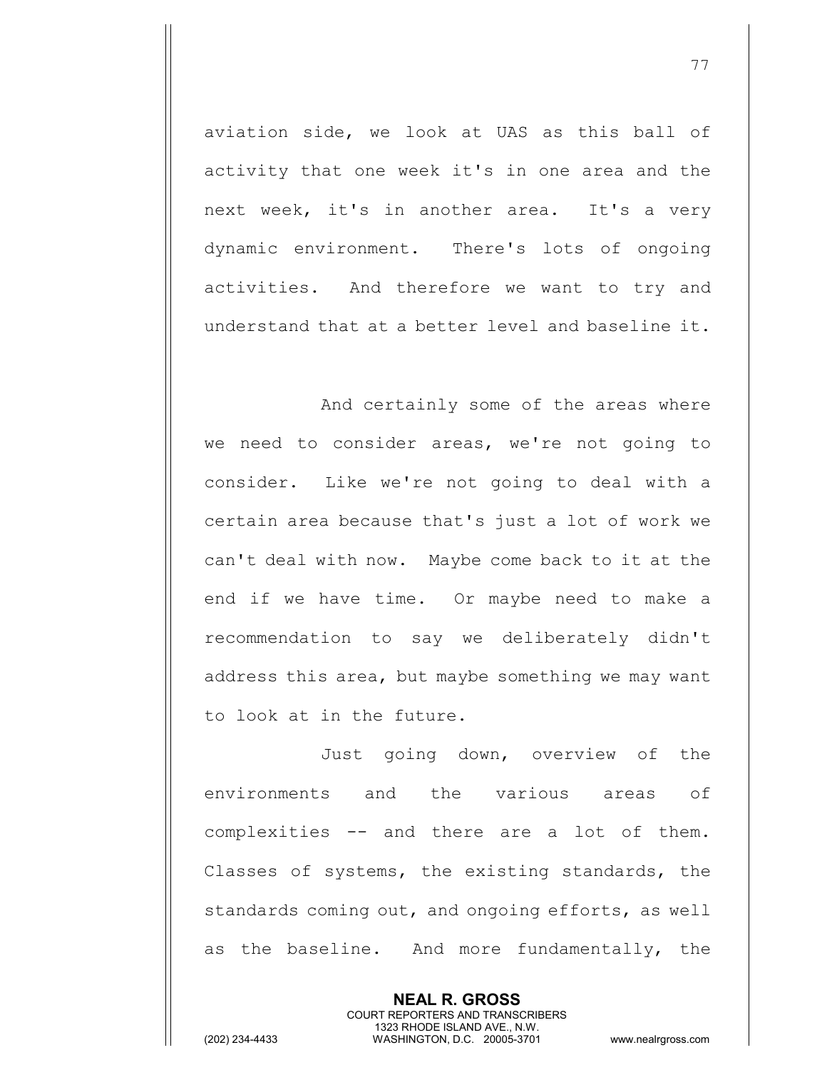aviation side, we look at UAS as this ball of activity that one week it's in one area and the next week, it's in another area. It's a very dynamic environment. There's lots of ongoing activities. And therefore we want to try and understand that at a better level and baseline it.

And certainly some of the areas where we need to consider areas, we're not going to consider. Like we're not going to deal with a certain area because that's just a lot of work we can't deal with now. Maybe come back to it at the end if we have time. Or maybe need to make a recommendation to say we deliberately didn't address this area, but maybe something we may want to look at in the future.

Just going down, overview of the environments and the various areas of complexities -- and there are a lot of them. Classes of systems, the existing standards, the standards coming out, and ongoing efforts, as well as the baseline. And more fundamentally, the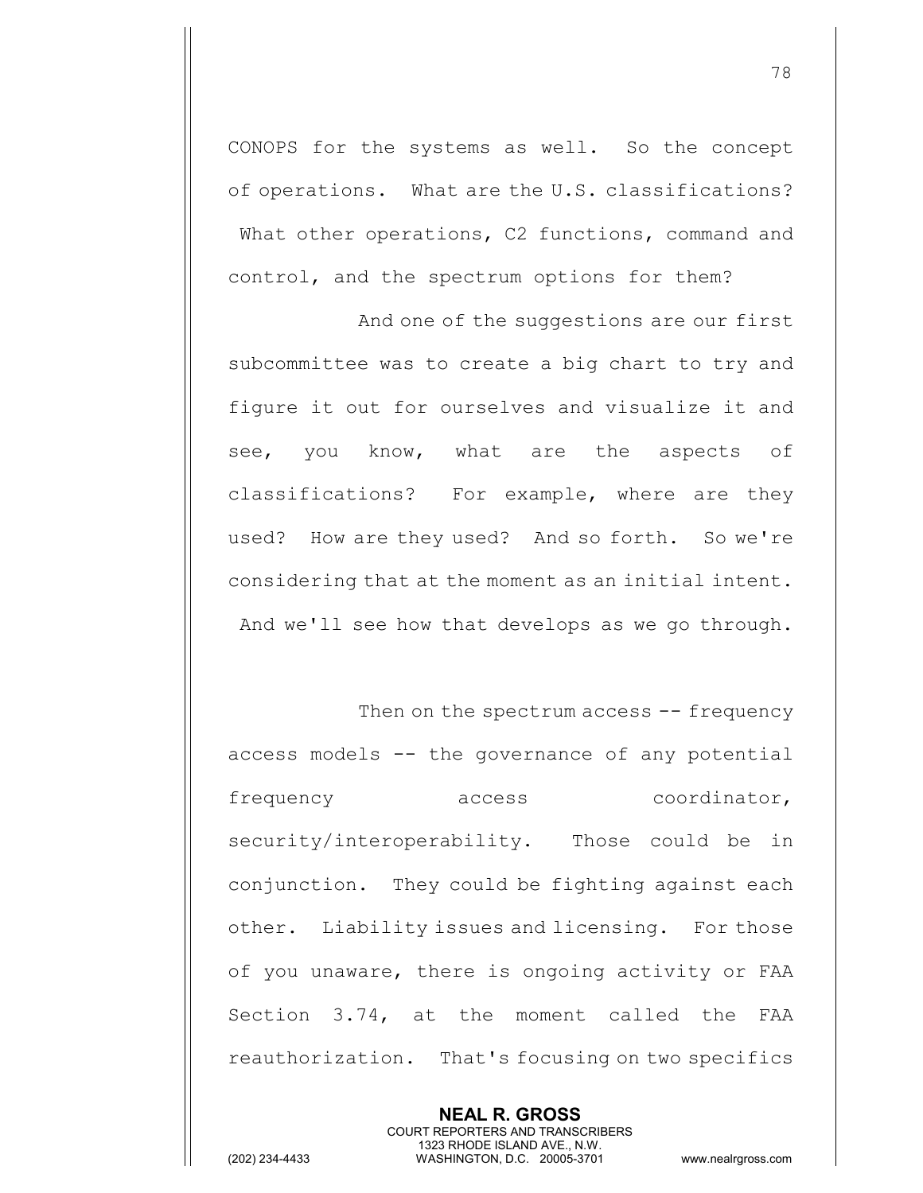CONOPS for the systems as well. So the concept of operations. What are the U.S. classifications? What other operations, C2 functions, command and control, and the spectrum options for them?

And one of the suggestions are our first subcommittee was to create a big chart to try and figure it out for ourselves and visualize it and see, you know, what are the aspects of classifications? For example, where are they used? How are they used? And so forth. So we're considering that at the moment as an initial intent. And we'll see how that develops as we go through.

Then on the spectrum access -- frequency access models -- the governance of any potential frequency access coordinator, security/interoperability. Those could be in conjunction. They could be fighting against each other. Liability issues and licensing. For those of you unaware, there is ongoing activity or FAA Section 3.74, at the moment called the FAA reauthorization. That's focusing on two specifics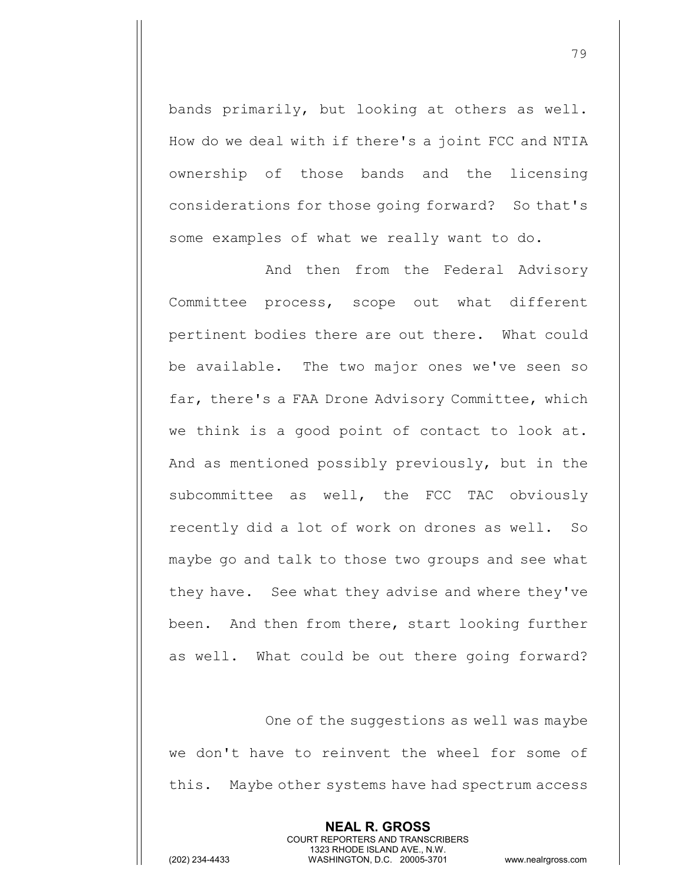bands primarily, but looking at others as well. How do we deal with if there's a joint FCC and NTIA ownership of those bands and the licensing considerations for those going forward? So that's some examples of what we really want to do.

And then from the Federal Advisory Committee process, scope out what different pertinent bodies there are out there. What could be available. The two major ones we've seen so far, there's a FAA Drone Advisory Committee, which we think is a good point of contact to look at. And as mentioned possibly previously, but in the subcommittee as well, the FCC TAC obviously recently did a lot of work on drones as well. So maybe go and talk to those two groups and see what they have. See what they advise and where they've been. And then from there, start looking further as well. What could be out there going forward?

One of the suggestions as well was maybe we don't have to reinvent the wheel for some of this. Maybe other systems have had spectrum access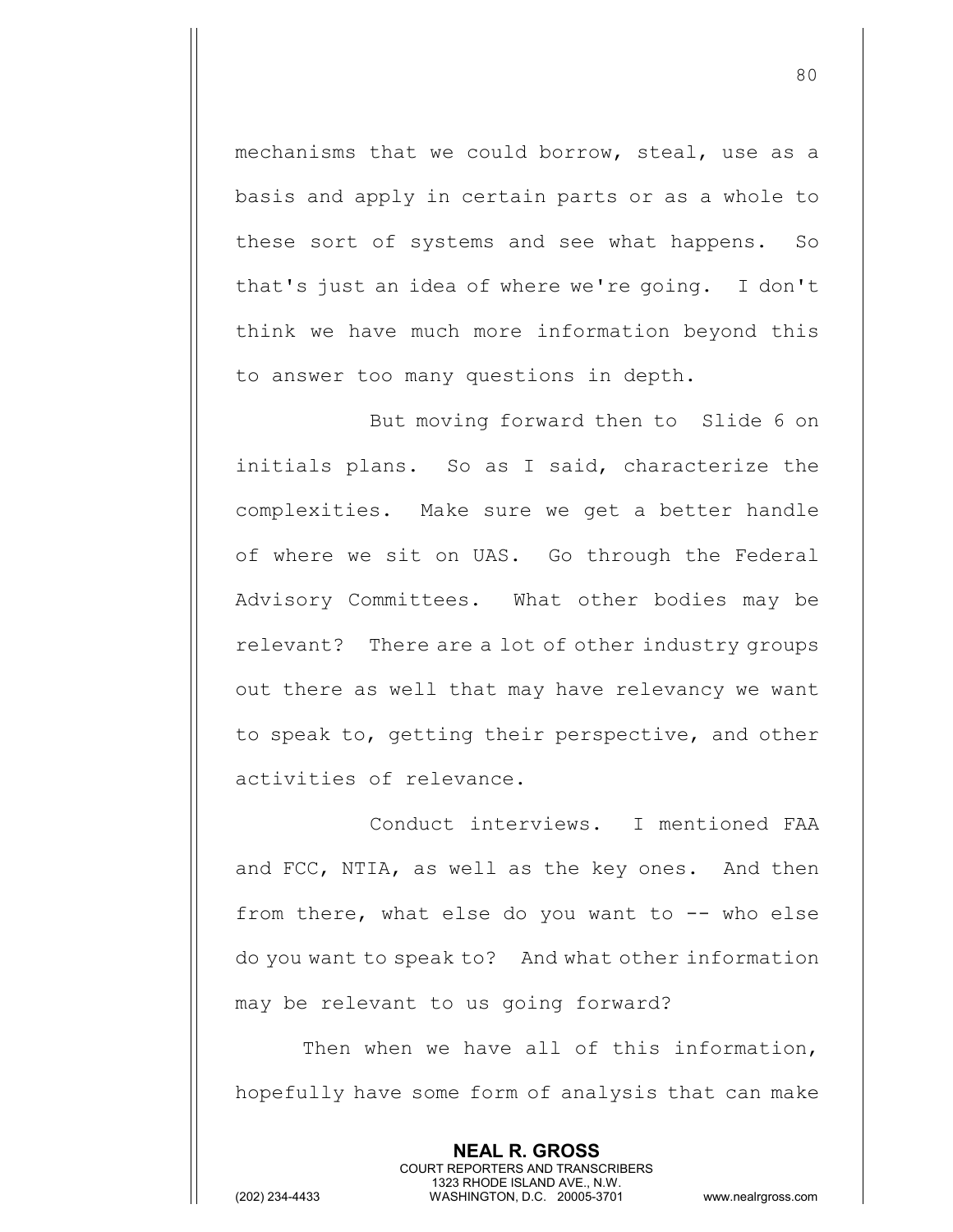mechanisms that we could borrow, steal, use as a basis and apply in certain parts or as a whole to these sort of systems and see what happens. So that's just an idea of where we're going. I don't think we have much more information beyond this to answer too many questions in depth.

But moving forward then to Slide 6 on initials plans. So as I said, characterize the complexities. Make sure we get a better handle of where we sit on UAS. Go through the Federal Advisory Committees. What other bodies may be relevant? There are a lot of other industry groups out there as well that may have relevancy we want to speak to, getting their perspective, and other activities of relevance.

Conduct interviews. I mentioned FAA and FCC, NTIA, as well as the key ones. And then from there, what else do you want to -- who else do you want to speak to? And what other information may be relevant to us going forward?

Then when we have all of this information, hopefully have some form of analysis that can make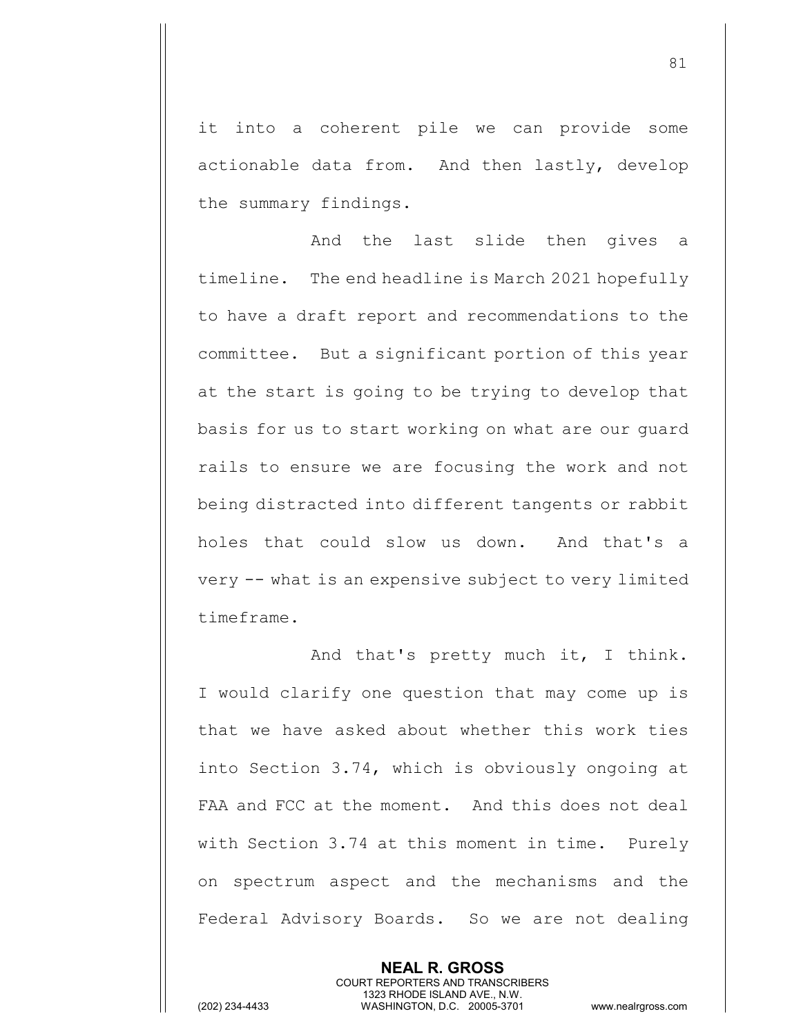it into a coherent pile we can provide some actionable data from. And then lastly, develop the summary findings.

And the last slide then gives a timeline. The end headline is March 2021 hopefully to have a draft report and recommendations to the committee. But a significant portion of this year at the start is going to be trying to develop that basis for us to start working on what are our guard rails to ensure we are focusing the work and not being distracted into different tangents or rabbit holes that could slow us down. And that's a very -- what is an expensive subject to very limited timeframe.

And that's pretty much it, I think. I would clarify one question that may come up is that we have asked about whether this work ties into Section 3.74, which is obviously ongoing at FAA and FCC at the moment. And this does not deal with Section 3.74 at this moment in time. Purely on spectrum aspect and the mechanisms and the Federal Advisory Boards. So we are not dealing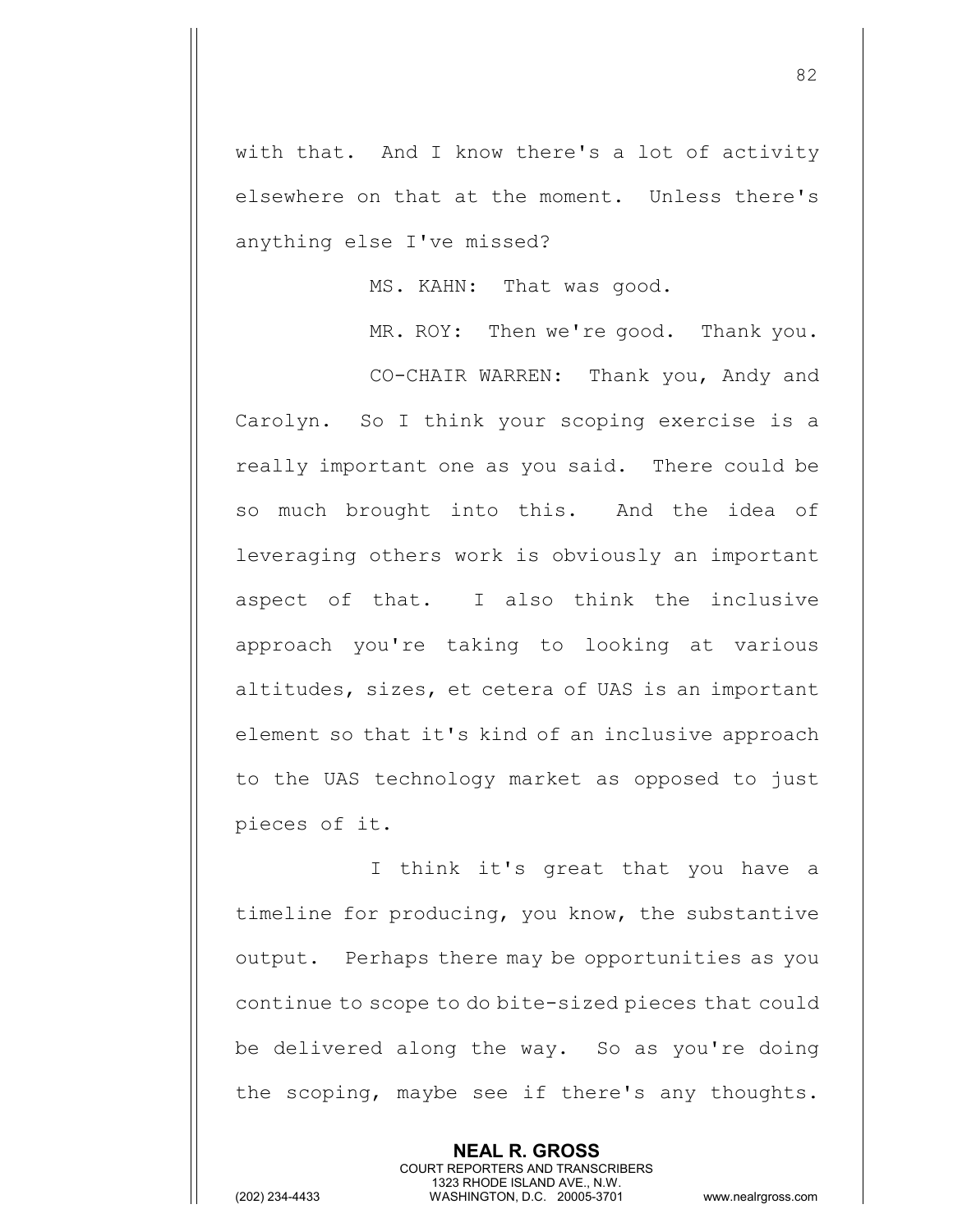with that. And I know there's a lot of activity elsewhere on that at the moment. Unless there's anything else I've missed?

MS. KAHN: That was good.

MR. ROY: Then we're good. Thank you.

CO-CHAIR WARREN: Thank you, Andy and Carolyn. So I think your scoping exercise is a really important one as you said. There could be so much brought into this. And the idea of leveraging others work is obviously an important aspect of that. I also think the inclusive approach you're taking to looking at various altitudes, sizes, et cetera of UAS is an important element so that it's kind of an inclusive approach to the UAS technology market as opposed to just pieces of it.

I think it's great that you have a timeline for producing, you know, the substantive output. Perhaps there may be opportunities as you continue to scope to do bite-sized pieces that could be delivered along the way. So as you're doing the scoping, maybe see if there's any thoughts.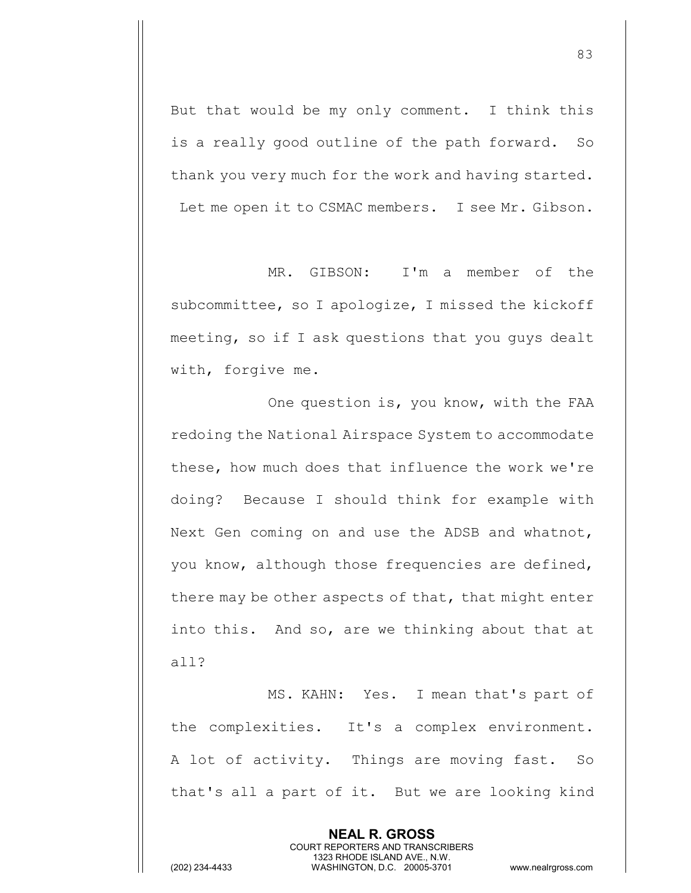But that would be my only comment. I think this is a really good outline of the path forward. So thank you very much for the work and having started. Let me open it to CSMAC members. I see Mr. Gibson.

MR. GIBSON: I'm a member of the subcommittee, so I apologize, I missed the kickoff meeting, so if I ask questions that you guys dealt with, forgive me.

One question is, you know, with the FAA redoing the National Airspace System to accommodate these, how much does that influence the work we're doing? Because I should think for example with Next Gen coming on and use the ADSB and whatnot, you know, although those frequencies are defined, there may be other aspects of that, that might enter into this. And so, are we thinking about that at all?

MS. KAHN: Yes. I mean that's part of the complexities. It's a complex environment. A lot of activity. Things are moving fast. So that's all a part of it. But we are looking kind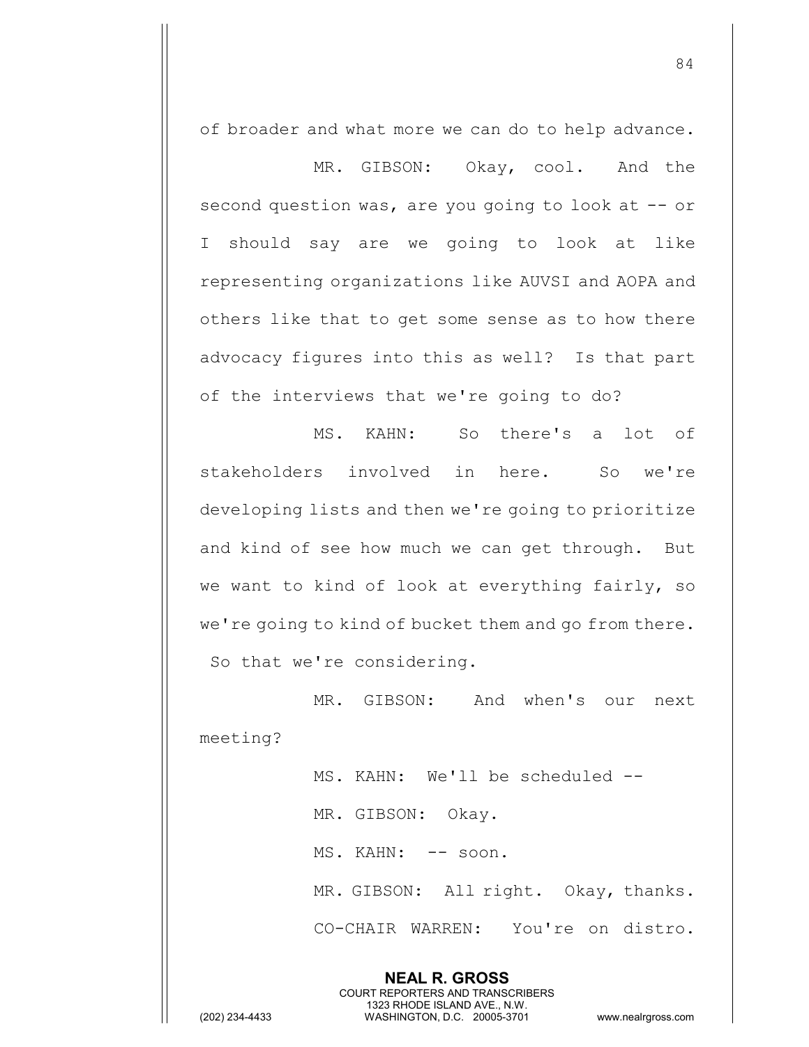of broader and what more we can do to help advance.

MR. GIBSON: Okay, cool. And the second question was, are you going to look at -- or I should say are we going to look at like representing organizations like AUVSI and AOPA and others like that to get some sense as to how there advocacy figures into this as well? Is that part of the interviews that we're going to do?

MS. KAHN: So there's a lot of stakeholders involved in here. So we're developing lists and then we're going to prioritize and kind of see how much we can get through. But we want to kind of look at everything fairly, so we're going to kind of bucket them and go from there. So that we're considering.

MR. GIBSON: And when's our next meeting?

MS. KAHN: We'll be scheduled --

MR. GIBSON: Okay.

MS. KAHN: -- soon.

MR. GIBSON: All right. Okay, thanks.

CO-CHAIR WARREN: You're on distro.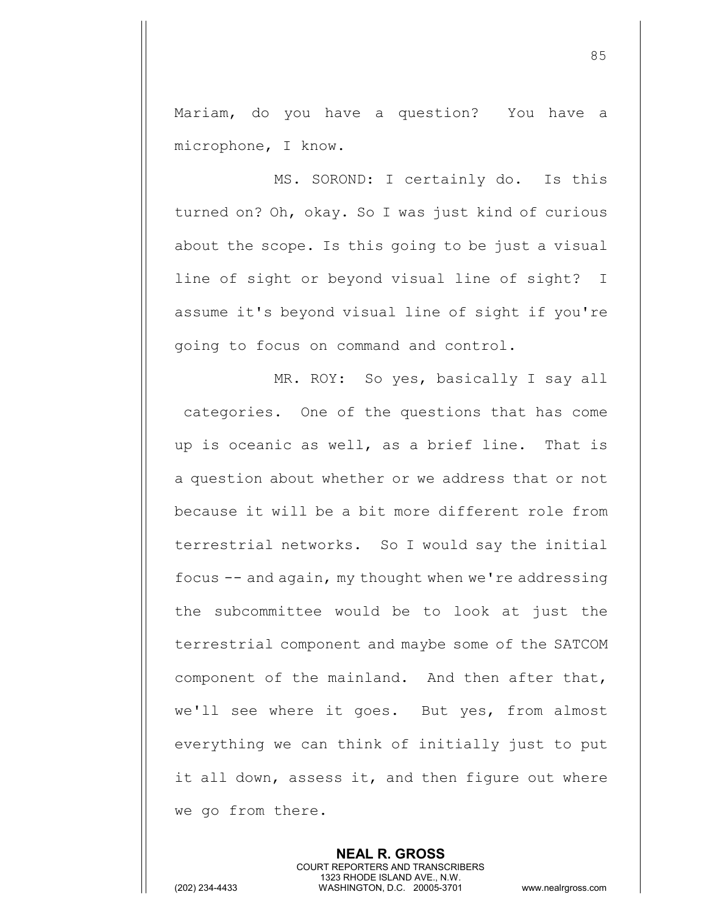Mariam, do you have a question? You have a microphone, I know.

MS. SOROND: I certainly do. Is this turned on? Oh, okay. So I was just kind of curious about the scope. Is this going to be just a visual line of sight or beyond visual line of sight? I assume it's beyond visual line of sight if you're going to focus on command and control.

MR. ROY: So yes, basically I say all categories. One of the questions that has come up is oceanic as well, as a brief line. That is a question about whether or we address that or not because it will be a bit more different role from terrestrial networks. So I would say the initial focus -- and again, my thought when we're addressing the subcommittee would be to look at just the terrestrial component and maybe some of the SATCOM component of the mainland. And then after that, we'll see where it goes. But yes, from almost everything we can think of initially just to put it all down, assess it, and then figure out where we go from there.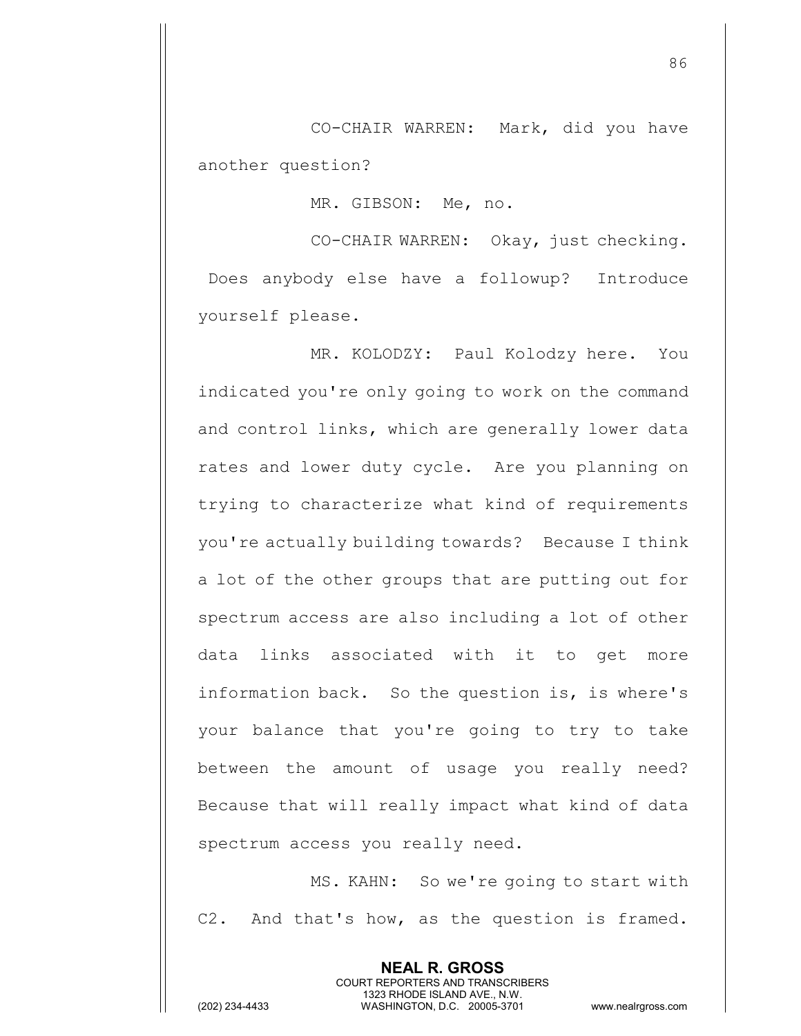CO-CHAIR WARREN: Mark, did you have another question?

MR. GIBSON: Me, no.

CO-CHAIR WARREN: Okay, just checking. Does anybody else have a followup? Introduce yourself please.

MR. KOLODZY: Paul Kolodzy here. You indicated you're only going to work on the command and control links, which are generally lower data rates and lower duty cycle. Are you planning on trying to characterize what kind of requirements you're actually building towards? Because I think a lot of the other groups that are putting out for spectrum access are also including a lot of other data links associated with it to get more information back. So the question is, is where's your balance that you're going to try to take between the amount of usage you really need? Because that will really impact what kind of data spectrum access you really need.

MS. KAHN: So we're going to start with C2. And that's how, as the question is framed.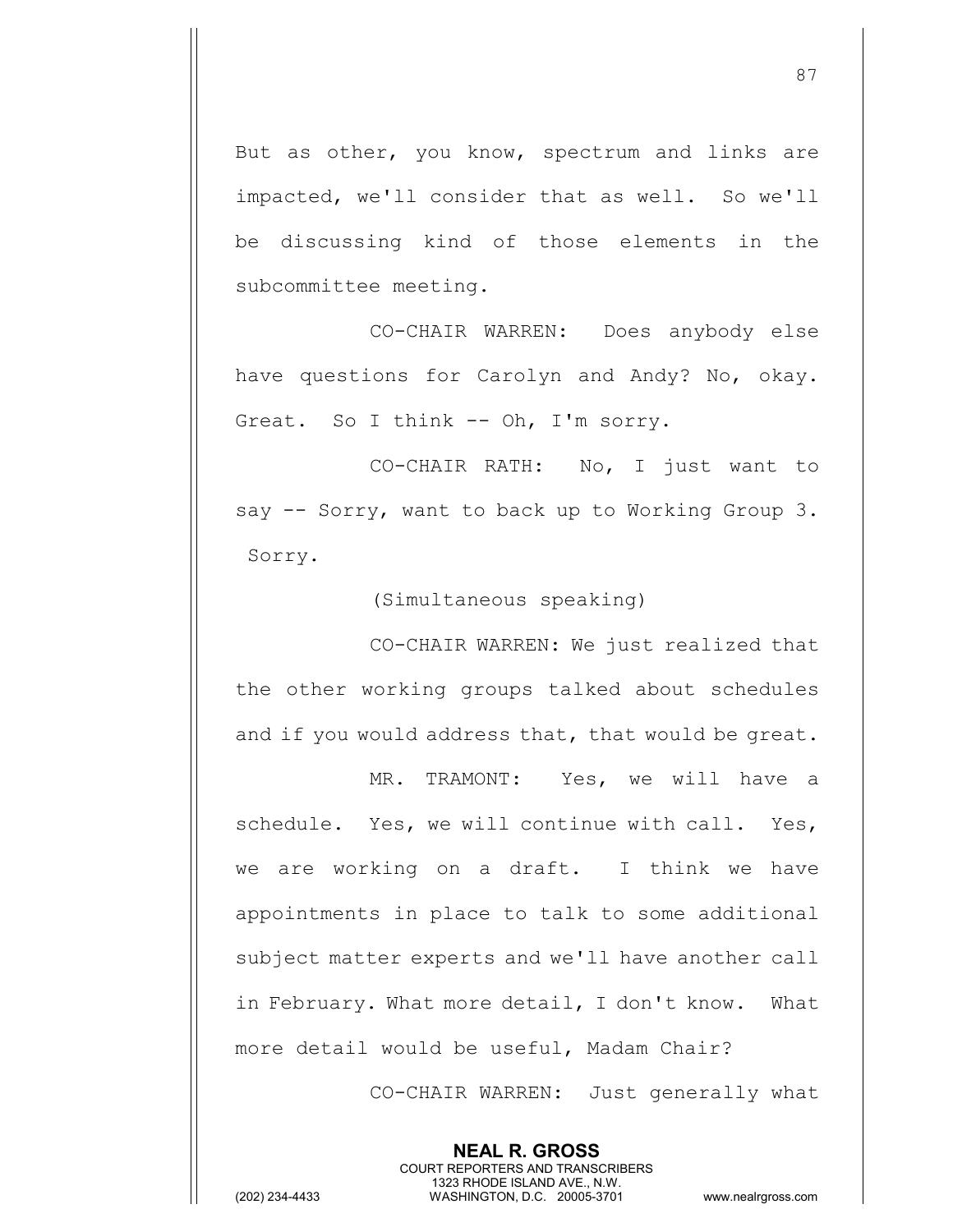But as other, you know, spectrum and links are impacted, we'll consider that as well. So we'll be discussing kind of those elements in the subcommittee meeting.

CO-CHAIR WARREN: Does anybody else have questions for Carolyn and Andy? No, okay. Great. So I think -- Oh, I'm sorry.

CO-CHAIR RATH: No, I just want to say -- Sorry, want to back up to Working Group 3. Sorry.

(Simultaneous speaking)

CO-CHAIR WARREN: We just realized that the other working groups talked about schedules and if you would address that, that would be great.

MR. TRAMONT: Yes, we will have a schedule. Yes, we will continue with call. Yes, we are working on a draft. I think we have appointments in place to talk to some additional subject matter experts and we'll have another call in February. What more detail, I don't know. What more detail would be useful, Madam Chair?

CO-CHAIR WARREN: Just generally what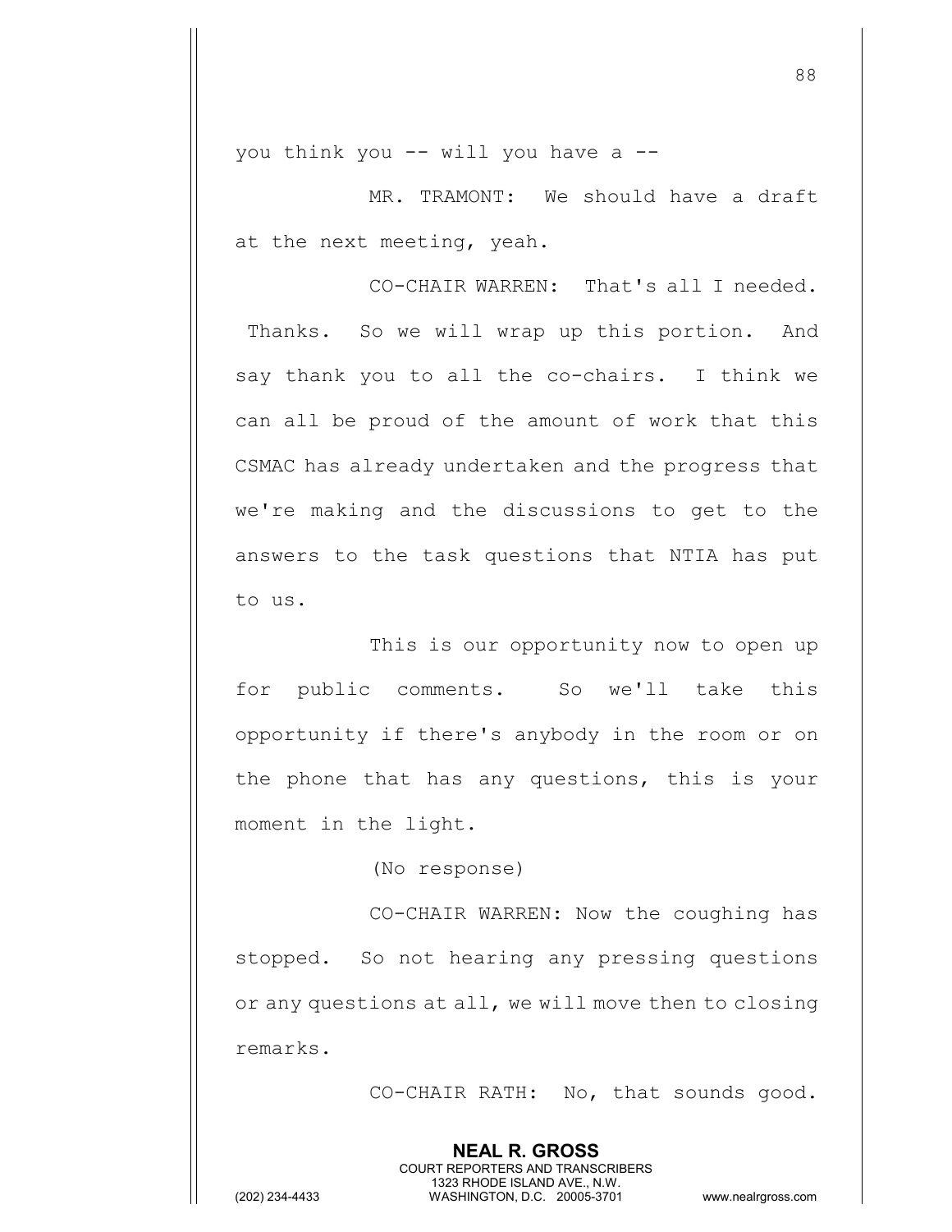you think you -- will you have a --

MR. TRAMONT: We should have a draft at the next meeting, yeah.

CO-CHAIR WARREN: That's all I needed. Thanks. So we will wrap up this portion. And say thank you to all the co-chairs. I think we can all be proud of the amount of work that this CSMAC has already undertaken and the progress that we're making and the discussions to get to the answers to the task questions that NTIA has put to us.

This is our opportunity now to open up for public comments. So we'll take this opportunity if there's anybody in the room or on the phone that has any questions, this is your moment in the light.

(No response)

CO-CHAIR WARREN: Now the coughing has stopped. So not hearing any pressing questions or any questions at all, we will move then to closing remarks.

CO-CHAIR RATH: No, that sounds good.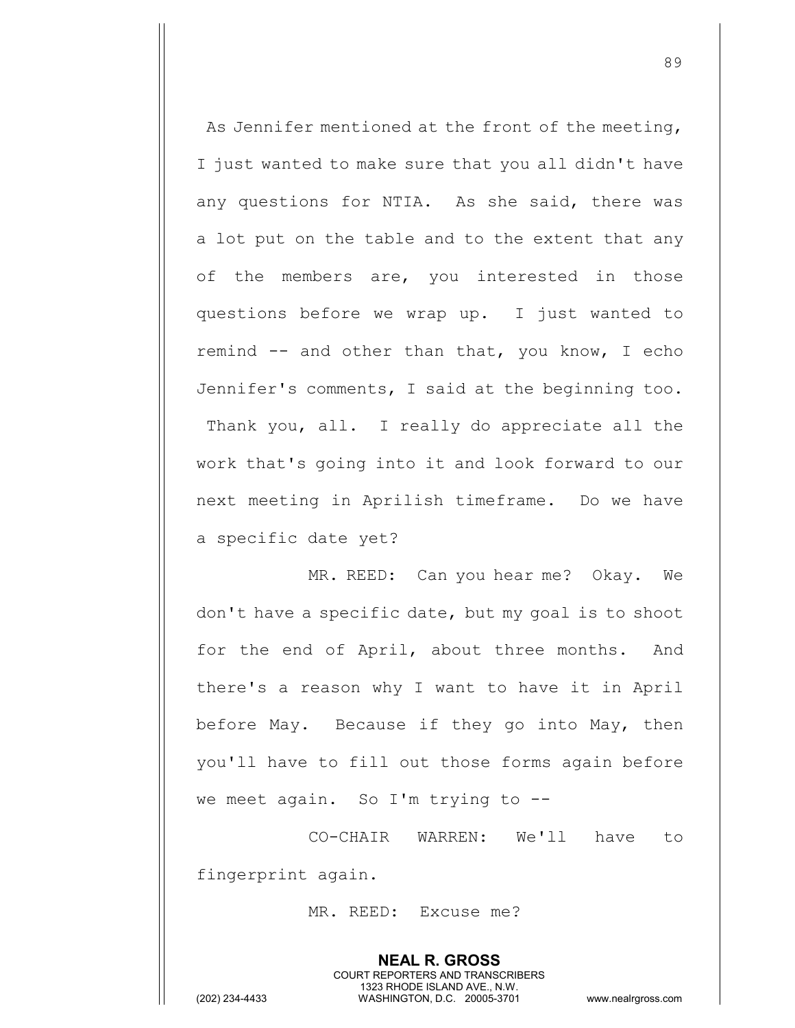As Jennifer mentioned at the front of the meeting, I just wanted to make sure that you all didn't have any questions for NTIA. As she said, there was a lot put on the table and to the extent that any of the members are, you interested in those questions before we wrap up. I just wanted to remind -- and other than that, you know, I echo Jennifer's comments, I said at the beginning too. Thank you, all. I really do appreciate all the work that's going into it and look forward to our next meeting in Aprilish timeframe. Do we have a specific date yet?

MR. REED: Can you hear me? Okay. We don't have a specific date, but my goal is to shoot for the end of April, about three months. And there's a reason why I want to have it in April before May. Because if they go into May, then you'll have to fill out those forms again before we meet again. So I'm trying to --

CO-CHAIR WARREN: We'll have to fingerprint again.

MR. REED: Excuse me?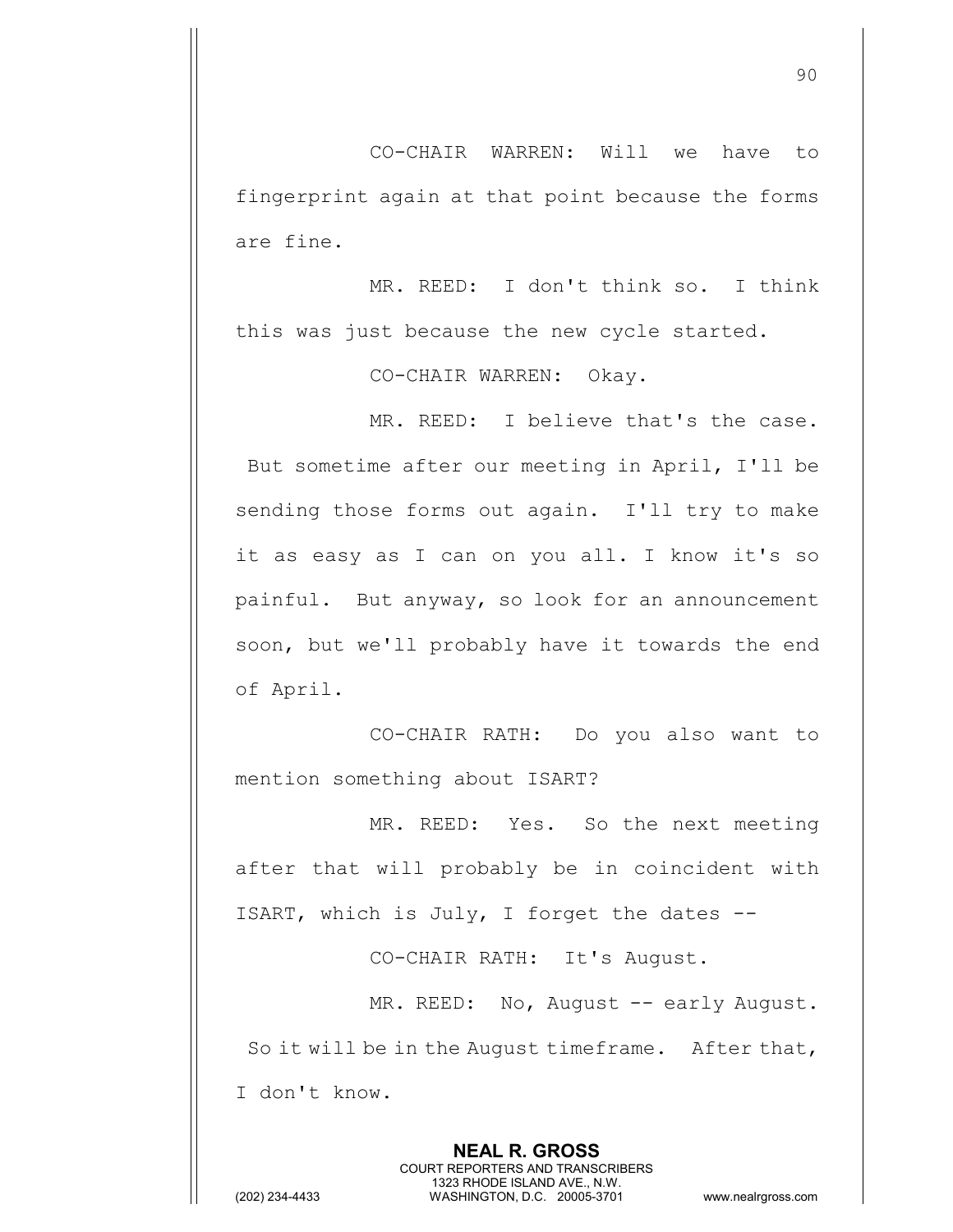CO-CHAIR WARREN: Will we have to fingerprint again at that point because the forms are fine.

MR. REED: I don't think so. I think this was just because the new cycle started.

CO-CHAIR WARREN: Okay.

MR. REED: I believe that's the case. But sometime after our meeting in April, I'll be sending those forms out again. I'll try to make it as easy as I can on you all. I know it's so painful. But anyway, so look for an announcement soon, but we'll probably have it towards the end of April.

CO-CHAIR RATH: Do you also want to mention something about ISART?

MR. REED: Yes. So the next meeting after that will probably be in coincident with ISART, which is July, I forget the dates --

CO-CHAIR RATH: It's August.

MR. REED: No, August -- early August. So it will be in the August timeframe. After that, I don't know.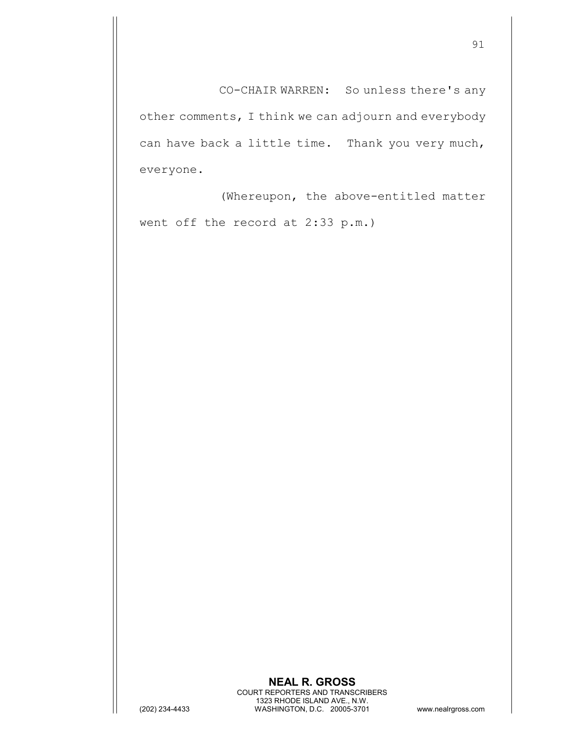CO-CHAIR WARREN: So unless there's any other comments, I think we can adjourn and everybody can have back a little time. Thank you very much, everyone.

(Whereupon, the above-entitled matter went off the record at 2:33 p.m.)